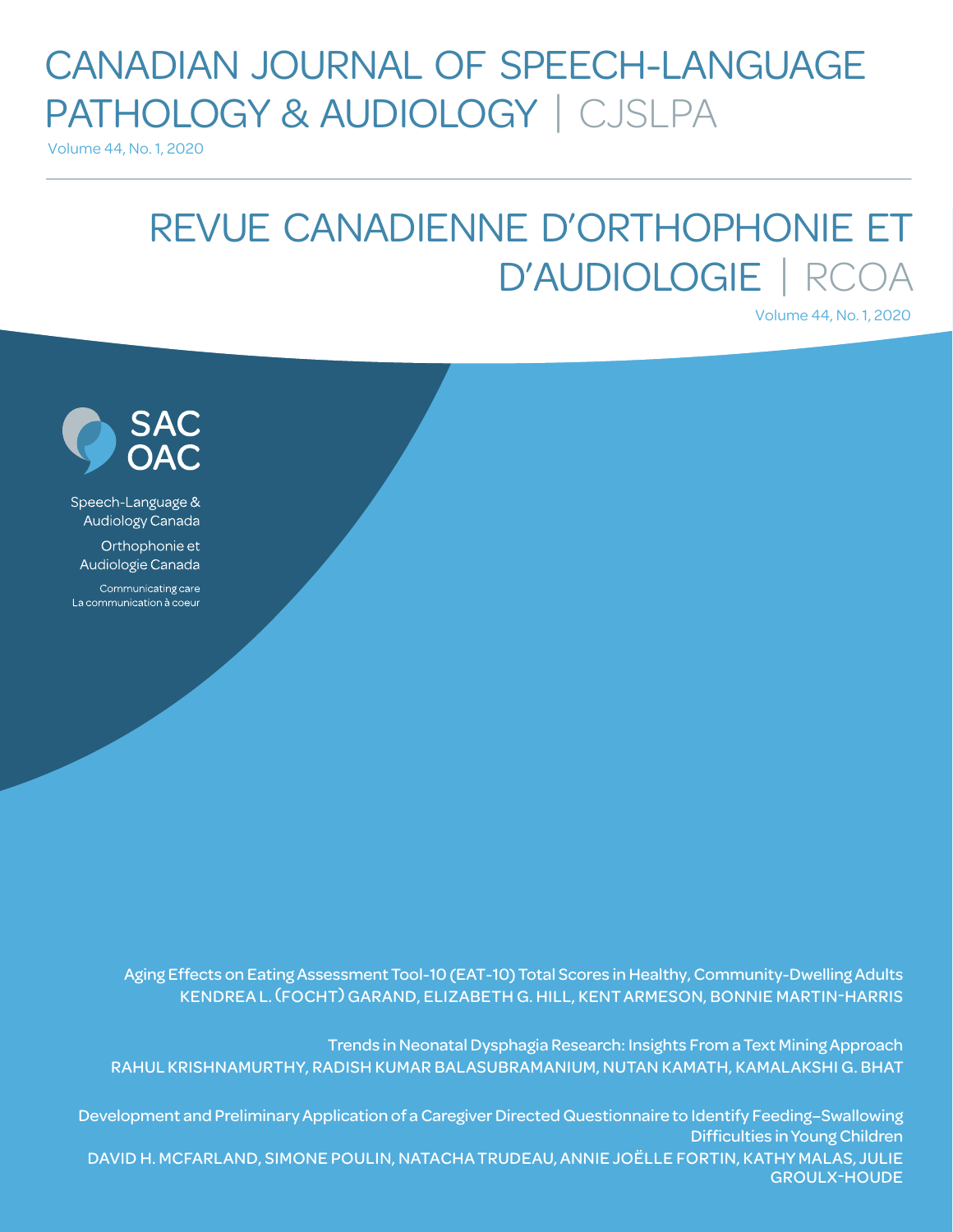# CANADIAN JOURNAL OF SPEECH-LANGUAGE PATHOLOGY & AUDIOLOGY | CJSLPA

Volume 44, No. 1, 2020

# REVUE CANADIENNE D'ORTHOPHONIE ET D'AUDIOLOGIE | RCOA

Volume 44, No. 1, 2020

SAC
OAC

Speech-Language & Audiology Canada

Orthophonie et Audiologie Canada

Communicating care
La communication à coeur

Aging Effects on Eating Assessment Tool-10 (EAT-10) Total Scores in Healthy, Community-Dwelling Adults
KENDREA L. (FOCHT) GARAND, ELIZABETH G. HILL, KENT ARMESON, BONNIE MARTIN-HARRIS

Trends in Neonatal Dysphagia Research: Insights From a Text Mining Approach
RAHUL KRISHNAMURTHY, RADISH KUMAR BALASUBRAMANIUM, NUTAN KAMATH, KAMALAKSHI G. BHAT

Development and Preliminary Application of a Caregiver Directed Questionnaire to Identify Feeding–Swallowing Difficulties in Young Children
DAVID H. MCFARLAND, SIMONE POULIN, NATACHA TRUDEAU, ANNIE JOËLLE FORTIN, KATHY MALAS, JULIE GROULX-HOUDE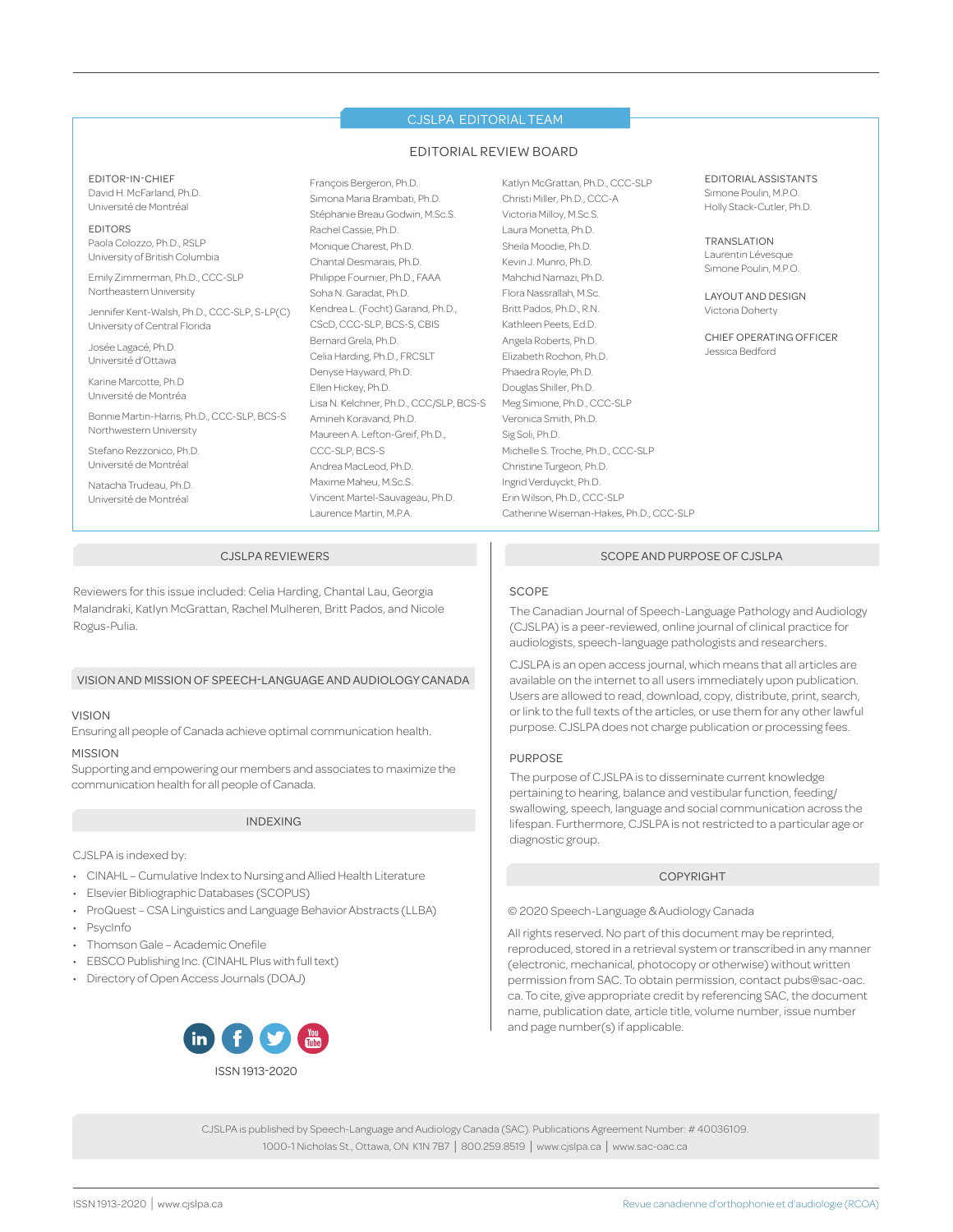## CJSLPA EDITORIAL TEAM

### EDITORIAL REVIEW BOARD

**EDITOR-IN-CHIEF**
David H. McFarland, Ph.D.
Université de Montréal

**EDITORS**
Paola Colozzo, Ph.D., RSLP
University of British Columbia

Emily Zimmerman, Ph.D., CCC-SLP
Northeastern University

Jennifer Kent-Walsh, Ph.D., CCC-SLP, S-LP(C)
University of Central Florida

Josée Lagacé, Ph.D.
Université d'Ottawa

Karine Marcotte, Ph.D
Université de Montréa

Bonnie Martin-Harris, Ph.D., CCC-SLP, BCS-S
Northwestern University

Stefano Rezzonico, Ph.D.
Université de Montréal

Natacha Trudeau, Ph.D.
Université de Montréal

François Bergeron, Ph.D.
Simona Maria Brambati, Ph.D.
Stéphanie Breau Godwin, M.Sc.S.
Rachel Cassie, Ph.D.
Monique Charest, Ph.D.
Chantal Desmarais, Ph.D.
Philippe Fournier, Ph.D., FAAA
Soha N. Garadat, Ph.D.
Kendrea L. (Focht) Garand, Ph.D., CScD, CCC-SLP, BCS-S, CBIS
Bernard Grela, Ph.D.
Celia Harding, Ph.D., FRCSLT
Denyse Hayward, Ph.D.
Ellen Hickey, Ph.D.
Lisa N. Kelchner, Ph.D., CCC/SLP, BCS-S
Amineh Koravand, Ph.D.
Maureen A. Lefton-Greif, Ph.D., CCC-SLP, BCS-S
Andrea MacLeod, Ph.D.
Maxime Maheu, M.Sc.S.
Vincent Martel-Sauvageau, Ph.D.
Laurence Martin, M.P.A.
Katlyn McGrattan, Ph.D., CCC-SLP
Christi Miller, Ph.D., CCC-A
Victoria Milloy, M.Sc.S.
Laura Monetta, Ph.D.
Sheila Moodie, Ph.D.
Kevin J. Munro, Ph.D.
Mahchid Namazi, Ph.D.
Flora Nassrallah, M.Sc.
Britt Pados, Ph.D., R.N.
Kathleen Peets, Ed.D.
Angela Roberts, Ph.D.
Elizabeth Rochon, Ph.D.
Phaedra Royle, Ph.D.
Douglas Shiller, Ph.D.
Meg Simione, Ph.D., CCC-SLP
Veronica Smith, Ph.D.
Sig Soli, Ph.D.
Michelle S. Troche, Ph.D., CCC-SLP
Christine Turgeon, Ph.D.
Ingrid Verduyckt, Ph.D.
Erin Wilson, Ph.D., CCC-SLP
Catherine Wiseman-Hakes, Ph.D., CCC-SLP

**EDITORIAL ASSISTANTS**
Simone Poulin, M.P.O.
Holly Stack-Cutler, Ph.D.

**TRANSLATION**
Laurentin Lévesque
Simone Poulin, M.P.O.

**LAYOUT AND DESIGN**
Victoria Doherty

**CHIEF OPERATING OFFICER**
Jessica Bedford

## CJSLPA REVIEWERS

Reviewers for this issue included: Celia Harding, Chantal Lau, Georgia Malandraki, Katlyn McGrattan, Rachel Mulheren, Britt Pados, and Nicole Rogus-Pulia.

## VISION AND MISSION OF SPEECH-LANGUAGE AND AUDIOLOGY CANADA

### VISION

Ensuring all people of Canada achieve optimal communication health.

### MISSION

Supporting and empowering our members and associates to maximize the communication health for all people of Canada.

## INDEXING

CJSLPA is indexed by:

- CINAHL – Cumulative Index to Nursing and Allied Health Literature
- Elsevier Bibliographic Databases (SCOPUS)
- ProQuest – CSA Linguistics and Language Behavior Abstracts (LLBA)
- PsycInfo
- Thomson Gale – Academic Onefile
- EBSCO Publishing Inc. (CINAHL Plus with full text)
- Directory of Open Access Journals (DOAJ)

ISSN 1913-2020

## SCOPE AND PURPOSE OF CJSLPA

### SCOPE

The Canadian Journal of Speech-Language Pathology and Audiology (CJSLPA) is a peer-reviewed, online journal of clinical practice for audiologists, speech-language pathologists and researchers.

CJSLPA is an open access journal, which means that all articles are available on the internet to all users immediately upon publication. Users are allowed to read, download, copy, distribute, print, search, or link to the full texts of the articles, or use them for any other lawful purpose. CJSLPA does not charge publication or processing fees.

### PURPOSE

The purpose of CJSLPA is to disseminate current knowledge pertaining to hearing, balance and vestibular function, feeding/swallowing, speech, language and social communication across the lifespan. Furthermore, CJSLPA is not restricted to a particular age or diagnostic group.

## COPYRIGHT

© 2020 Speech-Language & Audiology Canada

All rights reserved. No part of this document may be reprinted, reproduced, stored in a retrieval system or transcribed in any manner (electronic, mechanical, photocopy or otherwise) without written permission from SAC. To obtain permission, contact pubs@sac-oac.ca. To cite, give appropriate credit by referencing SAC, the document name, publication date, article title, volume number, issue number and page number(s) if applicable.

CJSLPA is published by Speech-Language and Audiology Canada (SAC). Publications Agreement Number: # 40036109.
1000-1 Nicholas St., Ottawa, ON K1N 7B7 | 800.259.8519 | www.cjslpa.ca | www.sac-oac.ca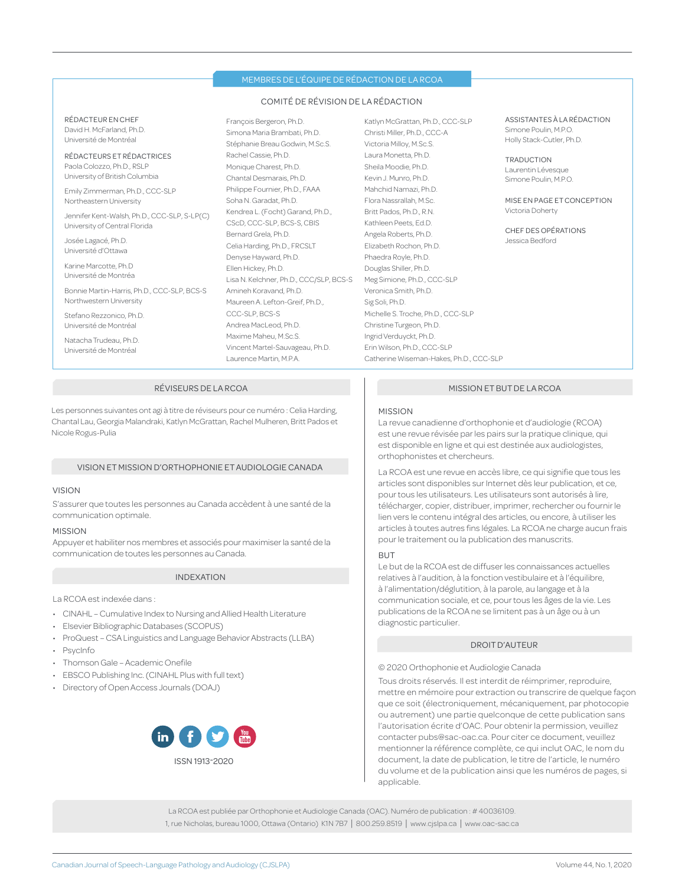## MEMBRES DE L'ÉQUIPE DE RÉDACTION DE LA RCOA

### COMITÉ DE RÉVISION DE LA RÉDACTION

**RÉDACTEUR EN CHEF**
David H. McFarland, Ph.D.
Université de Montréal

**RÉDACTEURS ET RÉDACTRICES**
Paola Colozzo, Ph.D., RSLP
University of British Columbia

Emily Zimmerman, Ph.D., CCC-SLP
Northeastern University

Jennifer Kent-Walsh, Ph.D., CCC-SLP, S-LP(C)
University of Central Florida

Josée Lagacé, Ph.D.
Université d'Ottawa

Karine Marcotte, Ph.D
Université de Montréa

Bonnie Martin-Harris, Ph.D., CCC-SLP, BCS-S
Northwestern University

Stefano Rezzonico, Ph.D.
Université de Montréal

Natacha Trudeau, Ph.D.
Université de Montréal

François Bergeron, Ph.D.
Simona Maria Brambati, Ph.D.
Stéphanie Breau Godwin, M.Sc.S.
Rachel Cassie, Ph.D.
Monique Charest, Ph.D.
Chantal Desmarais, Ph.D.
Philippe Fournier, Ph.D., FAAA
Soha N. Garadat, Ph.D.
Kendrea L. (Focht) Garand, Ph.D., CScD, CCC-SLP, BCS-S, CBIS
Bernard Grela, Ph.D.
Celia Harding, Ph.D., FRCSLT
Denyse Hayward, Ph.D.
Ellen Hickey, Ph.D.
Lisa N. Kelchner, Ph.D., CCC/SLP, BCS-S
Amineh Koravand, Ph.D.
Maureen A. Lefton-Greif, Ph.D., CCC-SLP, BCS-S
Andrea MacLeod, Ph.D.
Maxime Maheu, M.Sc.S.
Vincent Martel-Sauvageau, Ph.D.
Laurence Martin, M.P.A.
Katlyn McGrattan, Ph.D., CCC-SLP
Christi Miller, Ph.D., CCC-A
Victoria Milloy, M.Sc.S.
Laura Monetta, Ph.D.
Sheila Moodie, Ph.D.
Kevin J. Munro, Ph.D.
Mahchid Namazi, Ph.D.
Flora Nassrallah, M.Sc.
Britt Pados, Ph.D., R.N.
Kathleen Peets, Ed.D.
Angela Roberts, Ph.D.
Elizabeth Rochon, Ph.D.
Phaedra Royle, Ph.D.
Douglas Shiller, Ph.D.
Meg Simione, Ph.D., CCC-SLP
Veronica Smith, Ph.D.
Sig Soli, Ph.D.
Michelle S. Troche, Ph.D., CCC-SLP
Christine Turgeon, Ph.D.
Ingrid Verduyckt, Ph.D.
Erin Wilson, Ph.D., CCC-SLP
Catherine Wiseman-Hakes, Ph.D., CCC-SLP

**ASSISTANTES À LA RÉDACTION**
Simone Poulin, M.P.O.
Holly Stack-Cutler, Ph.D.

**TRADUCTION**
Laurentin Lévesque
Simone Poulin, M.P.O.

**MISE EN PAGE ET CONCEPTION**
Victoria Doherty

**CHEF DES OPÉRATIONS**
Jessica Bedford

## RÉVISEURS DE LA RCOA

Les personnes suivantes ont agi à titre de réviseurs pour ce numéro : Celia Harding, Chantal Lau, Georgia Malandraki, Katlyn McGrattan, Rachel Mulheren, Britt Pados et Nicole Rogus-Pulia

## VISION ET MISSION D'ORTHOPHONIE ET AUDIOLOGIE CANADA

### VISION

S'assurer que toutes les personnes au Canada accèdent à une santé de la communication optimale.

### MISSION

Appuyer et habiliter nos membres et associés pour maximiser la santé de la communication de toutes les personnes au Canada.

## INDEXATION

La RCOA est indexée dans :

- CINAHL – Cumulative Index to Nursing and Allied Health Literature
- Elsevier Bibliographic Databases (SCOPUS)
- ProQuest – CSA Linguistics and Language Behavior Abstracts (LLBA)
- PsycInfo
- Thomson Gale – Academic Onefile
- EBSCO Publishing Inc. (CINAHL Plus with full text)
- Directory of Open Access Journals (DOAJ)

ISSN 1913-2020

## MISSION ET BUT DE LA RCOA

### MISSION

La revue canadienne d'orthophonie et d'audiologie (RCOA) est une revue révisée par les pairs sur la pratique clinique, qui est disponible en ligne et qui est destinée aux audiologistes, orthophonistes et chercheurs.

La RCOA est une revue en accès libre, ce qui signifie que tous les articles sont disponibles sur Internet dès leur publication, et ce, pour tous les utilisateurs. Les utilisateurs sont autorisés à lire, télécharger, copier, distribuer, imprimer, rechercher ou fournir le lien vers le contenu intégral des articles, ou encore, à utiliser les articles à toutes autres fins légales. La RCOA ne charge aucun frais pour le traitement ou la publication des manuscrits.

### BUT

Le but de la RCOA est de diffuser les connaissances actuelles relatives à l'audition, à la fonction vestibulaire et à l'équilibre, à l'alimentation/déglutition, à la parole, au langage et à la communication sociale, et ce, pour tous les âges de la vie. Les publications de la RCOA ne se limitent pas à un âge ou à un diagnostic particulier.

## DROIT D'AUTEUR

© 2020 Orthophonie et Audiologie Canada

Tous droits réservés. Il est interdit de réimprimer, reproduire, mettre en mémoire pour extraction ou transcrire de quelque façon que ce soit (électroniquement, mécaniquement, par photocopie ou autrement) une partie quelconque de cette publication sans l'autorisation écrite d'OAC. Pour obtenir la permission, veuillez contacter pubs@sac-oac.ca. Pour citer ce document, veuillez mentionner la référence complète, ce qui inclut OAC, le nom du document, la date de publication, le titre de l'article, le numéro du volume et de la publication ainsi que les numéros de pages, si applicable.

La RCOA est publiée par Orthophonie et Audiologie Canada (OAC). Numéro de publication : # 40036109.
1, rue Nicholas, bureau 1000, Ottawa (Ontario) K1N 7B7 | 800.259.8519 | www.cjslpa.ca | www.oac-sac.ca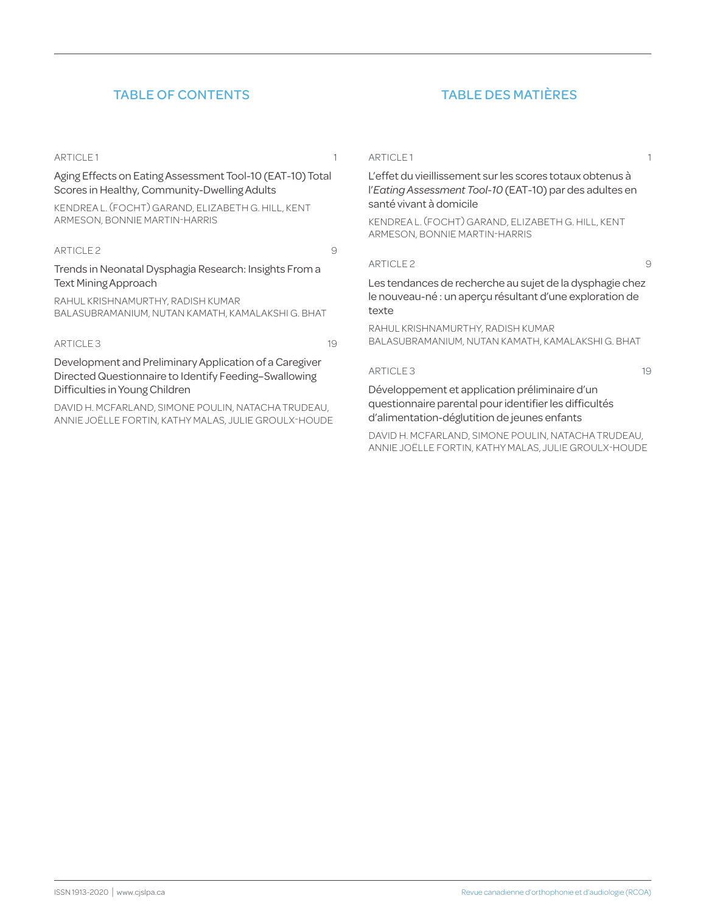## TABLE OF CONTENTS

ARTICLE 1 — 1

Aging Effects on Eating Assessment Tool-10 (EAT-10) Total Scores in Healthy, Community-Dwelling Adults

KENDREA L. (FOCHT) GARAND, ELIZABETH G. HILL, KENT ARMESON, BONNIE MARTIN-HARRIS

ARTICLE 2 — 9

Trends in Neonatal Dysphagia Research: Insights From a Text Mining Approach

RAHUL KRISHNAMURTHY, RADISH KUMAR BALASUBRAMANIUM, NUTAN KAMATH, KAMALAKSHI G. BHAT

ARTICLE 3 — 19

Development and Preliminary Application of a Caregiver Directed Questionnaire to Identify Feeding–Swallowing Difficulties in Young Children

DAVID H. MCFARLAND, SIMONE POULIN, NATACHA TRUDEAU, ANNIE JOËLLE FORTIN, KATHY MALAS, JULIE GROULX-HOUDE

## TABLE DES MATIÈRES

ARTICLE 1 — 1

L'effet du vieillissement sur les scores totaux obtenus à l'*Eating Assessment Tool-10* (EAT-10) par des adultes en santé vivant à domicile

KENDREA L. (FOCHT) GARAND, ELIZABETH G. HILL, KENT ARMESON, BONNIE MARTIN-HARRIS

ARTICLE 2 — 9

Les tendances de recherche au sujet de la dysphagie chez le nouveau-né : un aperçu résultant d'une exploration de texte

RAHUL KRISHNAMURTHY, RADISH KUMAR BALASUBRAMANIUM, NUTAN KAMATH, KAMALAKSHI G. BHAT

ARTICLE 3 — 19

Développement et application préliminaire d'un questionnaire parental pour identifier les difficultés d'alimentation-déglutition de jeunes enfants

DAVID H. MCFARLAND, SIMONE POULIN, NATACHA TRUDEAU, ANNIE JOËLLE FORTIN, KATHY MALAS, JULIE GROULX-HOUDE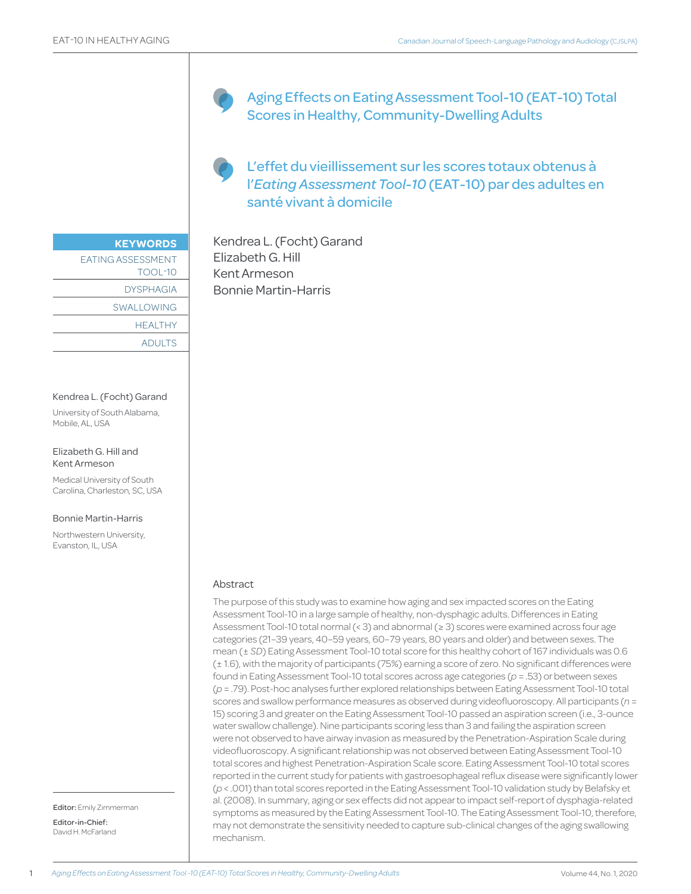# Aging Effects on Eating Assessment Tool-10 (EAT-10) Total Scores in Healthy, Community-Dwelling Adults

# L'effet du vieillissement sur les scores totaux obtenus à l'*Eating Assessment Tool-10* (EAT-10) par des adultes en santé vivant à domicile

Kendrea L. (Focht) Garand
Elizabeth G. Hill
Kent Armeson
Bonnie Martin-Harris

**KEYWORDS**

EATING ASSESSMENT TOOL-10
DYSPHAGIA
SWALLOWING
HEALTHY
ADULTS

Kendrea L. (Focht) Garand
University of South Alabama, Mobile, AL, USA

Elizabeth G. Hill and Kent Armeson
Medical University of South Carolina, Charleston, SC, USA

Bonnie Martin-Harris
Northwestern University, Evanston, IL, USA

**Editor:** Emily Zimmerman

**Editor-in-Chief:** David H. McFarland

## Abstract

The purpose of this study was to examine how aging and sex impacted scores on the Eating Assessment Tool-10 in a large sample of healthy, non-dysphagic adults. Differences in Eating Assessment Tool-10 total normal (< 3) and abnormal (≥ 3) scores were examined across four age categories (21–39 years, 40–59 years, 60–79 years, 80 years and older) and between sexes. The mean (± *SD*) Eating Assessment Tool-10 total score for this healthy cohort of 167 individuals was 0.6 (± 1.6), with the majority of participants (75%) earning a score of zero. No significant differences were found in Eating Assessment Tool-10 total scores across age categories ($p = .53$) or between sexes ($p = .79$). Post-hoc analyses further explored relationships between Eating Assessment Tool-10 total scores and swallow performance measures as observed during videofluoroscopy. All participants ($n = 15$) scoring 3 and greater on the Eating Assessment Tool-10 passed an aspiration screen (i.e., 3-ounce water swallow challenge). Nine participants scoring less than 3 and failing the aspiration screen were not observed to have airway invasion as measured by the Penetration-Aspiration Scale during videofluoroscopy. A significant relationship was not observed between Eating Assessment Tool-10 total scores and highest Penetration-Aspiration Scale score. Eating Assessment Tool-10 total scores reported in the current study for patients with gastroesophageal reflux disease were significantly lower ($p < .001$) than total scores reported in the Eating Assessment Tool-10 validation study by Belafsky et al. (2008). In summary, aging or sex effects did not appear to impact self-report of dysphagia-related symptoms as measured by the Eating Assessment Tool-10. The Eating Assessment Tool-10, therefore, may not demonstrate the sensitivity needed to capture sub-clinical changes of the aging swallowing mechanism.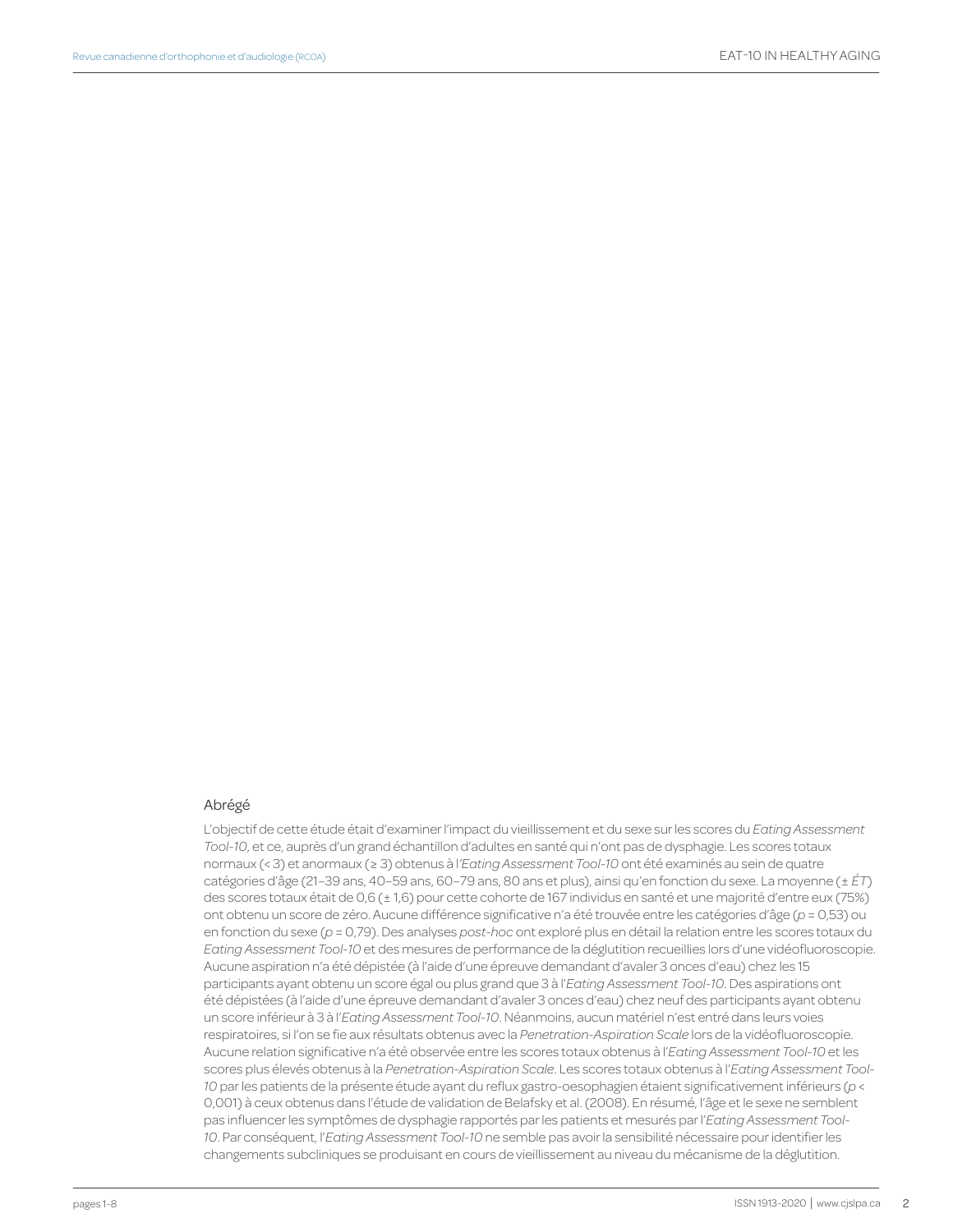## Abrégé

L'objectif de cette étude était d'examiner l'impact du vieillissement et du sexe sur les scores du *Eating Assessment Tool-10*, et ce, auprès d'un grand échantillon d'adultes en santé qui n'ont pas de dysphagie. Les scores totaux normaux (< 3) et anormaux (≥ 3) obtenus à l'*Eating Assessment Tool-10* ont été examinés au sein de quatre catégories d'âge (21–39 ans, 40–59 ans, 60–79 ans, 80 ans et plus), ainsi qu'en fonction du sexe. La moyenne (± *ÉT*) des scores totaux était de 0,6 (± 1,6) pour cette cohorte de 167 individus en santé et une majorité d'entre eux (75%) ont obtenu un score de zéro. Aucune différence significative n'a été trouvée entre les catégories d'âge ($p$ = 0,53) ou en fonction du sexe ($p$ = 0,79). Des analyses *post-hoc* ont exploré plus en détail la relation entre les scores totaux du *Eating Assessment Tool-10* et des mesures de performance de la déglutition recueillies lors d'une vidéofluoroscopie. Aucune aspiration n'a été dépistée (à l'aide d'une épreuve demandant d'avaler 3 onces d'eau) chez les 15 participants ayant obtenu un score égal ou plus grand que 3 à l'*Eating Assessment Tool-10*. Des aspirations ont été dépistées (à l'aide d'une épreuve demandant d'avaler 3 onces d'eau) chez neuf des participants ayant obtenu un score inférieur à 3 à l'*Eating Assessment Tool-10*. Néanmoins, aucun matériel n'est entré dans leurs voies respiratoires, si l'on se fie aux résultats obtenus avec la *Penetration-Aspiration Scale* lors de la vidéofluoroscopie. Aucune relation significative n'a été observée entre les scores totaux obtenus à l'*Eating Assessment Tool-10* et les scores plus élevés obtenus à la *Penetration-Aspiration Scale*. Les scores totaux obtenus à l'*Eating Assessment Tool-10* par les patients de la présente étude ayant du reflux gastro-oesophagien étaient significativement inférieurs ($p$ < 0,001) à ceux obtenus dans l'étude de validation de Belafsky et al. (2008). En résumé, l'âge et le sexe ne semblent pas influencer les symptômes de dysphagie rapportés par les patients et mesurés par l'*Eating Assessment Tool-10*. Par conséquent, l'*Eating Assessment Tool-10* ne semble pas avoir la sensibilité nécessaire pour identifier les changements subcliniques se produisant en cours de vieillissement au niveau du mécanisme de la déglutition.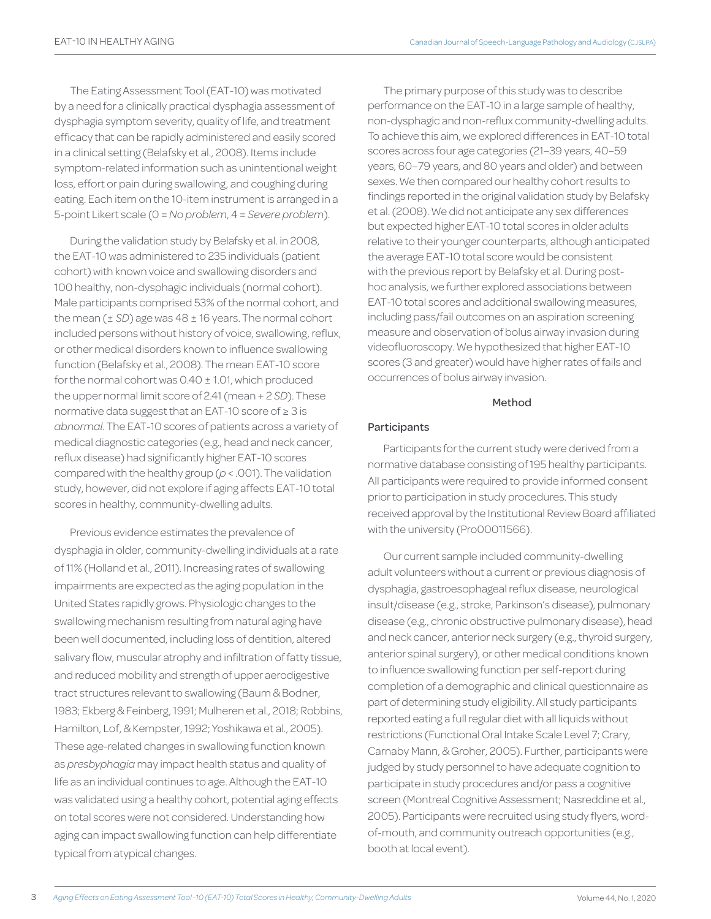The Eating Assessment Tool (EAT-10) was motivated by a need for a clinically practical dysphagia assessment of dysphagia symptom severity, quality of life, and treatment efficacy that can be rapidly administered and easily scored in a clinical setting (Belafsky et al., 2008). Items include symptom-related information such as unintentional weight loss, effort or pain during swallowing, and coughing during eating. Each item on the 10-item instrument is arranged in a 5-point Likert scale (0 = *No problem*, 4 = *Severe problem*).

During the validation study by Belafsky et al. in 2008, the EAT-10 was administered to 235 individuals (patient cohort) with known voice and swallowing disorders and 100 healthy, non-dysphagic individuals (normal cohort). Male participants comprised 53% of the normal cohort, and the mean (± *SD*) age was 48 ± 16 years. The normal cohort included persons without history of voice, swallowing, reflux, or other medical disorders known to influence swallowing function (Belafsky et al., 2008). The mean EAT-10 score for the normal cohort was 0.40 ± 1.01, which produced the upper normal limit score of 2.41 (mean + 2 *SD*). These normative data suggest that an EAT-10 score of ≥ 3 is *abnormal*. The EAT-10 scores of patients across a variety of medical diagnostic categories (e.g., head and neck cancer, reflux disease) had significantly higher EAT-10 scores compared with the healthy group ($p < .001$). The validation study, however, did not explore if aging affects EAT-10 total scores in healthy, community-dwelling adults.

Previous evidence estimates the prevalence of dysphagia in older, community-dwelling individuals at a rate of 11% (Holland et al., 2011). Increasing rates of swallowing impairments are expected as the aging population in the United States rapidly grows. Physiologic changes to the swallowing mechanism resulting from natural aging have been well documented, including loss of dentition, altered salivary flow, muscular atrophy and infiltration of fatty tissue, and reduced mobility and strength of upper aerodigestive tract structures relevant to swallowing (Baum & Bodner, 1983; Ekberg & Feinberg, 1991; Mulheren et al., 2018; Robbins, Hamilton, Lof, & Kempster, 1992; Yoshikawa et al., 2005). These age-related changes in swallowing function known as *presbyphagia* may impact health status and quality of life as an individual continues to age. Although the EAT-10 was validated using a healthy cohort, potential aging effects on total scores were not considered. Understanding how aging can impact swallowing function can help differentiate typical from atypical changes.

The primary purpose of this study was to describe performance on the EAT-10 in a large sample of healthy, non-dysphagic and non-reflux community-dwelling adults. To achieve this aim, we explored differences in EAT-10 total scores across four age categories (21–39 years, 40–59 years, 60–79 years, and 80 years and older) and between sexes. We then compared our healthy cohort results to findings reported in the original validation study by Belafsky et al. (2008). We did not anticipate any sex differences but expected higher EAT-10 total scores in older adults relative to their younger counterparts, although anticipated the average EAT-10 total score would be consistent with the previous report by Belafsky et al. During post-hoc analysis, we further explored associations between EAT-10 total scores and additional swallowing measures, including pass/fail outcomes on an aspiration screening measure and observation of bolus airway invasion during videofluoroscopy. We hypothesized that higher EAT-10 scores (3 and greater) would have higher rates of fails and occurrences of bolus airway invasion.

## Method

### Participants

Participants for the current study were derived from a normative database consisting of 195 healthy participants. All participants were required to provide informed consent prior to participation in study procedures. This study received approval by the Institutional Review Board affiliated with the university (Pro00011566).

Our current sample included community-dwelling adult volunteers without a current or previous diagnosis of dysphagia, gastroesophageal reflux disease, neurological insult/disease (e.g., stroke, Parkinson's disease), pulmonary disease (e.g., chronic obstructive pulmonary disease), head and neck cancer, anterior neck surgery (e.g., thyroid surgery, anterior spinal surgery), or other medical conditions known to influence swallowing function per self-report during completion of a demographic and clinical questionnaire as part of determining study eligibility. All study participants reported eating a full regular diet with all liquids without restrictions (Functional Oral Intake Scale Level 7; Crary, Carnaby Mann, & Groher, 2005). Further, participants were judged by study personnel to have adequate cognition to participate in study procedures and/or pass a cognitive screen (Montreal Cognitive Assessment; Nasreddine et al., 2005). Participants were recruited using study flyers, word-of-mouth, and community outreach opportunities (e.g., booth at local event).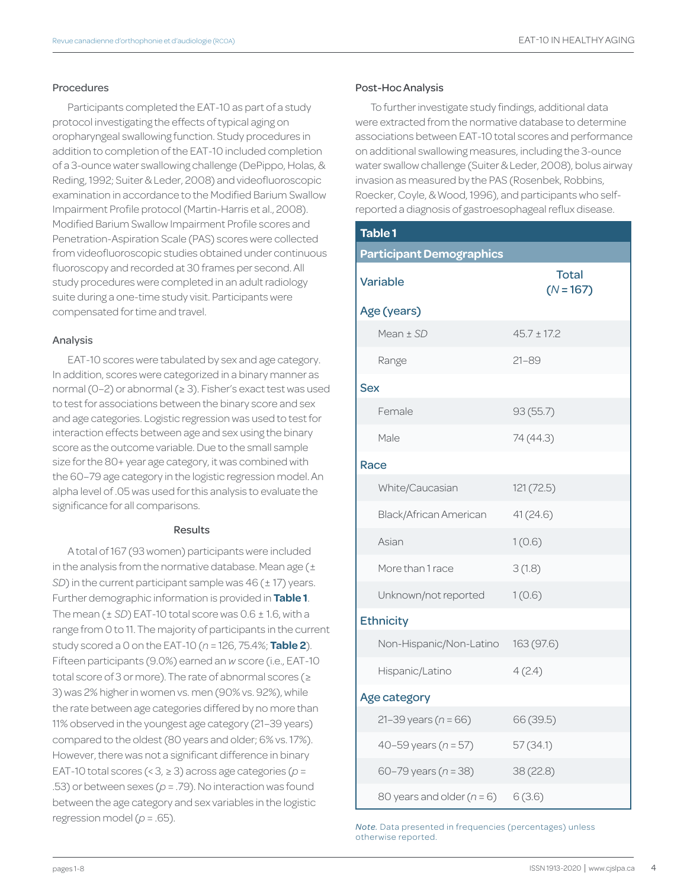### Procedures

Participants completed the EAT-10 as part of a study protocol investigating the effects of typical aging on oropharyngeal swallowing function. Study procedures in addition to completion of the EAT-10 included completion of a 3-ounce water swallowing challenge (DePippo, Holas, & Reding, 1992; Suiter & Leder, 2008) and videofluoroscopic examination in accordance to the Modified Barium Swallow Impairment Profile protocol (Martin-Harris et al., 2008). Modified Barium Swallow Impairment Profile scores and Penetration-Aspiration Scale (PAS) scores were collected from videofluoroscopic studies obtained under continuous fluoroscopy and recorded at 30 frames per second. All study procedures were completed in an adult radiology suite during a one-time study visit. Participants were compensated for time and travel.

### Analysis

EAT-10 scores were tabulated by sex and age category. In addition, scores were categorized in a binary manner as normal (0–2) or abnormal (≥ 3). Fisher's exact test was used to test for associations between the binary score and sex and age categories. Logistic regression was used to test for interaction effects between age and sex using the binary score as the outcome variable. Due to the small sample size for the 80+ year age category, it was combined with the 60–79 age category in the logistic regression model. An alpha level of .05 was used for this analysis to evaluate the significance for all comparisons.

## Results

A total of 167 (93 women) participants were included in the analysis from the normative database. Mean age (± *SD*) in the current participant sample was 46 (± 17) years. Further demographic information is provided in **Table 1**. The mean (± *SD*) EAT-10 total score was 0.6 ± 1.6, with a range from 0 to 11. The majority of participants in the current study scored a 0 on the EAT-10 (*n* = 126, 75.4%; **Table 2**). Fifteen participants (9.0%) earned an *w* score (i.e., EAT-10 total score of 3 or more). The rate of abnormal scores (≥ 3) was 2% higher in women vs. men (90% vs. 92%), while the rate between age categories differed by no more than 11% observed in the youngest age category (21–39 years) compared to the oldest (80 years and older; 6% vs. 17%). However, there was not a significant difference in binary EAT-10 total scores (< 3, ≥ 3) across age categories (*p* = .53) or between sexes (*p* = .79). No interaction was found between the age category and sex variables in the logistic regression model (*p* = .65).

### Post-Hoc Analysis

To further investigate study findings, additional data were extracted from the normative database to determine associations between EAT-10 total scores and performance on additional swallowing measures, including the 3-ounce water swallow challenge (Suiter & Leder, 2008), bolus airway invasion as measured by the PAS (Rosenbek, Robbins, Roecker, Coyle, & Wood, 1996), and participants who self-reported a diagnosis of gastroesophageal reflux disease.

**Table 1**

**Participant Demographics**

| Variable | Total (*N* = 167) |
|---|---|
| **Age (years)** | |
| Mean ± *SD* | 45.7 ± 17.2 |
| Range | 21–89 |
| **Sex** | |
| Female | 93 (55.7) |
| Male | 74 (44.3) |
| **Race** | |
| White/Caucasian | 121 (72.5) |
| Black/African American | 41 (24.6) |
| Asian | 1 (0.6) |
| More than 1 race | 3 (1.8) |
| Unknown/not reported | 1 (0.6) |
| **Ethnicity** | |
| Non-Hispanic/Non-Latino | 163 (97.6) |
| Hispanic/Latino | 4 (2.4) |
| **Age category** | |
| 21–39 years (*n* = 66) | 66 (39.5) |
| 40–59 years (*n* = 57) | 57 (34.1) |
| 60–79 years (*n* = 38) | 38 (22.8) |
| 80 years and older (*n* = 6) | 6 (3.6) |

*Note.* Data presented in frequencies (percentages) unless otherwise reported.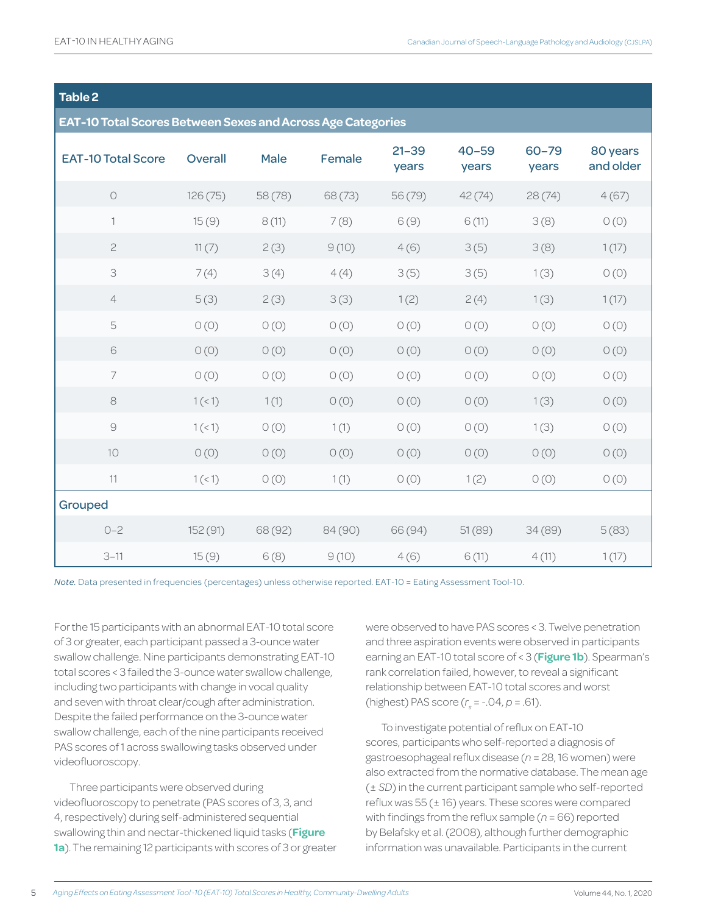**Table 2**

**EAT-10 Total Scores Between Sexes and Across Age Categories**

| EAT-10 Total Score | Overall | Male | Female | 21–39 years | 40–59 years | 60–79 years | 80 years and older |
|---|---|---|---|---|---|---|---|
| 0 | 126 (75) | 58 (78) | 68 (73) | 56 (79) | 42 (74) | 28 (74) | 4 (67) |
| 1 | 15 (9) | 8 (11) | 7 (8) | 6 (9) | 6 (11) | 3 (8) | 0 (0) |
| 2 | 11 (7) | 2 (3) | 9 (10) | 4 (6) | 3 (5) | 3 (8) | 1 (17) |
| 3 | 7 (4) | 3 (4) | 4 (4) | 3 (5) | 3 (5) | 1 (3) | 0 (0) |
| 4 | 5 (3) | 2 (3) | 3 (3) | 1 (2) | 2 (4) | 1 (3) | 1 (17) |
| 5 | 0 (0) | 0 (0) | 0 (0) | 0 (0) | 0 (0) | 0 (0) | 0 (0) |
| 6 | 0 (0) | 0 (0) | 0 (0) | 0 (0) | 0 (0) | 0 (0) | 0 (0) |
| 7 | 0 (0) | 0 (0) | 0 (0) | 0 (0) | 0 (0) | 0 (0) | 0 (0) |
| 8 | 1 (< 1) | 1 (1) | 0 (0) | 0 (0) | 0 (0) | 1 (3) | 0 (0) |
| 9 | 1 (< 1) | 0 (0) | 1 (1) | 0 (0) | 0 (0) | 1 (3) | 0 (0) |
| 10 | 0 (0) | 0 (0) | 0 (0) | 0 (0) | 0 (0) | 0 (0) | 0 (0) |
| 11 | 1 (< 1) | 0 (0) | 1 (1) | 0 (0) | 1 (2) | 0 (0) | 0 (0) |
| **Grouped** | | | | | | | |
| 0–2 | 152 (91) | 68 (92) | 84 (90) | 66 (94) | 51 (89) | 34 (89) | 5 (83) |
| 3–11 | 15 (9) | 6 (8) | 9 (10) | 4 (6) | 6 (11) | 4 (11) | 1 (17) |

*Note.* Data presented in frequencies (percentages) unless otherwise reported. EAT-10 = Eating Assessment Tool-10.

For the 15 participants with an abnormal EAT-10 total score of 3 or greater, each participant passed a 3-ounce water swallow challenge. Nine participants demonstrating EAT-10 total scores < 3 failed the 3-ounce water swallow challenge, including two participants with change in vocal quality and seven with throat clear/cough after administration. Despite the failed performance on the 3-ounce water swallow challenge, each of the nine participants received PAS scores of 1 across swallowing tasks observed under videofluoroscopy.

Three participants were observed during videofluoroscopy to penetrate (PAS scores of 3, 3, and 4, respectively) during self-administered sequential swallowing thin and nectar-thickened liquid tasks (**Figure 1a**). The remaining 12 participants with scores of 3 or greater were observed to have PAS scores < 3. Twelve penetration and three aspiration events were observed in participants earning an EAT-10 total score of < 3 (**Figure 1b**). Spearman's rank correlation failed, however, to reveal a significant relationship between EAT-10 total scores and worst (highest) PAS score ($r_s$ = -.04, $p$ = .61).

To investigate potential of reflux on EAT-10 scores, participants who self-reported a diagnosis of gastroesophageal reflux disease ($n$ = 28, 16 women) were also extracted from the normative database. The mean age (± *SD*) in the current participant sample who self-reported reflux was 55 (± 16) years. These scores were compared with findings from the reflux sample ($n$ = 66) reported by Belafsky et al. (2008), although further demographic information was unavailable. Participants in the current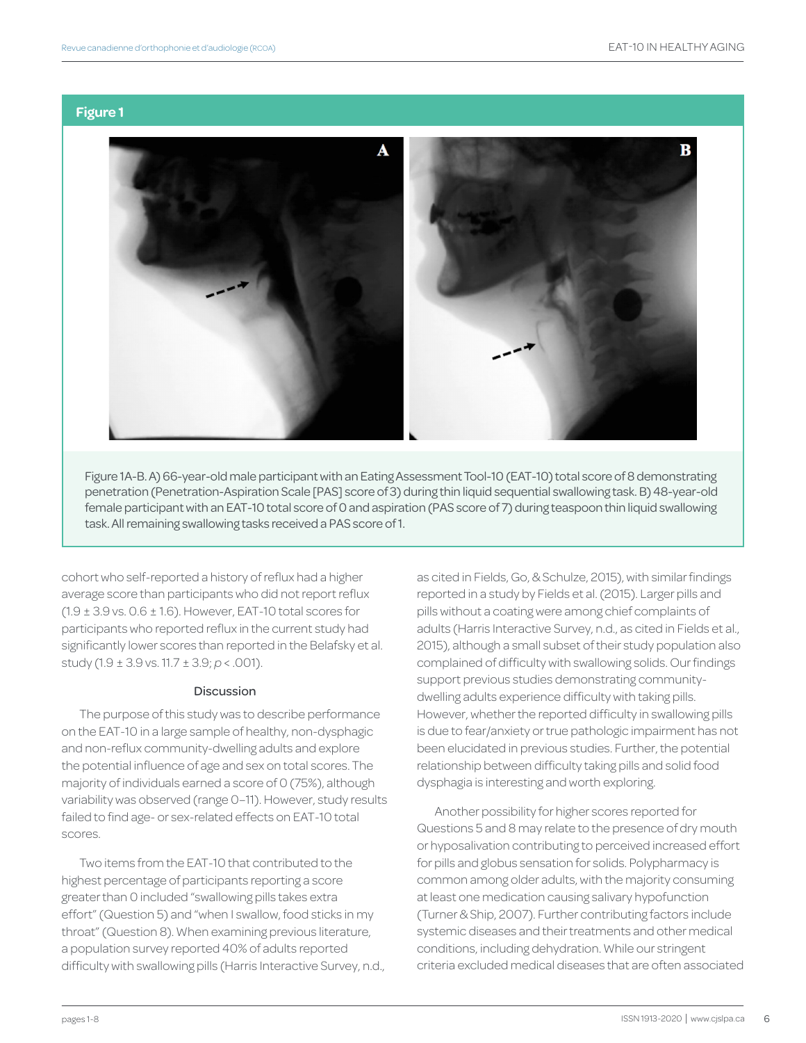**Figure 1**

Figure 1A-B. A) 66-year-old male participant with an Eating Assessment Tool-10 (EAT-10) total score of 8 demonstrating penetration (Penetration-Aspiration Scale [PAS] score of 3) during thin liquid sequential swallowing task. B) 48-year-old female participant with an EAT-10 total score of 0 and aspiration (PAS score of 7) during teaspoon thin liquid swallowing task. All remaining swallowing tasks received a PAS score of 1.

cohort who self-reported a history of reflux had a higher average score than participants who did not report reflux (1.9 ± 3.9 vs. 0.6 ± 1.6). However, EAT-10 total scores for participants who reported reflux in the current study had significantly lower scores than reported in the Belafsky et al. study (1.9 ± 3.9 vs. 11.7 ± 3.9; $p < .001$).

## Discussion

The purpose of this study was to describe performance on the EAT-10 in a large sample of healthy, non-dysphagic and non-reflux community-dwelling adults and explore the potential influence of age and sex on total scores. The majority of individuals earned a score of 0 (75%), although variability was observed (range 0–11). However, study results failed to find age- or sex-related effects on EAT-10 total scores.

Two items from the EAT-10 that contributed to the highest percentage of participants reporting a score greater than 0 included "swallowing pills takes extra effort" (Question 5) and "when I swallow, food sticks in my throat" (Question 8). When examining previous literature, a population survey reported 40% of adults reported difficulty with swallowing pills (Harris Interactive Survey, n.d., as cited in Fields, Go, & Schulze, 2015), with similar findings reported in a study by Fields et al. (2015). Larger pills and pills without a coating were among chief complaints of adults (Harris Interactive Survey, n.d., as cited in Fields et al., 2015), although a small subset of their study population also complained of difficulty with swallowing solids. Our findings support previous studies demonstrating community-dwelling adults experience difficulty with taking pills. However, whether the reported difficulty in swallowing pills is due to fear/anxiety or true pathologic impairment has not been elucidated in previous studies. Further, the potential relationship between difficulty taking pills and solid food dysphagia is interesting and worth exploring.

Another possibility for higher scores reported for Questions 5 and 8 may relate to the presence of dry mouth or hyposalivation contributing to perceived increased effort for pills and globus sensation for solids. Polypharmacy is common among older adults, with the majority consuming at least one medication causing salivary hypofunction (Turner & Ship, 2007). Further contributing factors include systemic diseases and their treatments and other medical conditions, including dehydration. While our stringent criteria excluded medical diseases that are often associated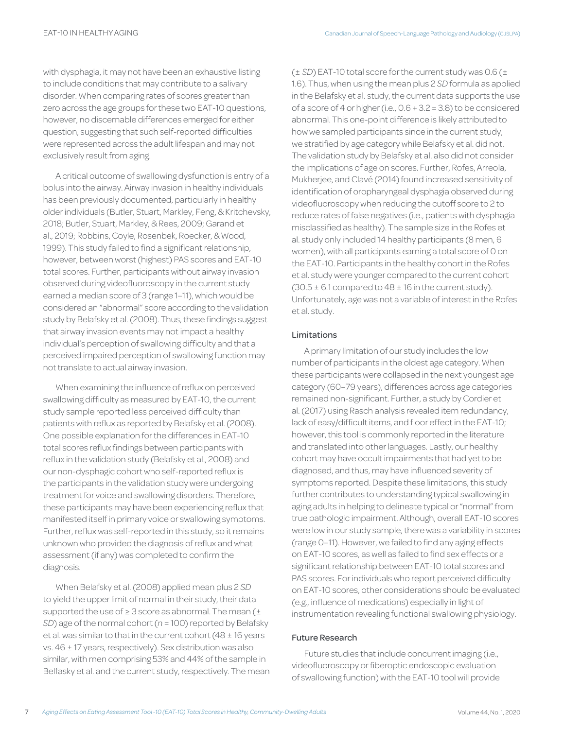with dysphagia, it may not have been an exhaustive listing to include conditions that may contribute to a salivary disorder. When comparing rates of scores greater than zero across the age groups for these two EAT-10 questions, however, no discernable differences emerged for either question, suggesting that such self-reported difficulties were represented across the adult lifespan and may not exclusively result from aging.

A critical outcome of swallowing dysfunction is entry of a bolus into the airway. Airway invasion in healthy individuals has been previously documented, particularly in healthy older individuals (Butler, Stuart, Markley, Feng, & Kritchevsky, 2018; Butler, Stuart, Markley, & Rees, 2009; Garand et al., 2019; Robbins, Coyle, Rosenbek, Roecker, & Wood, 1999). This study failed to find a significant relationship, however, between worst (highest) PAS scores and EAT-10 total scores. Further, participants without airway invasion observed during videofluoroscopy in the current study earned a median score of 3 (range 1–11), which would be considered an "abnormal" score according to the validation study by Belafsky et al. (2008). Thus, these findings suggest that airway invasion events may not impact a healthy individual's perception of swallowing difficulty and that a perceived impaired perception of swallowing function may not translate to actual airway invasion.

When examining the influence of reflux on perceived swallowing difficulty as measured by EAT-10, the current study sample reported less perceived difficulty than patients with reflux as reported by Belafsky et al. (2008). One possible explanation for the differences in EAT-10 total scores reflux findings between participants with reflux in the validation study (Belafsky et al., 2008) and our non-dysphagic cohort who self-reported reflux is the participants in the validation study were undergoing treatment for voice and swallowing disorders. Therefore, these participants may have been experiencing reflux that manifested itself in primary voice or swallowing symptoms. Further, reflux was self-reported in this study, so it remains unknown who provided the diagnosis of reflux and what assessment (if any) was completed to confirm the diagnosis.

When Belafsky et al. (2008) applied mean plus 2 *SD* to yield the upper limit of normal in their study, their data supported the use of ≥ 3 score as abnormal. The mean (± *SD*) age of the normal cohort (*n* = 100) reported by Belafsky et al. was similar to that in the current cohort (48 ± 16 years vs. 46 ± 17 years, respectively). Sex distribution was also similar, with men comprising 53% and 44% of the sample in Belfasky et al. and the current study, respectively. The mean (± *SD*) EAT-10 total score for the current study was 0.6 (± 1.6). Thus, when using the mean plus 2 *SD* formula as applied in the Belafsky et al. study, the current data supports the use of a score of 4 or higher (i.e., 0.6 + 3.2 = 3.8) to be considered abnormal. This one-point difference is likely attributed to how we sampled participants since in the current study, we stratified by age category while Belafsky et al. did not. The validation study by Belafsky et al. also did not consider the implications of age on scores. Further, Rofes, Arreola, Mukherjee, and Clavé (2014) found increased sensitivity of identification of oropharyngeal dysphagia observed during videofluoroscopy when reducing the cutoff score to 2 to reduce rates of false negatives (i.e., patients with dysphagia misclassified as healthy). The sample size in the Rofes et al. study only included 14 healthy participants (8 men, 6 women), with all participants earning a total score of 0 on the EAT-10. Participants in the healthy cohort in the Rofes et al. study were younger compared to the current cohort (30.5 ± 6.1 compared to 48 ± 16 in the current study). Unfortunately, age was not a variable of interest in the Rofes et al. study.

### Limitations

A primary limitation of our study includes the low number of participants in the oldest age category. When these participants were collapsed in the next youngest age category (60–79 years), differences across age categories remained non-significant. Further, a study by Cordier et al. (2017) using Rasch analysis revealed item redundancy, lack of easy/difficult items, and floor effect in the EAT-10; however, this tool is commonly reported in the literature and translated into other languages. Lastly, our healthy cohort may have occult impairments that had yet to be diagnosed, and thus, may have influenced severity of symptoms reported. Despite these limitations, this study further contributes to understanding typical swallowing in aging adults in helping to delineate typical or "normal" from true pathologic impairment. Although, overall EAT-10 scores were low in our study sample, there was a variability in scores (range 0–11). However, we failed to find any aging effects on EAT-10 scores, as well as failed to find sex effects or a significant relationship between EAT-10 total scores and PAS scores. For individuals who report perceived difficulty on EAT-10 scores, other considerations should be evaluated (e.g., influence of medications) especially in light of instrumentation revealing functional swallowing physiology.

### Future Research

Future studies that include concurrent imaging (i.e., videofluoroscopy or fiberoptic endoscopic evaluation of swallowing function) with the EAT-10 tool will provide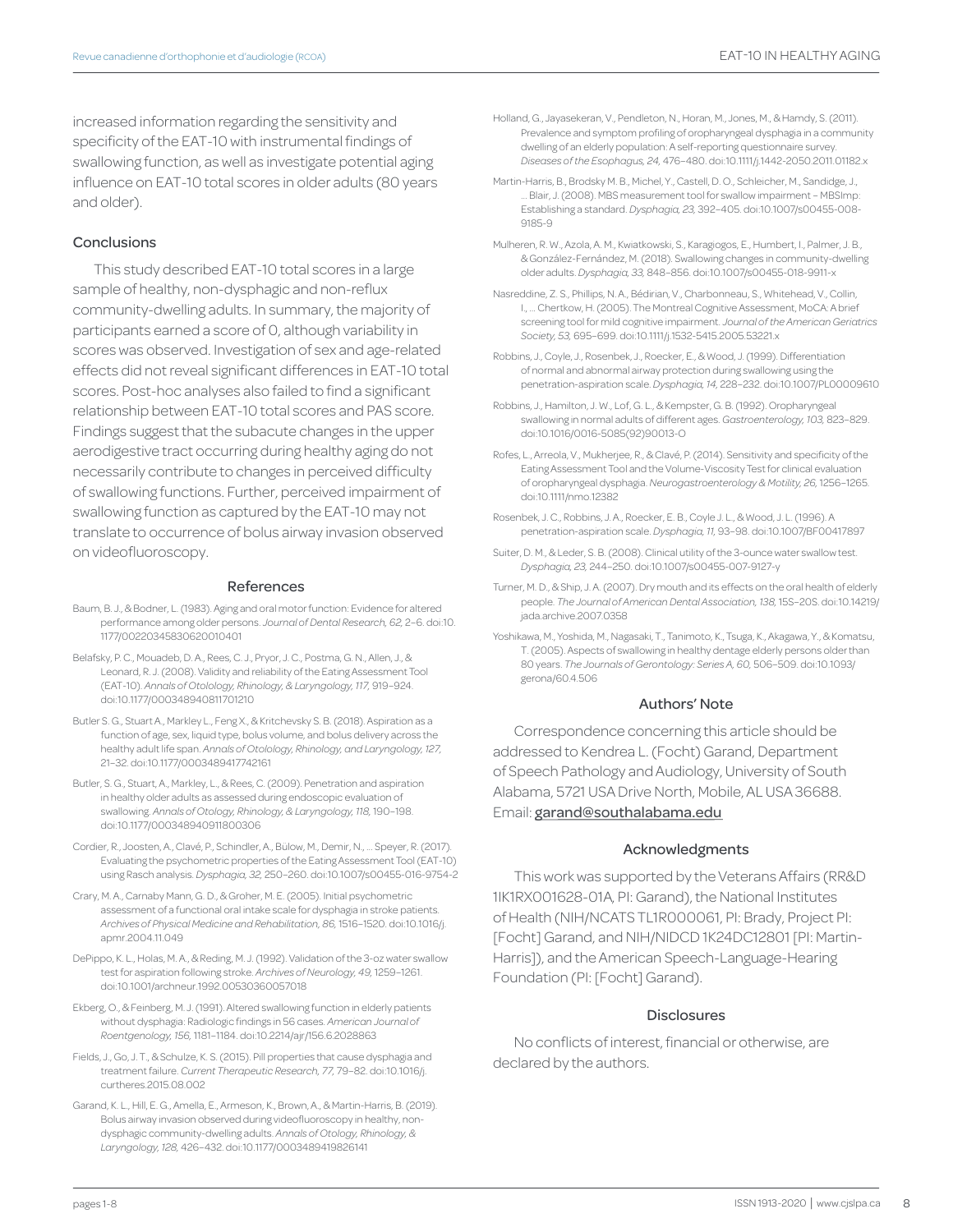increased information regarding the sensitivity and specificity of the EAT-10 with instrumental findings of swallowing function, as well as investigate potential aging influence on EAT-10 total scores in older adults (80 years and older).

### Conclusions

This study described EAT-10 total scores in a large sample of healthy, non-dysphagic and non-reflux community-dwelling adults. In summary, the majority of participants earned a score of 0, although variability in scores was observed. Investigation of sex and age-related effects did not reveal significant differences in EAT-10 total scores. Post-hoc analyses also failed to find a significant relationship between EAT-10 total scores and PAS score. Findings suggest that the subacute changes in the upper aerodigestive tract occurring during healthy aging do not necessarily contribute to changes in perceived difficulty of swallowing functions. Further, perceived impairment of swallowing function as captured by the EAT-10 may not translate to occurrence of bolus airway invasion observed on videofluoroscopy.

## References

Baum, B. J., & Bodner, L. (1983). Aging and oral motor function: Evidence for altered performance among older persons. *Journal of Dental Research, 62,* 2–6. doi:10.1177/00220345830620010401

Belafsky, P. C., Mouadeb, D. A., Rees, C. J., Pryor, J. C., Postma, G. N., Allen, J., & Leonard, R. J. (2008). Validity and reliability of the Eating Assessment Tool (EAT-10). *Annals of Otolology, Rhinology, & Laryngology, 117,* 919–924. doi:10.1177/000348940811701210

Butler S. G., Stuart A., Markley L., Feng X., & Kritchevsky S. B. (2018). Aspiration as a function of age, sex, liquid type, bolus volume, and bolus delivery across the healthy adult life span. *Annals of Otolology, Rhinology, and Laryngology, 127,* 21–32. doi:10.1177/0003489417742161

Butler, S. G., Stuart, A., Markley, L., & Rees, C. (2009). Penetration and aspiration in healthy older adults as assessed during endoscopic evaluation of swallowing. *Annals of Otology, Rhinology, & Laryngology, 118,* 190–198. doi:10.1177/000348940911800306

Cordier, R., Joosten, A., Clavé, P., Schindler, A., Bülow, M., Demir, N., ... Speyer, R. (2017). Evaluating the psychometric properties of the Eating Assessment Tool (EAT-10) using Rasch analysis. *Dysphagia, 32,* 250–260. doi:10.1007/s00455-016-9754-2

Crary, M. A., Carnaby Mann, G. D., & Groher, M. E. (2005). Initial psychometric assessment of a functional oral intake scale for dysphagia in stroke patients. *Archives of Physical Medicine and Rehabilitation, 86,* 1516–1520. doi:10.1016/j.apmr.2004.11.049

DePippo, K. L., Holas, M. A., & Reding, M. J. (1992). Validation of the 3-oz water swallow test for aspiration following stroke. *Archives of Neurology, 49,* 1259–1261. doi:10.1001/archneur.1992.00530360057018

Ekberg, O., & Feinberg, M. J. (1991). Altered swallowing function in elderly patients without dysphagia: Radiologic findings in 56 cases. *American Journal of Roentgenology, 156,* 1181–1184. doi:10.2214/ajr/156.6.2028863

Fields, J., Go, J. T., & Schulze, K. S. (2015). Pill properties that cause dysphagia and treatment failure. *Current Therapeutic Research, 77,* 79–82. doi:10.1016/j.curtheres.2015.08.002

Garand, K. L., Hill, E. G., Amella, E., Armeson, K., Brown, A., & Martin-Harris, B. (2019). Bolus airway invasion observed during videofluoroscopy in healthy, non-dysphagic community-dwelling adults. *Annals of Otology, Rhinology, & Laryngology, 128,* 426–432. doi:10.1177/0003489419826141

Holland, G., Jayasekeran, V., Pendleton, N., Horan, M., Jones, M., & Hamdy, S. (2011). Prevalence and symptom profiling of oropharyngeal dysphagia in a community dwelling of an elderly population: A self-reporting questionnaire survey. *Diseases of the Esophagus, 24,* 476–480. doi:10.1111/j.1442-2050.2011.01182.x

Martin-Harris, B., Brodsky M. B., Michel, Y., Castell, D. O., Schleicher, M., Sandidge, J., ... Blair, J. (2008). MBS measurement tool for swallow impairment – MBSImp: Establishing a standard. *Dysphagia, 23,* 392–405. doi:10.1007/s00455-008-9185-9

Mulheren, R. W., Azola, A. M., Kwiatkowski, S., Karagiogos, E., Humbert, I., Palmer, J. B., & González-Fernández, M. (2018). Swallowing changes in community-dwelling older adults. *Dysphagia, 33,* 848–856. doi:10.1007/s00455-018-9911-x

Nasreddine, Z. S., Phillips, N. A., Bédirian, V., Charbonneau, S., Whitehead, V., Collin, I., ... Chertkow, H. (2005). The Montreal Cognitive Assessment, MoCA: A brief screening tool for mild cognitive impairment. *Journal of the American Geriatrics Society, 53,* 695–699. doi:10.1111/j.1532-5415.2005.53221.x

Robbins, J., Coyle, J., Rosenbek, J., Roecker, E., & Wood, J. (1999). Differentiation of normal and abnormal airway protection during swallowing using the penetration-aspiration scale. *Dysphagia, 14,* 228–232. doi:10.1007/PL00009610

Robbins, J., Hamilton, J. W., Lof, G. L., & Kempster, G. B. (1992). Oropharyngeal swallowing in normal adults of different ages. *Gastroenterology, 103,* 823–829. doi:10.1016/0016-5085(92)90013-O

Rofes, L., Arreola, V., Mukherjee, R., & Clavé, P. (2014). Sensitivity and specificity of the Eating Assessment Tool and the Volume-Viscosity Test for clinical evaluation of oropharyngeal dysphagia. *Neurogastroenterology & Motility, 26,* 1256–1265. doi:10.1111/nmo.12382

Rosenbek, J. C., Robbins, J. A., Roecker, E. B., Coyle J. L., & Wood, J. L. (1996). A penetration-aspiration scale. *Dysphagia, 11,* 93–98. doi:10.1007/BF00417897

Suiter, D. M., & Leder, S. B. (2008). Clinical utility of the 3-ounce water swallow test. *Dysphagia, 23,* 244–250. doi:10.1007/s00455-007-9127-y

Turner, M. D., & Ship, J. A. (2007). Dry mouth and its effects on the oral health of elderly people. *The Journal of American Dental Association, 138,* 15S–20S. doi:10.14219/jada.archive.2007.0358

Yoshikawa, M., Yoshida, M., Nagasaki, T., Tanimoto, K., Tsuga, K., Akagawa, Y., & Komatsu, T. (2005). Aspects of swallowing in healthy dentage elderly persons older than 80 years. *The Journals of Gerontology: Series A, 60,* 506–509. doi:10.1093/gerona/60.4.506

## Authors' Note

Correspondence concerning this article should be addressed to Kendrea L. (Focht) Garand, Department of Speech Pathology and Audiology, University of South Alabama, 5721 USA Drive North, Mobile, AL USA 36688. Email: **garand@southalabama.edu**

## Acknowledgments

This work was supported by the Veterans Affairs (RR&D 1IK1RX001628-01A, PI: Garand), the National Institutes of Health (NIH/NCATS TL1R000061, PI: Brady, Project PI: [Focht] Garand, and NIH/NIDCD 1K24DC12801 [PI: Martin-Harris]), and the American Speech-Language-Hearing Foundation (PI: [Focht] Garand).

## Disclosures

No conflicts of interest, financial or otherwise, are declared by the authors.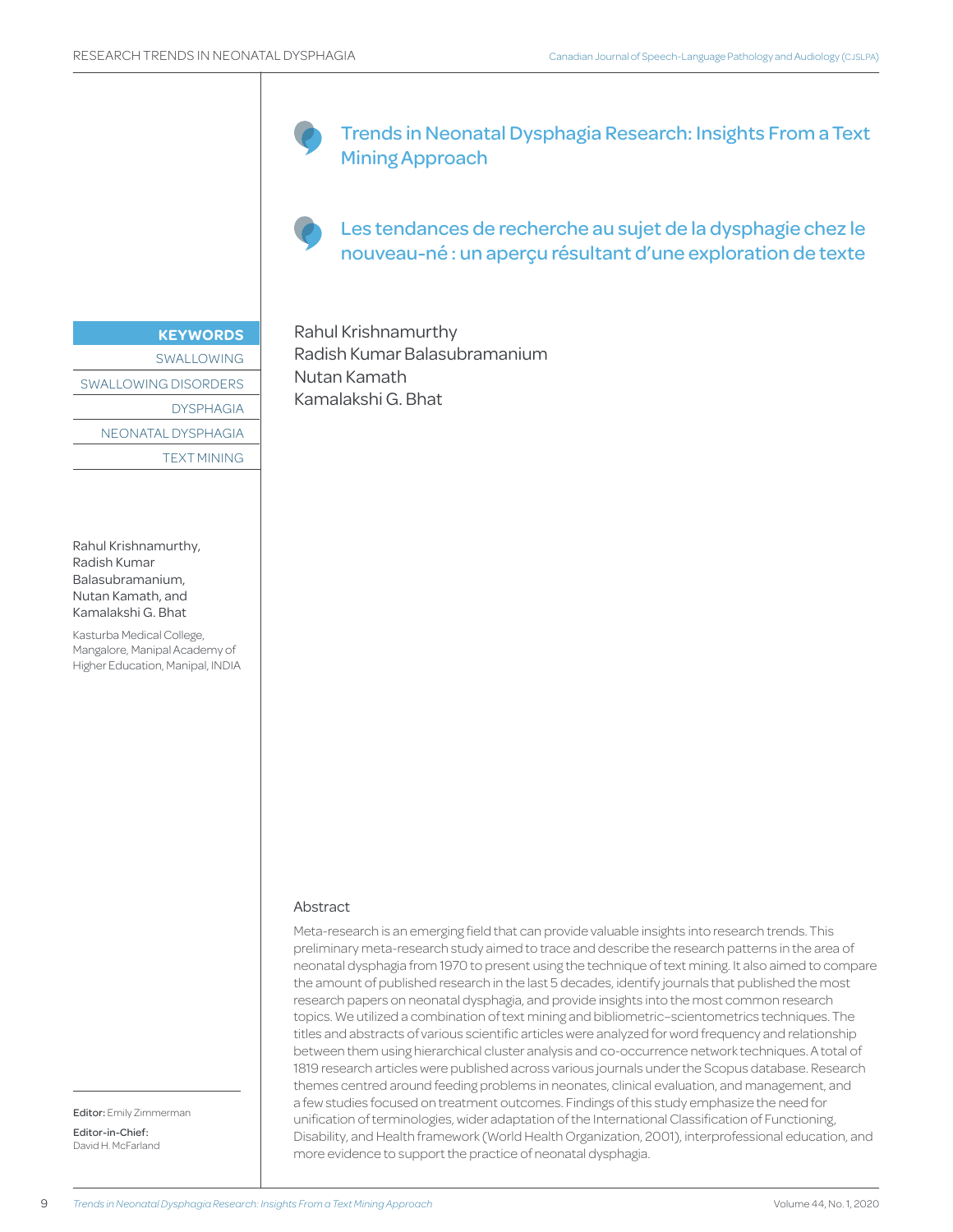# Trends in Neonatal Dysphagia Research: Insights From a Text Mining Approach

# Les tendances de recherche au sujet de la dysphagie chez le nouveau-né : un aperçu résultant d'une exploration de texte

Rahul Krishnamurthy
Radish Kumar Balasubramanium
Nutan Kamath
Kamalakshi G. Bhat

**KEYWORDS**

SWALLOWING

SWALLOWING DISORDERS

DYSPHAGIA

NEONATAL DYSPHAGIA

TEXT MINING

Rahul Krishnamurthy, Radish Kumar Balasubramanium, Nutan Kamath, and Kamalakshi G. Bhat

Kasturba Medical College, Mangalore, Manipal Academy of Higher Education, Manipal, INDIA

**Editor:** Emily Zimmerman

**Editor-in-Chief:** David H. McFarland

## Abstract

Meta-research is an emerging field that can provide valuable insights into research trends. This preliminary meta-research study aimed to trace and describe the research patterns in the area of neonatal dysphagia from 1970 to present using the technique of text mining. It also aimed to compare the amount of published research in the last 5 decades, identify journals that published the most research papers on neonatal dysphagia, and provide insights into the most common research topics. We utilized a combination of text mining and bibliometric–scientometrics techniques. The titles and abstracts of various scientific articles were analyzed for word frequency and relationship between them using hierarchical cluster analysis and co-occurrence network techniques. A total of 1819 research articles were published across various journals under the Scopus database. Research themes centred around feeding problems in neonates, clinical evaluation, and management, and a few studies focused on treatment outcomes. Findings of this study emphasize the need for unification of terminologies, wider adaptation of the International Classification of Functioning, Disability, and Health framework (World Health Organization, 2001), interprofessional education, and more evidence to support the practice of neonatal dysphagia.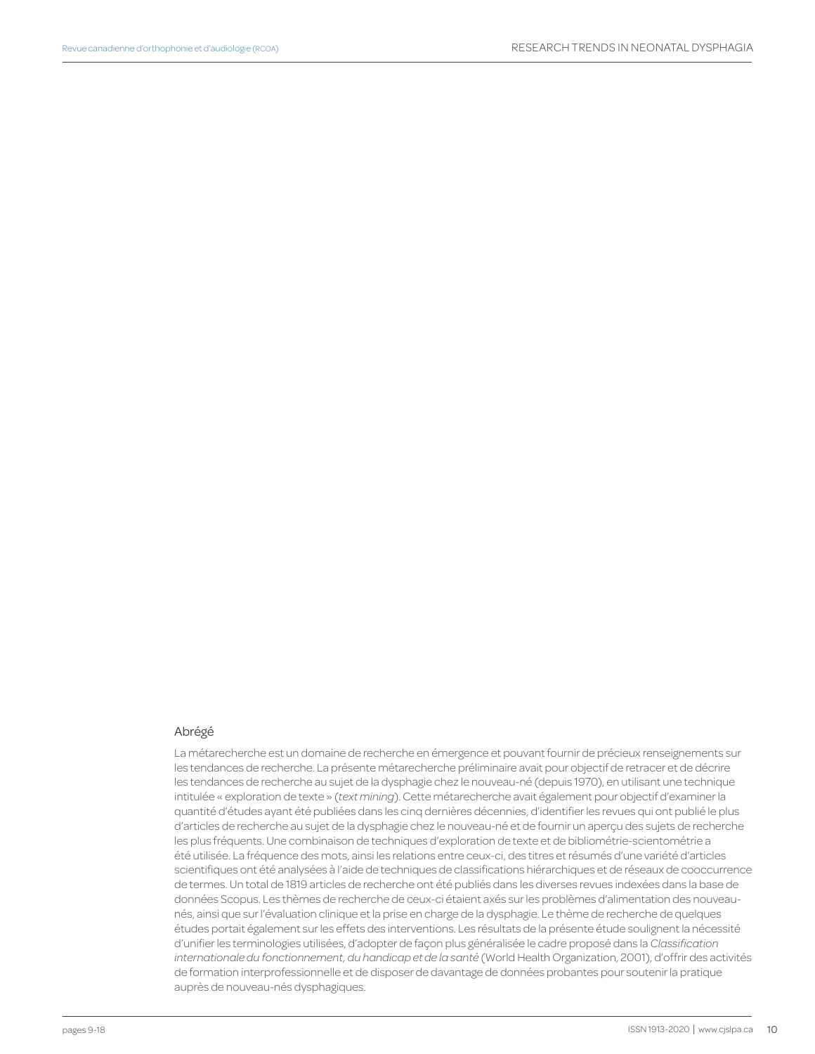## Abrégé

La métarecherche est un domaine de recherche en émergence et pouvant fournir de précieux renseignements sur les tendances de recherche. La présente métarecherche préliminaire avait pour objectif de retracer et de décrire les tendances de recherche au sujet de la dysphagie chez le nouveau-né (depuis 1970), en utilisant une technique intitulée « exploration de texte » (*text mining*). Cette métarecherche avait également pour objectif d'examiner la quantité d'études ayant été publiées dans les cinq dernières décennies, d'identifier les revues qui ont publié le plus d'articles de recherche au sujet de la dysphagie chez le nouveau-né et de fournir un aperçu des sujets de recherche les plus fréquents. Une combinaison de techniques d'exploration de texte et de bibliométrie-scientométrie a été utilisée. La fréquence des mots, ainsi les relations entre ceux-ci, des titres et résumés d'une variété d'articles scientifiques ont été analysées à l'aide de techniques de classifications hiérarchiques et de réseaux de cooccurrence de termes. Un total de 1819 articles de recherche ont été publiés dans les diverses revues indexées dans la base de données Scopus. Les thèmes de recherche de ceux-ci étaient axés sur les problèmes d'alimentation des nouveau-nés, ainsi que sur l'évaluation clinique et la prise en charge de la dysphagie. Le thème de recherche de quelques études portait également sur les effets des interventions. Les résultats de la présente étude soulignent la nécessité d'unifier les terminologies utilisées, d'adopter de façon plus généralisée le cadre proposé dans la *Classification internationale du fonctionnement, du handicap et de la santé* (World Health Organization, 2001), d'offrir des activités de formation interprofessionnelle et de disposer de davantage de données probantes pour soutenir la pratique auprès de nouveau-nés dysphagiques.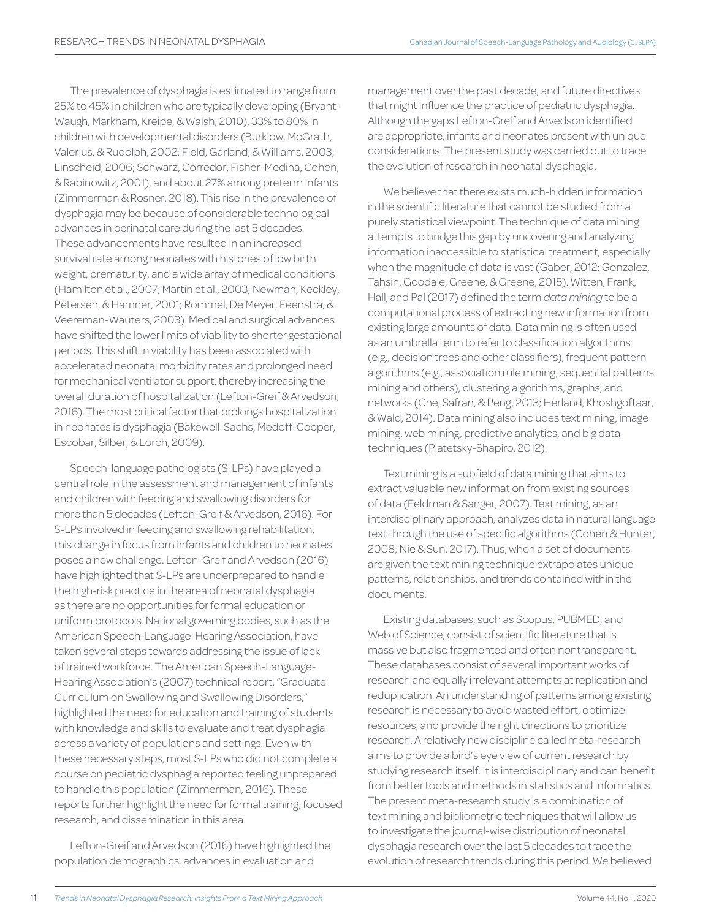The prevalence of dysphagia is estimated to range from 25% to 45% in children who are typically developing (Bryant-Waugh, Markham, Kreipe, & Walsh, 2010), 33% to 80% in children with developmental disorders (Burklow, McGrath, Valerius, & Rudolph, 2002; Field, Garland, & Williams, 2003; Linscheid, 2006; Schwarz, Corredor, Fisher-Medina, Cohen, & Rabinowitz, 2001), and about 27% among preterm infants (Zimmerman & Rosner, 2018). This rise in the prevalence of dysphagia may be because of considerable technological advances in perinatal care during the last 5 decades. These advancements have resulted in an increased survival rate among neonates with histories of low birth weight, prematurity, and a wide array of medical conditions (Hamilton et al., 2007; Martin et al., 2003; Newman, Keckley, Petersen, & Hamner, 2001; Rommel, De Meyer, Feenstra, & Veereman-Wauters, 2003). Medical and surgical advances have shifted the lower limits of viability to shorter gestational periods. This shift in viability has been associated with accelerated neonatal morbidity rates and prolonged need for mechanical ventilator support, thereby increasing the overall duration of hospitalization (Lefton-Greif & Arvedson, 2016). The most critical factor that prolongs hospitalization in neonates is dysphagia (Bakewell-Sachs, Medoff-Cooper, Escobar, Silber, & Lorch, 2009).

Speech-language pathologists (S-LPs) have played a central role in the assessment and management of infants and children with feeding and swallowing disorders for more than 5 decades (Lefton-Greif & Arvedson, 2016). For S-LPs involved in feeding and swallowing rehabilitation, this change in focus from infants and children to neonates poses a new challenge. Lefton-Greif and Arvedson (2016) have highlighted that S-LPs are underprepared to handle the high-risk practice in the area of neonatal dysphagia as there are no opportunities for formal education or uniform protocols. National governing bodies, such as the American Speech-Language-Hearing Association, have taken several steps towards addressing the issue of lack of trained workforce. The American Speech-Language-Hearing Association's (2007) technical report, "Graduate Curriculum on Swallowing and Swallowing Disorders," highlighted the need for education and training of students with knowledge and skills to evaluate and treat dysphagia across a variety of populations and settings. Even with these necessary steps, most S-LPs who did not complete a course on pediatric dysphagia reported feeling unprepared to handle this population (Zimmerman, 2016). These reports further highlight the need for formal training, focused research, and dissemination in this area.

Lefton-Greif and Arvedson (2016) have highlighted the population demographics, advances in evaluation and management over the past decade, and future directives that might influence the practice of pediatric dysphagia. Although the gaps Lefton-Greif and Arvedson identified are appropriate, infants and neonates present with unique considerations. The present study was carried out to trace the evolution of research in neonatal dysphagia.

We believe that there exists much-hidden information in the scientific literature that cannot be studied from a purely statistical viewpoint. The technique of data mining attempts to bridge this gap by uncovering and analyzing information inaccessible to statistical treatment, especially when the magnitude of data is vast (Gaber, 2012; Gonzalez, Tahsin, Goodale, Greene, & Greene, 2015). Witten, Frank, Hall, and Pal (2017) defined the term *data mining* to be a computational process of extracting new information from existing large amounts of data. Data mining is often used as an umbrella term to refer to classification algorithms (e.g., decision trees and other classifiers), frequent pattern algorithms (e.g., association rule mining, sequential patterns mining and others), clustering algorithms, graphs, and networks (Che, Safran, & Peng, 2013; Herland, Khoshgoftaar, & Wald, 2014). Data mining also includes text mining, image mining, web mining, predictive analytics, and big data techniques (Piatetsky-Shapiro, 2012).

Text mining is a subfield of data mining that aims to extract valuable new information from existing sources of data (Feldman & Sanger, 2007). Text mining, as an interdisciplinary approach, analyzes data in natural language text through the use of specific algorithms (Cohen & Hunter, 2008; Nie & Sun, 2017). Thus, when a set of documents are given the text mining technique extrapolates unique patterns, relationships, and trends contained within the documents.

Existing databases, such as Scopus, PUBMED, and Web of Science, consist of scientific literature that is massive but also fragmented and often nontransparent. These databases consist of several important works of research and equally irrelevant attempts at replication and reduplication. An understanding of patterns among existing research is necessary to avoid wasted effort, optimize resources, and provide the right directions to prioritize research. A relatively new discipline called meta-research aims to provide a bird's eye view of current research by studying research itself. It is interdisciplinary and can benefit from better tools and methods in statistics and informatics. The present meta-research study is a combination of text mining and bibliometric techniques that will allow us to investigate the journal-wise distribution of neonatal dysphagia research over the last 5 decades to trace the evolution of research trends during this period. We believed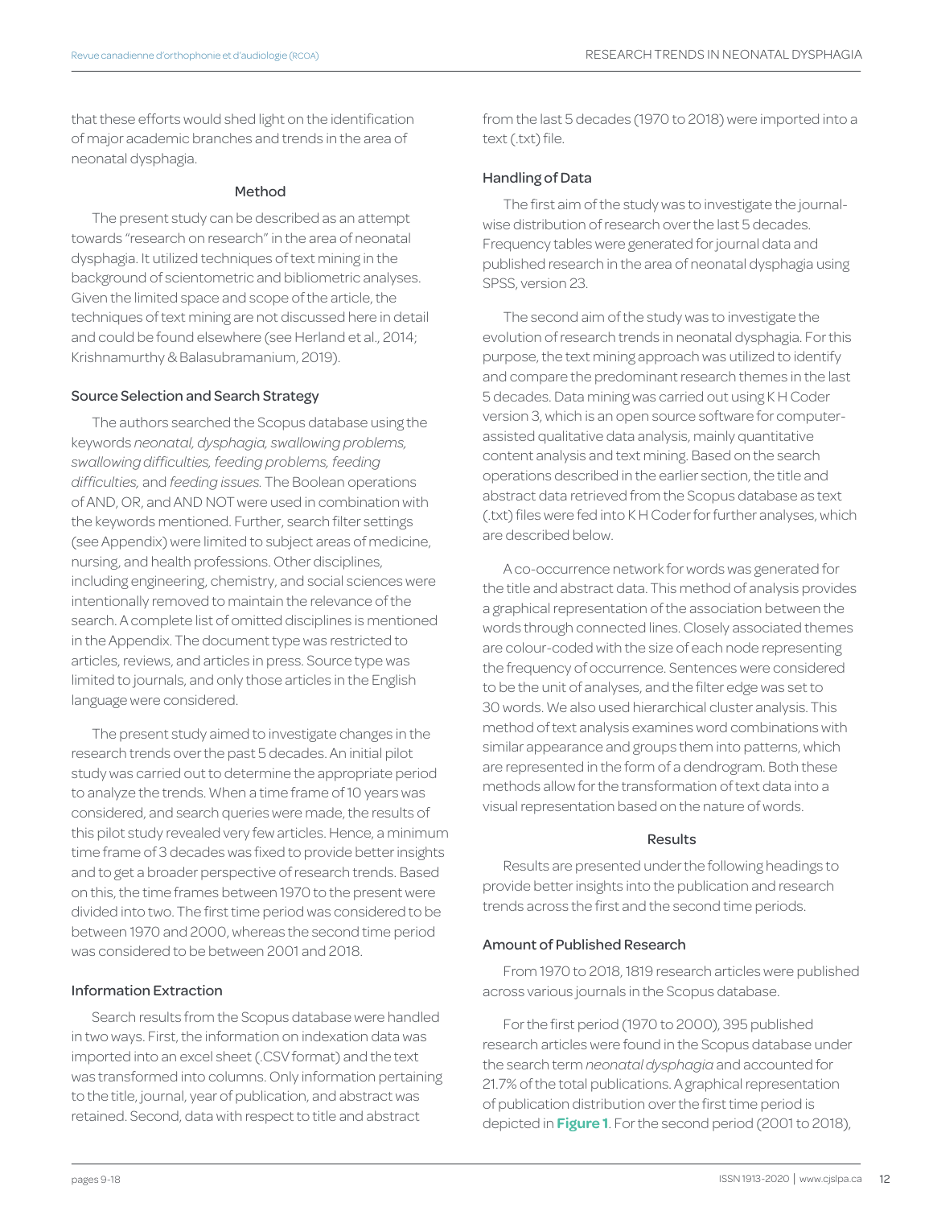that these efforts would shed light on the identification of major academic branches and trends in the area of neonatal dysphagia.

## Method

The present study can be described as an attempt towards "research on research" in the area of neonatal dysphagia. It utilized techniques of text mining in the background of scientometric and bibliometric analyses. Given the limited space and scope of the article, the techniques of text mining are not discussed here in detail and could be found elsewhere (see Herland et al., 2014; Krishnamurthy & Balasubramanium, 2019).

### Source Selection and Search Strategy

The authors searched the Scopus database using the keywords *neonatal, dysphagia, swallowing problems, swallowing difficulties, feeding problems, feeding difficulties,* and *feeding issues.* The Boolean operations of AND, OR, and AND NOT were used in combination with the keywords mentioned. Further, search filter settings (see Appendix) were limited to subject areas of medicine, nursing, and health professions. Other disciplines, including engineering, chemistry, and social sciences were intentionally removed to maintain the relevance of the search. A complete list of omitted disciplines is mentioned in the Appendix. The document type was restricted to articles, reviews, and articles in press. Source type was limited to journals, and only those articles in the English language were considered.

The present study aimed to investigate changes in the research trends over the past 5 decades. An initial pilot study was carried out to determine the appropriate period to analyze the trends. When a time frame of 10 years was considered, and search queries were made, the results of this pilot study revealed very few articles. Hence, a minimum time frame of 3 decades was fixed to provide better insights and to get a broader perspective of research trends. Based on this, the time frames between 1970 to the present were divided into two. The first time period was considered to be between 1970 and 2000, whereas the second time period was considered to be between 2001 and 2018.

### Information Extraction

Search results from the Scopus database were handled in two ways. First, the information on indexation data was imported into an excel sheet (.CSV format) and the text was transformed into columns. Only information pertaining to the title, journal, year of publication, and abstract was retained. Second, data with respect to title and abstract from the last 5 decades (1970 to 2018) were imported into a text (.txt) file.

### Handling of Data

The first aim of the study was to investigate the journal-wise distribution of research over the last 5 decades. Frequency tables were generated for journal data and published research in the area of neonatal dysphagia using SPSS, version 23.

The second aim of the study was to investigate the evolution of research trends in neonatal dysphagia. For this purpose, the text mining approach was utilized to identify and compare the predominant research themes in the last 5 decades. Data mining was carried out using K H Coder version 3, which is an open source software for computer-assisted qualitative data analysis, mainly quantitative content analysis and text mining. Based on the search operations described in the earlier section, the title and abstract data retrieved from the Scopus database as text (.txt) files were fed into K H Coder for further analyses, which are described below.

A co-occurrence network for words was generated for the title and abstract data. This method of analysis provides a graphical representation of the association between the words through connected lines. Closely associated themes are colour-coded with the size of each node representing the frequency of occurrence. Sentences were considered to be the unit of analyses, and the filter edge was set to 30 words. We also used hierarchical cluster analysis. This method of text analysis examines word combinations with similar appearance and groups them into patterns, which are represented in the form of a dendrogram. Both these methods allow for the transformation of text data into a visual representation based on the nature of words.

## Results

Results are presented under the following headings to provide better insights into the publication and research trends across the first and the second time periods.

### Amount of Published Research

From 1970 to 2018, 1819 research articles were published across various journals in the Scopus database.

For the first period (1970 to 2000), 395 published research articles were found in the Scopus database under the search term *neonatal dysphagia* and accounted for 21.7% of the total publications. A graphical representation of publication distribution over the first time period is depicted in **Figure 1**. For the second period (2001 to 2018),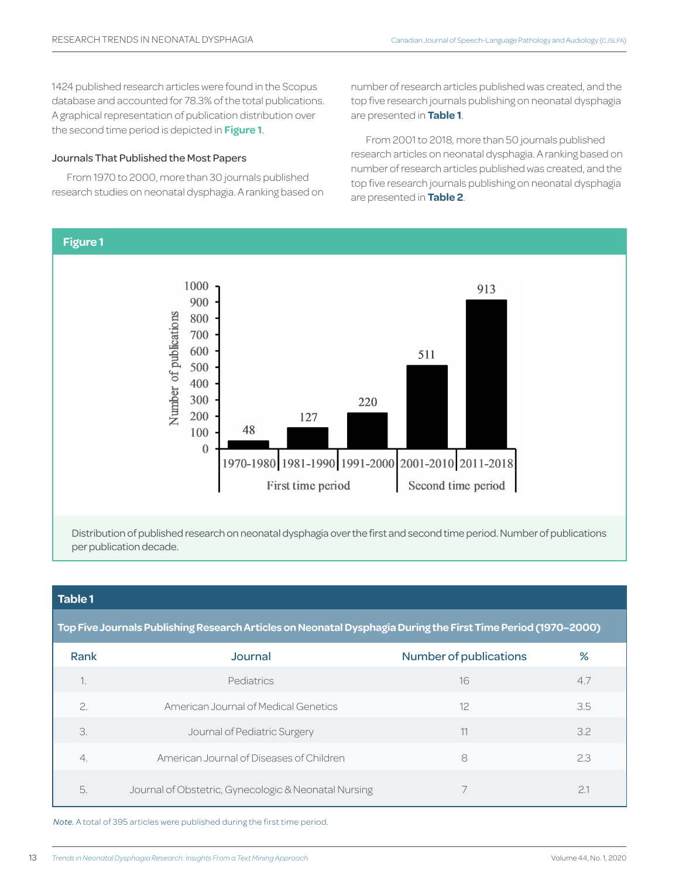1424 published research articles were found in the Scopus database and accounted for 78.3% of the total publications. A graphical representation of publication distribution over the second time period is depicted in **Figure 1**.

### Journals That Published the Most Papers

From 1970 to 2000, more than 30 journals published research studies on neonatal dysphagia. A ranking based on number of research articles published was created, and the top five research journals publishing on neonatal dysphagia are presented in **Table 1**.

From 2001 to 2018, more than 50 journals published research articles on neonatal dysphagia. A ranking based on number of research articles published was created, and the top five research journals publishing on neonatal dysphagia are presented in **Table 2**.

**Figure 1**

Distribution of published research on neonatal dysphagia over the first and second time period. Number of publications per publication decade.

**Table 1**

**Top Five Journals Publishing Research Articles on Neonatal Dysphagia During the First Time Period (1970–2000)**

| Rank | Journal | Number of publications | % |
|---|---|---|---|
| 1. | Pediatrics | 16 | 4.7 |
| 2. | American Journal of Medical Genetics | 12 | 3.5 |
| 3. | Journal of Pediatric Surgery | 11 | 3.2 |
| 4. | American Journal of Diseases of Children | 8 | 2.3 |
| 5. | Journal of Obstetric, Gynecologic & Neonatal Nursing | 7 | 2.1 |

*Note.* A total of 395 articles were published during the first time period.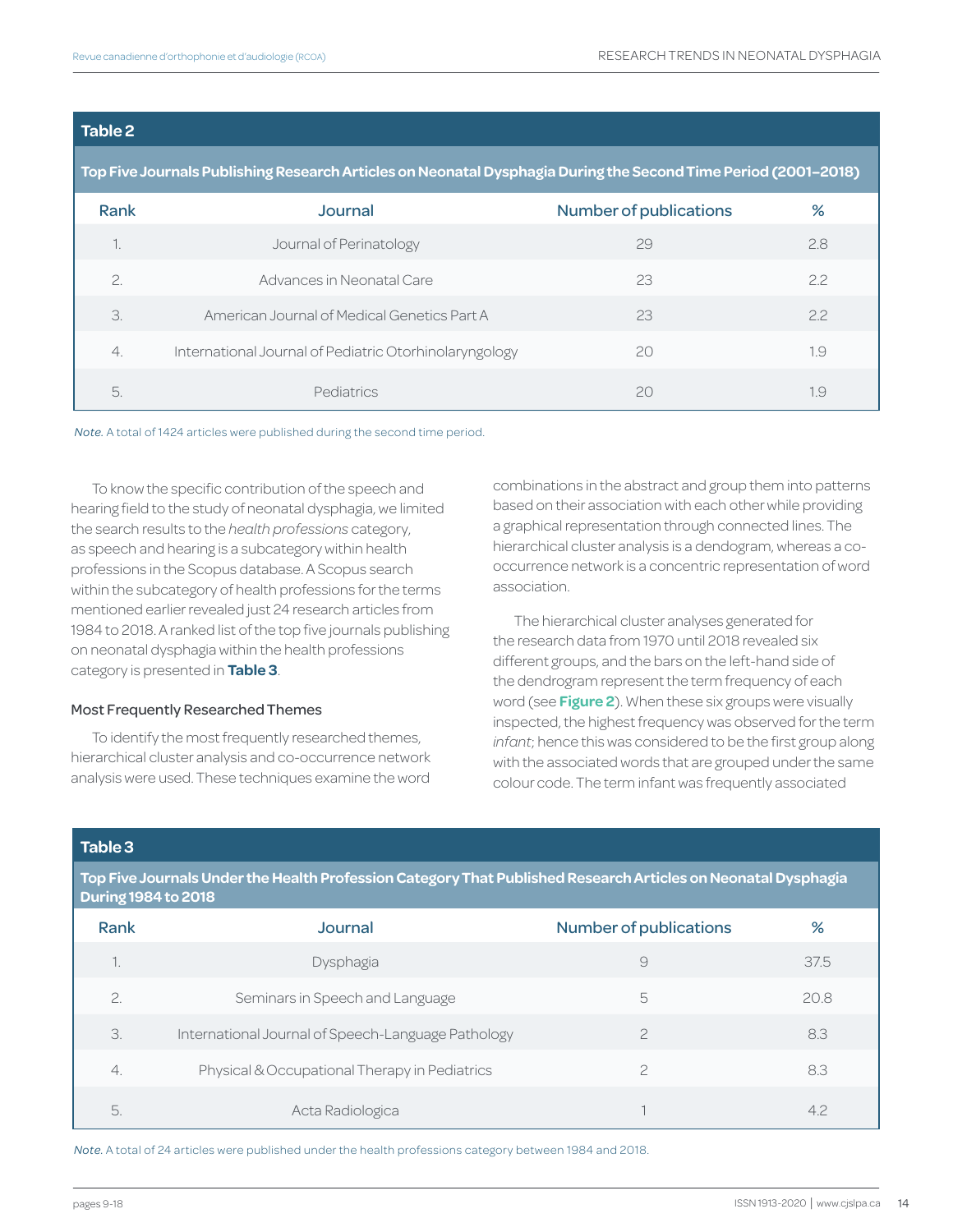**Table 2**

**Top Five Journals Publishing Research Articles on Neonatal Dysphagia During the Second Time Period (2001–2018)**

| Rank | Journal | Number of publications | % |
|---|---|---|---|
| 1. | Journal of Perinatology | 29 | 2.8 |
| 2. | Advances in Neonatal Care | 23 | 2.2 |
| 3. | American Journal of Medical Genetics Part A | 23 | 2.2 |
| 4. | International Journal of Pediatric Otorhinolaryngology | 20 | 1.9 |
| 5. | Pediatrics | 20 | 1.9 |

*Note.* A total of 1424 articles were published during the second time period.

To know the specific contribution of the speech and hearing field to the study of neonatal dysphagia, we limited the search results to the *health professions* category, as speech and hearing is a subcategory within health professions in the Scopus database. A Scopus search within the subcategory of health professions for the terms mentioned earlier revealed just 24 research articles from 1984 to 2018. A ranked list of the top five journals publishing on neonatal dysphagia within the health professions category is presented in **Table 3**.

### Most Frequently Researched Themes

To identify the most frequently researched themes, hierarchical cluster analysis and co-occurrence network analysis were used. These techniques examine the word combinations in the abstract and group them into patterns based on their association with each other while providing a graphical representation through connected lines. The hierarchical cluster analysis is a dendogram, whereas a co-occurrence network is a concentric representation of word association.

The hierarchical cluster analyses generated for the research data from 1970 until 2018 revealed six different groups, and the bars on the left-hand side of the dendrogram represent the term frequency of each word (see **Figure 2**). When these six groups were visually inspected, the highest frequency was observed for the term *infant*; hence this was considered to be the first group along with the associated words that are grouped under the same colour code. The term infant was frequently associated

**Table 3**

**Top Five Journals Under the Health Profession Category That Published Research Articles on Neonatal Dysphagia During 1984 to 2018**

| Rank | Journal | Number of publications | % |
|---|---|---|---|
| 1. | Dysphagia | 9 | 37.5 |
| 2. | Seminars in Speech and Language | 5 | 20.8 |
| 3. | International Journal of Speech-Language Pathology | 2 | 8.3 |
| 4. | Physical & Occupational Therapy in Pediatrics | 2 | 8.3 |
| 5. | Acta Radiologica | 1 | 4.2 |

*Note.* A total of 24 articles were published under the health professions category between 1984 and 2018.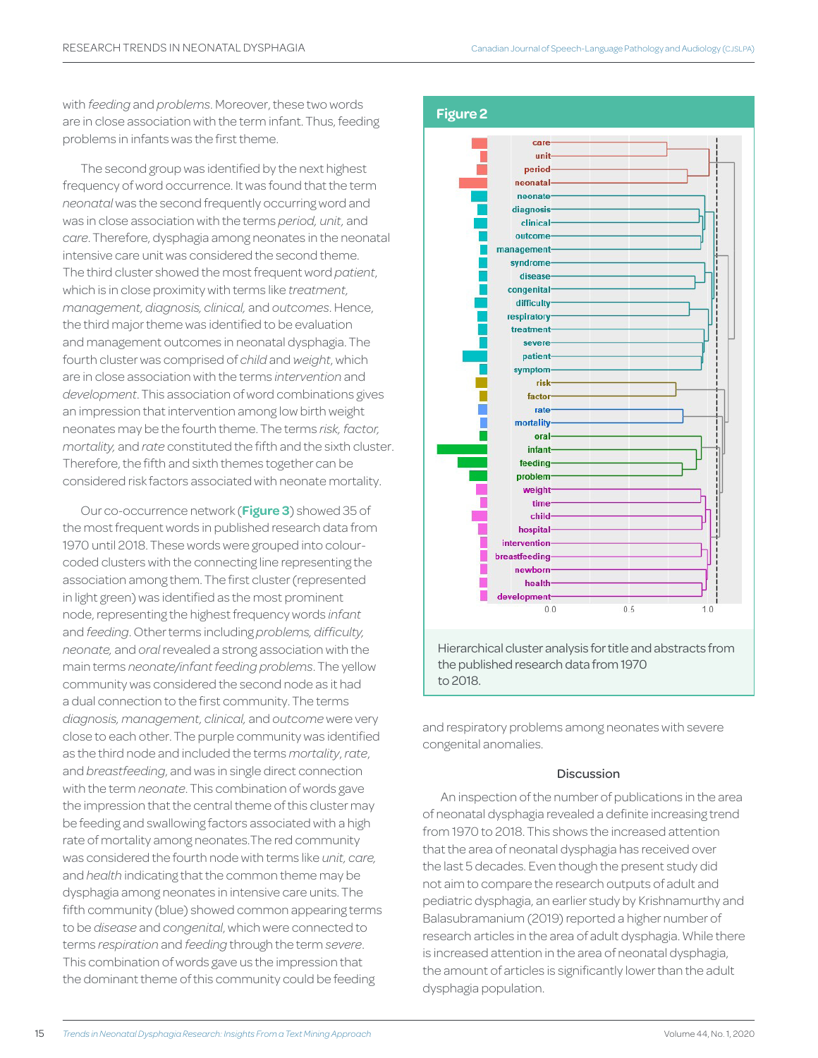with *feeding* and *problems*. Moreover, these two words are in close association with the term infant. Thus, feeding problems in infants was the first theme.

The second group was identified by the next highest frequency of word occurrence. It was found that the term *neonatal* was the second frequently occurring word and was in close association with the terms *period, unit,* and *care*. Therefore, dysphagia among neonates in the neonatal intensive care unit was considered the second theme. The third cluster showed the most frequent word *patient*, which is in close proximity with terms like *treatment, management, diagnosis, clinical,* and *outcomes*. Hence, the third major theme was identified to be evaluation and management outcomes in neonatal dysphagia. The fourth cluster was comprised of *child* and *weight*, which are in close association with the terms *intervention* and *development*. This association of word combinations gives an impression that intervention among low birth weight neonates may be the fourth theme. The terms *risk, factor, mortality,* and *rate* constituted the fifth and the sixth cluster. Therefore, the fifth and sixth themes together can be considered risk factors associated with neonate mortality.

Our co-occurrence network (**Figure 3**) showed 35 of the most frequent words in published research data from 1970 until 2018. These words were grouped into colour-coded clusters with the connecting line representing the association among them. The first cluster (represented in light green) was identified as the most prominent node, representing the highest frequency words *infant* and *feeding*. Other terms including *problems, difficulty, neonate,* and *oral* revealed a strong association with the main terms *neonate/infant feeding problems*. The yellow community was considered the second node as it had a dual connection to the first community. The terms *diagnosis, management, clinical,* and *outcome* were very close to each other. The purple community was identified as the third node and included the terms *mortality*, *rate*, and *breastfeeding*, and was in single direct connection with the term *neonate*. This combination of words gave the impression that the central theme of this cluster may be feeding and swallowing factors associated with a high rate of mortality among neonates.The red community was considered the fourth node with terms like *unit, care,* and *health* indicating that the common theme may be dysphagia among neonates in intensive care units. The fifth community (blue) showed common appearing terms to be *disease* and *congenital*, which were connected to terms *respiration* and *feeding* through the term *severe*. This combination of words gave us the impression that the dominant theme of this community could be feeding and respiratory problems among neonates with severe congenital anomalies.

**Figure 2**

Hierarchical cluster analysis for title and abstracts from the published research data from 1970 to 2018.

## Discussion

An inspection of the number of publications in the area of neonatal dysphagia revealed a definite increasing trend from 1970 to 2018. This shows the increased attention that the area of neonatal dysphagia has received over the last 5 decades. Even though the present study did not aim to compare the research outputs of adult and pediatric dysphagia, an earlier study by Krishnamurthy and Balasubramanium (2019) reported a higher number of research articles in the area of adult dysphagia. While there is increased attention in the area of neonatal dysphagia, the amount of articles is significantly lower than the adult dysphagia population.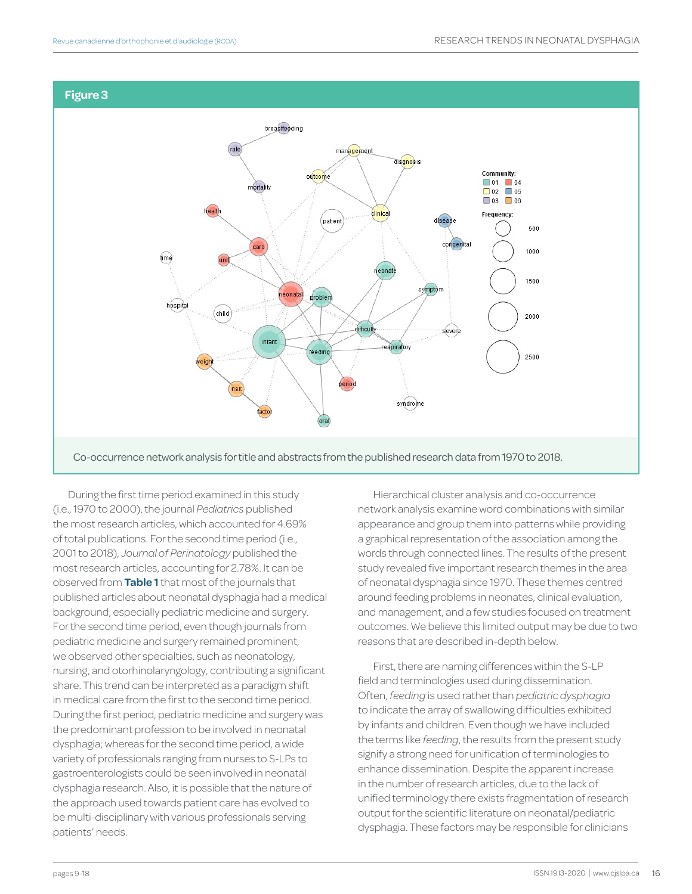## Figure 3

Co-occurrence network analysis for title and abstracts from the published research data from 1970 to 2018.

During the first time period examined in this study (i.e., 1970 to 2000), the journal *Pediatrics* published the most research articles, which accounted for 4.69% of total publications. For the second time period (i.e., 2001 to 2018), *Journal of Perinatology* published the most research articles, accounting for 2.78%. It can be observed from **Table 1** that most of the journals that published articles about neonatal dysphagia had a medical background, especially pediatric medicine and surgery. For the second time period, even though journals from pediatric medicine and surgery remained prominent, we observed other specialties, such as neonatology, nursing, and otorhinolaryngology, contributing a significant share. This trend can be interpreted as a paradigm shift in medical care from the first to the second time period. During the first period, pediatric medicine and surgery was the predominant profession to be involved in neonatal dysphagia; whereas for the second time period, a wide variety of professionals ranging from nurses to S-LPs to gastroenterologists could be seen involved in neonatal dysphagia research. Also, it is possible that the nature of the approach used towards patient care has evolved to be multi-disciplinary with various professionals serving patients' needs.

Hierarchical cluster analysis and co-occurrence network analysis examine word combinations with similar appearance and group them into patterns while providing a graphical representation of the association among the words through connected lines. The results of the present study revealed five important research themes in the area of neonatal dysphagia since 1970. These themes centred around feeding problems in neonates, clinical evaluation, and management, and a few studies focused on treatment outcomes. We believe this limited output may be due to two reasons that are described in-depth below.

First, there are naming differences within the S-LP field and terminologies used during dissemination. Often, *feeding* is used rather than *pediatric dysphagia* to indicate the array of swallowing difficulties exhibited by infants and children. Even though we have included the terms like *feeding*, the results from the present study signify a strong need for unification of terminologies to enhance dissemination. Despite the apparent increase in the number of research articles, due to the lack of unified terminology there exists fragmentation of research output for the scientific literature on neonatal/pediatric dysphagia. These factors may be responsible for clinicians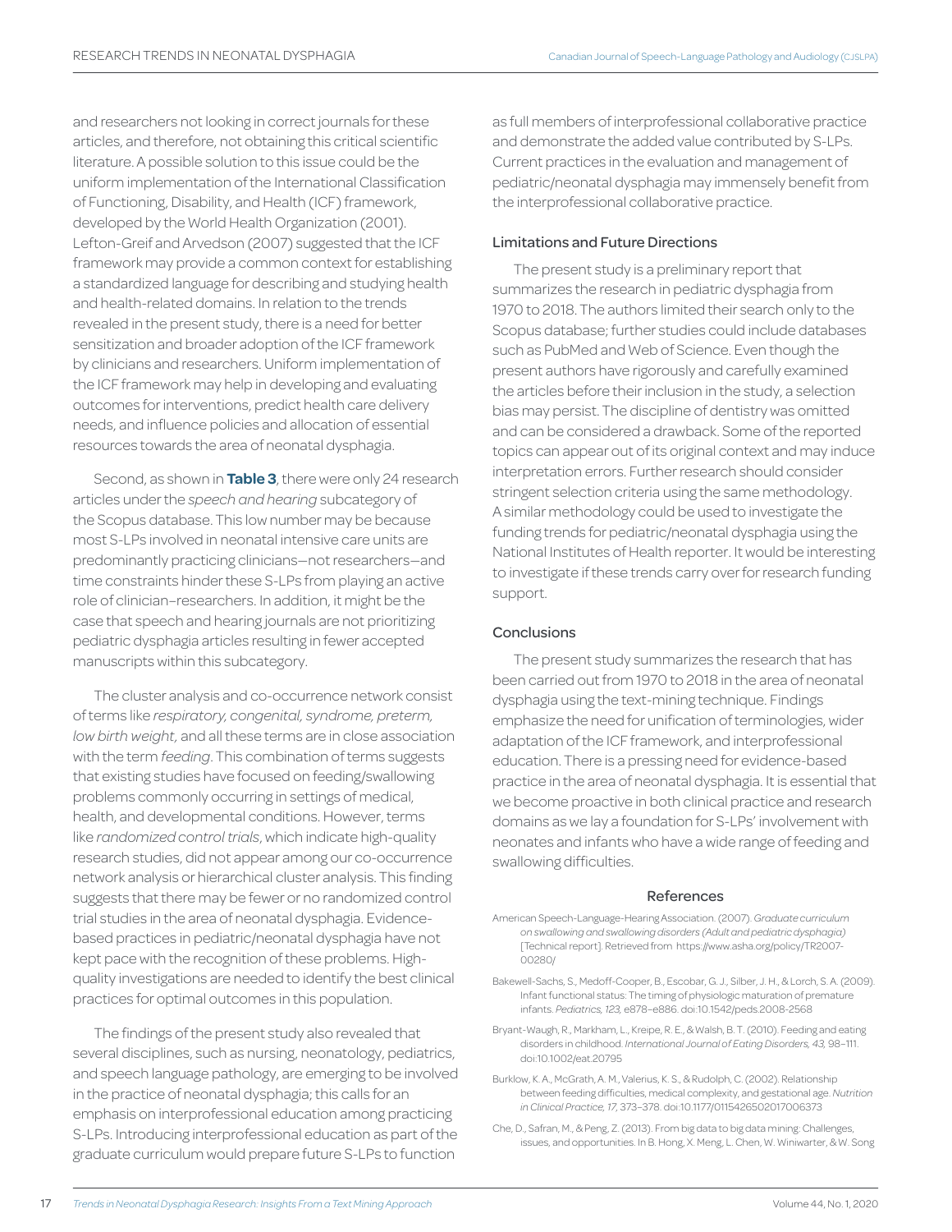and researchers not looking in correct journals for these articles, and therefore, not obtaining this critical scientific literature. A possible solution to this issue could be the uniform implementation of the International Classification of Functioning, Disability, and Health (ICF) framework, developed by the World Health Organization (2001). Lefton-Greif and Arvedson (2007) suggested that the ICF framework may provide a common context for establishing a standardized language for describing and studying health and health-related domains. In relation to the trends revealed in the present study, there is a need for better sensitization and broader adoption of the ICF framework by clinicians and researchers. Uniform implementation of the ICF framework may help in developing and evaluating outcomes for interventions, predict health care delivery needs, and influence policies and allocation of essential resources towards the area of neonatal dysphagia.

Second, as shown in **Table 3**, there were only 24 research articles under the *speech and hearing* subcategory of the Scopus database. This low number may be because most S-LPs involved in neonatal intensive care units are predominantly practicing clinicians—not researchers—and time constraints hinder these S-LPs from playing an active role of clinician–researchers. In addition, it might be the case that speech and hearing journals are not prioritizing pediatric dysphagia articles resulting in fewer accepted manuscripts within this subcategory.

The cluster analysis and co-occurrence network consist of terms like *respiratory, congenital, syndrome, preterm, low birth weight,* and all these terms are in close association with the term *feeding*. This combination of terms suggests that existing studies have focused on feeding/swallowing problems commonly occurring in settings of medical, health, and developmental conditions. However, terms like *randomized control trials*, which indicate high-quality research studies, did not appear among our co-occurrence network analysis or hierarchical cluster analysis. This finding suggests that there may be fewer or no randomized control trial studies in the area of neonatal dysphagia. Evidence-based practices in pediatric/neonatal dysphagia have not kept pace with the recognition of these problems. High-quality investigations are needed to identify the best clinical practices for optimal outcomes in this population.

The findings of the present study also revealed that several disciplines, such as nursing, neonatology, pediatrics, and speech language pathology, are emerging to be involved in the practice of neonatal dysphagia; this calls for an emphasis on interprofessional education among practicing S-LPs. Introducing interprofessional education as part of the graduate curriculum would prepare future S-LPs to function as full members of interprofessional collaborative practice and demonstrate the added value contributed by S-LPs. Current practices in the evaluation and management of pediatric/neonatal dysphagia may immensely benefit from the interprofessional collaborative practice.

### Limitations and Future Directions

The present study is a preliminary report that summarizes the research in pediatric dysphagia from 1970 to 2018. The authors limited their search only to the Scopus database; further studies could include databases such as PubMed and Web of Science. Even though the present authors have rigorously and carefully examined the articles before their inclusion in the study, a selection bias may persist. The discipline of dentistry was omitted and can be considered a drawback. Some of the reported topics can appear out of its original context and may induce interpretation errors. Further research should consider stringent selection criteria using the same methodology. A similar methodology could be used to investigate the funding trends for pediatric/neonatal dysphagia using the National Institutes of Health reporter. It would be interesting to investigate if these trends carry over for research funding support.

### Conclusions

The present study summarizes the research that has been carried out from 1970 to 2018 in the area of neonatal dysphagia using the text-mining technique. Findings emphasize the need for unification of terminologies, wider adaptation of the ICF framework, and interprofessional education. There is a pressing need for evidence-based practice in the area of neonatal dysphagia. It is essential that we become proactive in both clinical practice and research domains as we lay a foundation for S-LPs' involvement with neonates and infants who have a wide range of feeding and swallowing difficulties.

## References

American Speech-Language-Hearing Association. (2007). *Graduate curriculum on swallowing and swallowing disorders (Adult and pediatric dysphagia)* [Technical report]. Retrieved from https://www.asha.org/policy/TR2007-00280/

Bakewell-Sachs, S., Medoff-Cooper, B., Escobar, G. J., Silber, J. H., & Lorch, S. A. (2009). Infant functional status: The timing of physiologic maturation of premature infants. *Pediatrics, 123,* e878–e886. doi:10.1542/peds.2008-2568

Bryant-Waugh, R., Markham, L., Kreipe, R. E., & Walsh, B. T. (2010). Feeding and eating disorders in childhood. *International Journal of Eating Disorders, 43,* 98–111. doi:10.1002/eat.20795

Burklow, K. A., McGrath, A. M., Valerius, K. S., & Rudolph, C. (2002). Relationship between feeding difficulties, medical complexity, and gestational age. *Nutrition in Clinical Practice, 17,* 373–378. doi:10.1177/0115426502017006373

Che, D., Safran, M., & Peng, Z. (2013). From big data to big data mining: Challenges, issues, and opportunities. In B. Hong, X. Meng, L. Chen, W. Winiwarter, & W. Song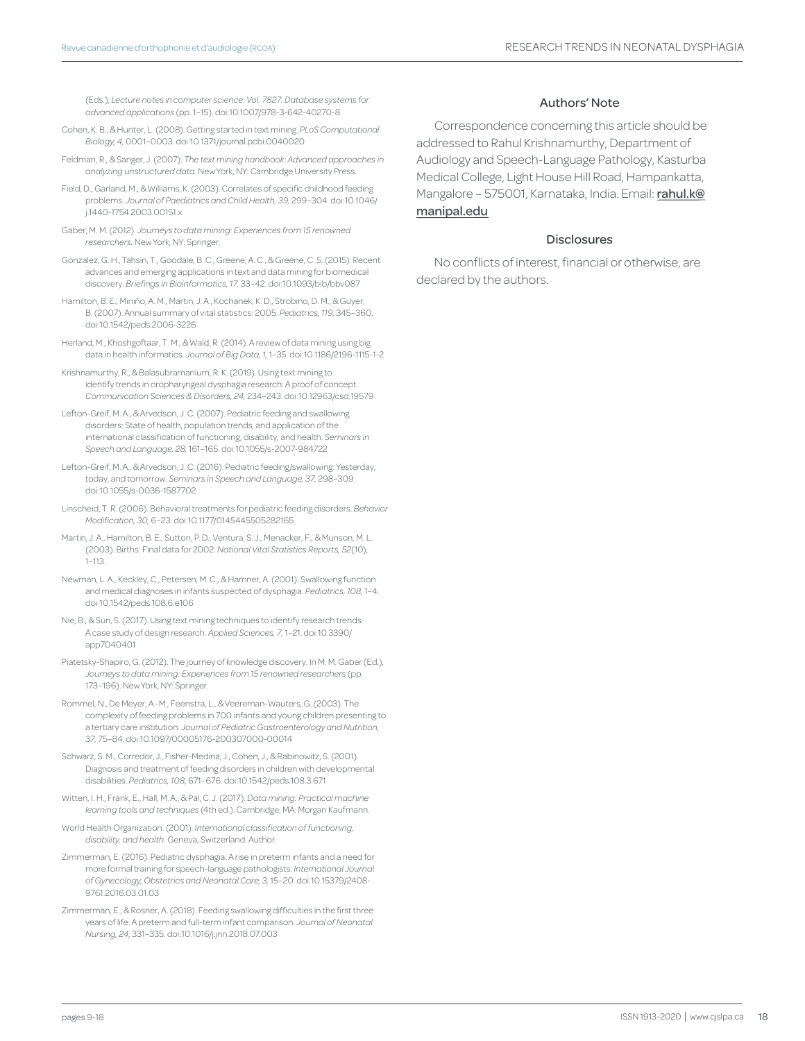(Eds.), *Lecture notes in computer science: Vol. 7827. Database systems for advanced applications* (pp. 1–15). doi:10.1007/978-3-642-40270-8

Cohen, K. B., & Hunter, L. (2008). Getting started in text mining. *PLoS Computational Biology, 4,* 0001–0003. doi:10.1371/journal.pcbi.0040020

Feldman, R., & Sanger, J. (2007). *The text mining handbook: Advanced approaches in analyzing unstructured data.* New York, NY: Cambridge University Press.

Field, D., Garland, M., & Williams, K. (2003). Correlates of specific childhood feeding problems. *Journal of Paediatrics and Child Health, 39,* 299–304. doi:10.1046/j.1440-1754.2003.00151.x

Gaber, M. M. (2012). *Journeys to data mining: Experiences from 15 renowned researchers.* New York, NY: Springer.

Gonzalez, G. H., Tahsin, T., Goodale, B. C., Greene, A. C., & Greene, C. S. (2015). Recent advances and emerging applications in text and data mining for biomedical discovery. *Briefings in Bioinformatics, 17,* 33–42. doi:10.1093/bib/bbv087

Hamilton, B. E., Miniño, A. M., Martin, J. A., Kochanek, K. D., Strobino, D. M., & Guyer, B. (2007). Annual summary of vital statistics: 2005. *Pediatrics, 119,* 345–360. doi:10.1542/peds.2006-3226

Herland, M., Khoshgoftaar, T. M., & Wald, R. (2014). A review of data mining using big data in health informatics. *Journal of Big Data, 1,* 1–35. doi:10.1186/2196-1115-1-2

Krishnamurthy, R., & Balasubramanium, R. K. (2019). Using text mining to identify trends in oropharyngeal dysphagia research: A proof of concept. *Communication Sciences & Disorders, 24,* 234–243. doi:10.12963/csd.19579

Lefton-Greif, M. A., & Arvedson, J. C. (2007). Pediatric feeding and swallowing disorders: State of health, population trends, and application of the international classification of functioning, disability, and health. *Seminars in Speech and Language, 28,* 161–165. doi:10.1055/s-2007-984722

Lefton-Greif, M. A., & Arvedson, J. C. (2016). Pediatric feeding/swallowing: Yesterday, today, and tomorrow. *Seminars in Speech and Language, 37,* 298–309. doi:10.1055/s-0036-1587702

Linscheid, T. R. (2006). Behavioral treatments for pediatric feeding disorders. *Behavior Modification, 30,* 6–23. doi:10.1177/0145445505282165

Martin, J. A., Hamilton, B. E., Sutton, P. D., Ventura, S. J., Menacker, F., & Munson, M. L. (2003). Births: Final data for 2002. *National Vital Statistics Reports, 52*(10), 1–113.

Newman, L. A., Keckley, C., Petersen, M. C., & Hamner, A. (2001). Swallowing function and medical diagnoses in infants suspected of dysphagia. *Pediatrics, 108,* 1–4. doi:10.1542/peds.108.6.e106

Nie, B., & Sun, S. (2017). Using text mining techniques to identify research trends: A case study of design research. *Applied Sciences, 7,* 1–21. doi:10.3390/app7040401

Piatetsky-Shapiro, G. (2012). The journey of knowledge discovery. In M. M. Gaber (Ed.), *Journeys to data mining: Experiences from 15 renowned researchers* (pp. 173–196). New York, NY: Springer.

Rommel, N., De Meyer, A.-M., Feenstra, L., & Veereman-Wauters, G. (2003). The complexity of feeding problems in 700 infants and young children presenting to a tertiary care institution. *Journal of Pediatric Gastroenterology and Nutrition, 37,* 75–84. doi:10.1097/00005176-200307000-00014

Schwarz, S. M., Corredor, J., Fisher-Medina, J., Cohen, J., & Rabinowitz, S. (2001). Diagnosis and treatment of feeding disorders in children with developmental disabilities. *Pediatrics, 108,* 671–676. doi:10.1542/peds.108.3.671

Witten, I. H., Frank, E., Hall, M. A., & Pal, C. J. (2017). *Data mining: Practical machine learning tools and techniques* (4th ed.). Cambridge, MA: Morgan Kaufmann.

World Health Organization. (2001). *International classification of functioning, disability, and health.* Geneva, Switzerland: Author.

Zimmerman, E. (2016). Pediatric dysphagia: A rise in preterm infants and a need for more formal training for speech-language pathologists. *International Journal of Gynecology, Obstetrics and Neonatal Care, 3,* 15–20. doi:10.15379/2408-9761.2016.03.01.03

Zimmerman, E., & Rosner, A. (2018). Feeding swallowing difficulties in the first three years of life: A preterm and full-term infant comparison. *Journal of Neonatal Nursing, 24,* 331–335. doi:10.1016/j.jnn.2018.07.003

## Authors' Note

Correspondence concerning this article should be addressed to Rahul Krishnamurthy, Department of Audiology and Speech-Language Pathology, Kasturba Medical College, Light House Hill Road, Hampankatta, Mangalore – 575001, Karnataka, India. Email: **rahul.k@manipal.edu**

## Disclosures

No conflicts of interest, financial or otherwise, are declared by the authors.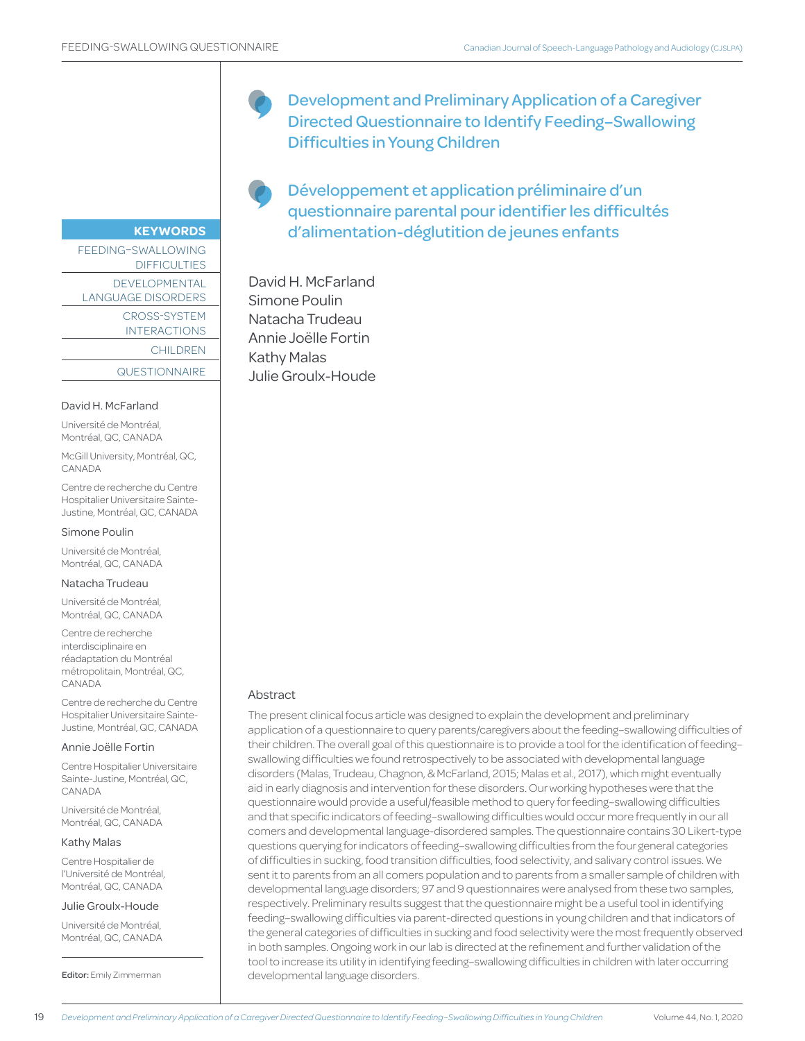# Development and Preliminary Application of a Caregiver Directed Questionnaire to Identify Feeding–Swallowing Difficulties in Young Children

# Développement et application préliminaire d'un questionnaire parental pour identifier les difficultés d'alimentation-déglutition de jeunes enfants

David H. McFarland
Simone Poulin
Natacha Trudeau
Annie Joëlle Fortin
Kathy Malas
Julie Groulx-Houde

**KEYWORDS**

FEEDING–SWALLOWING DIFFICULTIES

DEVELOPMENTAL LANGUAGE DISORDERS

CROSS-SYSTEM INTERACTIONS

CHILDREN

QUESTIONNAIRE

David H. McFarland

Université de Montréal, Montréal, QC, CANADA

McGill University, Montréal, QC, CANADA

Centre de recherche du Centre Hospitalier Universitaire Sainte-Justine, Montréal, QC, CANADA

Simone Poulin

Université de Montréal, Montréal, QC, CANADA

Natacha Trudeau

Université de Montréal, Montréal, QC, CANADA

Centre de recherche interdisciplinaire en réadaptation du Montréal métropolitain, Montréal, QC, CANADA

Centre de recherche du Centre Hospitalier Universitaire Sainte-Justine, Montréal, QC, CANADA

Annie Joëlle Fortin

Centre Hospitalier Universitaire Sainte-Justine, Montréal, QC, CANADA

Université de Montréal, Montréal, QC, CANADA

Kathy Malas

Centre Hospitalier de l'Université de Montréal, Montréal, QC, CANADA

Julie Groulx-Houde

Université de Montréal, Montréal, QC, CANADA

**Editor:** Emily Zimmerman

## Abstract

The present clinical focus article was designed to explain the development and preliminary application of a questionnaire to query parents/caregivers about the feeding–swallowing difficulties of their children. The overall goal of this questionnaire is to provide a tool for the identification of feeding–swallowing difficulties we found retrospectively to be associated with developmental language disorders (Malas, Trudeau, Chagnon, & McFarland, 2015; Malas et al., 2017), which might eventually aid in early diagnosis and intervention for these disorders. Our working hypotheses were that the questionnaire would provide a useful/feasible method to query for feeding–swallowing difficulties and that specific indicators of feeding–swallowing difficulties would occur more frequently in our all comers and developmental language-disordered samples. The questionnaire contains 30 Likert-type questions querying for indicators of feeding–swallowing difficulties from the four general categories of difficulties in sucking, food transition difficulties, food selectivity, and salivary control issues. We sent it to parents from an all comers population and to parents from a smaller sample of children with developmental language disorders; 97 and 9 questionnaires were analysed from these two samples, respectively. Preliminary results suggest that the questionnaire might be a useful tool in identifying feeding–swallowing difficulties via parent-directed questions in young children and that indicators of the general categories of difficulties in sucking and food selectivity were the most frequently observed in both samples. Ongoing work in our lab is directed at the refinement and further validation of the tool to increase its utility in identifying feeding–swallowing difficulties in children with later occurring developmental language disorders.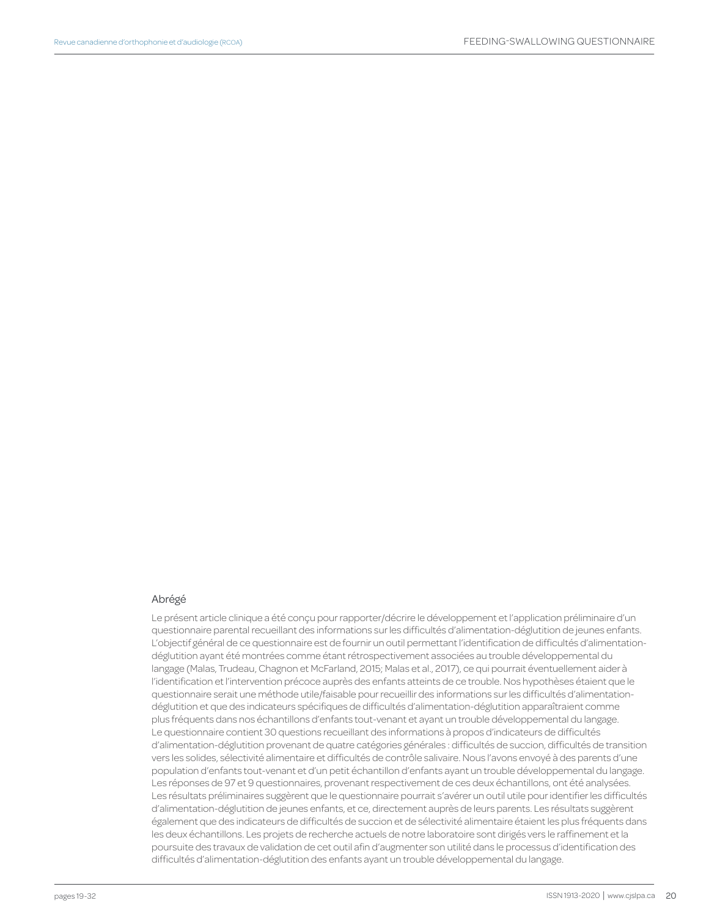## Abrégé

Le présent article clinique a été conçu pour rapporter/décrire le développement et l'application préliminaire d'un questionnaire parental recueillant des informations sur les difficultés d'alimentation-déglutition de jeunes enfants. L'objectif général de ce questionnaire est de fournir un outil permettant l'identification de difficultés d'alimentation-déglutition ayant été montrées comme étant rétrospectivement associées au trouble développemental du langage (Malas, Trudeau, Chagnon et McFarland, 2015; Malas et al., 2017), ce qui pourrait éventuellement aider à l'identification et l'intervention précoce auprès des enfants atteints de ce trouble. Nos hypothèses étaient que le questionnaire serait une méthode utile/faisable pour recueillir des informations sur les difficultés d'alimentation-déglutition et que des indicateurs spécifiques de difficultés d'alimentation-déglutition apparaîtraient comme plus fréquents dans nos échantillons d'enfants tout-venant et ayant un trouble développemental du langage. Le questionnaire contient 30 questions recueillant des informations à propos d'indicateurs de difficultés d'alimentation-déglutition provenant de quatre catégories générales : difficultés de succion, difficultés de transition vers les solides, sélectivité alimentaire et difficultés de contrôle salivaire. Nous l'avons envoyé à des parents d'une population d'enfants tout-venant et d'un petit échantillon d'enfants ayant un trouble développemental du langage. Les réponses de 97 et 9 questionnaires, provenant respectivement de ces deux échantillons, ont été analysées. Les résultats préliminaires suggèrent que le questionnaire pourrait s'avérer un outil utile pour identifier les difficultés d'alimentation-déglutition de jeunes enfants, et ce, directement auprès de leurs parents. Les résultats suggèrent également que des indicateurs de difficultés de succion et de sélectivité alimentaire étaient les plus fréquents dans les deux échantillons. Les projets de recherche actuels de notre laboratoire sont dirigés vers le raffinement et la poursuite des travaux de validation de cet outil afin d'augmenter son utilité dans le processus d'identification des difficultés d'alimentation-déglutition des enfants ayant un trouble développemental du langage.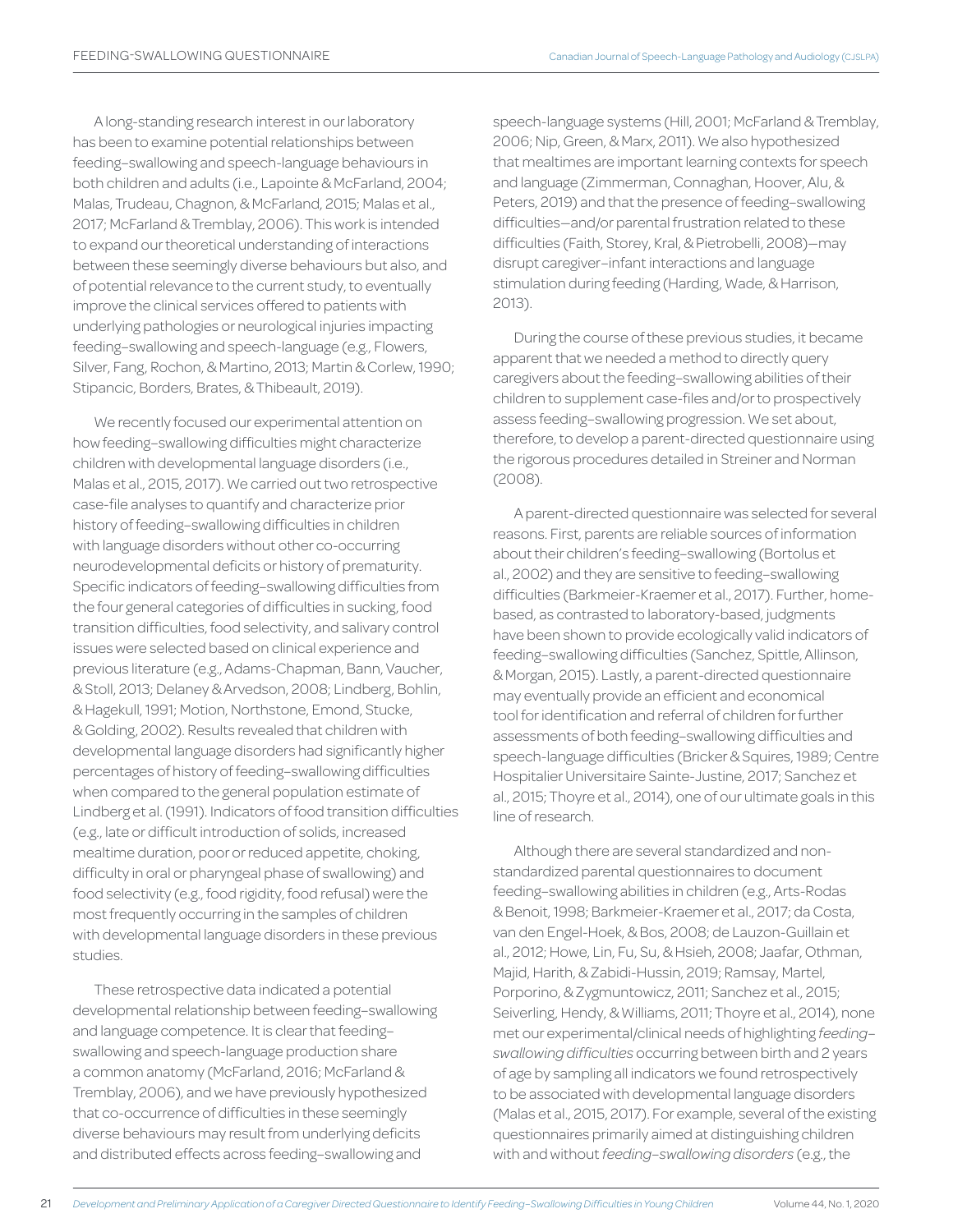A long-standing research interest in our laboratory has been to examine potential relationships between feeding–swallowing and speech-language behaviours in both children and adults (i.e., Lapointe & McFarland, 2004; Malas, Trudeau, Chagnon, & McFarland, 2015; Malas et al., 2017; McFarland & Tremblay, 2006). This work is intended to expand our theoretical understanding of interactions between these seemingly diverse behaviours but also, and of potential relevance to the current study, to eventually improve the clinical services offered to patients with underlying pathologies or neurological injuries impacting feeding–swallowing and speech-language (e.g., Flowers, Silver, Fang, Rochon, & Martino, 2013; Martin & Corlew, 1990; Stipancic, Borders, Brates, & Thibeault, 2019).

We recently focused our experimental attention on how feeding–swallowing difficulties might characterize children with developmental language disorders (i.e., Malas et al., 2015, 2017). We carried out two retrospective case-file analyses to quantify and characterize prior history of feeding–swallowing difficulties in children with language disorders without other co-occurring neurodevelopmental deficits or history of prematurity. Specific indicators of feeding–swallowing difficulties from the four general categories of difficulties in sucking, food transition difficulties, food selectivity, and salivary control issues were selected based on clinical experience and previous literature (e.g., Adams-Chapman, Bann, Vaucher, & Stoll, 2013; Delaney & Arvedson, 2008; Lindberg, Bohlin, & Hagekull, 1991; Motion, Northstone, Emond, Stucke, & Golding, 2002). Results revealed that children with developmental language disorders had significantly higher percentages of history of feeding–swallowing difficulties when compared to the general population estimate of Lindberg et al. (1991). Indicators of food transition difficulties (e.g., late or difficult introduction of solids, increased mealtime duration, poor or reduced appetite, choking, difficulty in oral or pharyngeal phase of swallowing) and food selectivity (e.g., food rigidity, food refusal) were the most frequently occurring in the samples of children with developmental language disorders in these previous studies.

These retrospective data indicated a potential developmental relationship between feeding–swallowing and language competence. It is clear that feeding–swallowing and speech-language production share a common anatomy (McFarland, 2016; McFarland & Tremblay, 2006), and we have previously hypothesized that co-occurrence of difficulties in these seemingly diverse behaviours may result from underlying deficits and distributed effects across feeding–swallowing and speech-language systems (Hill, 2001; McFarland & Tremblay, 2006; Nip, Green, & Marx, 2011). We also hypothesized that mealtimes are important learning contexts for speech and language (Zimmerman, Connaghan, Hoover, Alu, & Peters, 2019) and that the presence of feeding–swallowing difficulties—and/or parental frustration related to these difficulties (Faith, Storey, Kral, & Pietrobelli, 2008)—may disrupt caregiver–infant interactions and language stimulation during feeding (Harding, Wade, & Harrison, 2013).

During the course of these previous studies, it became apparent that we needed a method to directly query caregivers about the feeding–swallowing abilities of their children to supplement case-files and/or to prospectively assess feeding–swallowing progression. We set about, therefore, to develop a parent-directed questionnaire using the rigorous procedures detailed in Streiner and Norman (2008).

A parent-directed questionnaire was selected for several reasons. First, parents are reliable sources of information about their children's feeding–swallowing (Bortolus et al., 2002) and they are sensitive to feeding–swallowing difficulties (Barkmeier-Kraemer et al., 2017). Further, home-based, as contrasted to laboratory-based, judgments have been shown to provide ecologically valid indicators of feeding–swallowing difficulties (Sanchez, Spittle, Allinson, & Morgan, 2015). Lastly, a parent-directed questionnaire may eventually provide an efficient and economical tool for identification and referral of children for further assessments of both feeding–swallowing difficulties and speech-language difficulties (Bricker & Squires, 1989; Centre Hospitalier Universitaire Sainte-Justine, 2017; Sanchez et al., 2015; Thoyre et al., 2014), one of our ultimate goals in this line of research.

Although there are several standardized and non-standardized parental questionnaires to document feeding–swallowing abilities in children (e.g., Arts-Rodas & Benoit, 1998; Barkmeier-Kraemer et al., 2017; da Costa, van den Engel-Hoek, & Bos, 2008; de Lauzon-Guillain et al., 2012; Howe, Lin, Fu, Su, & Hsieh, 2008; Jaafar, Othman, Majid, Harith, & Zabidi-Hussin, 2019; Ramsay, Martel, Porporino, & Zygmuntowicz, 2011; Sanchez et al., 2015; Seiverling, Hendy, & Williams, 2011; Thoyre et al., 2014), none met our experimental/clinical needs of highlighting *feeding–swallowing difficulties* occurring between birth and 2 years of age by sampling all indicators we found retrospectively to be associated with developmental language disorders (Malas et al., 2015, 2017). For example, several of the existing questionnaires primarily aimed at distinguishing children with and without *feeding–swallowing disorders* (e.g., the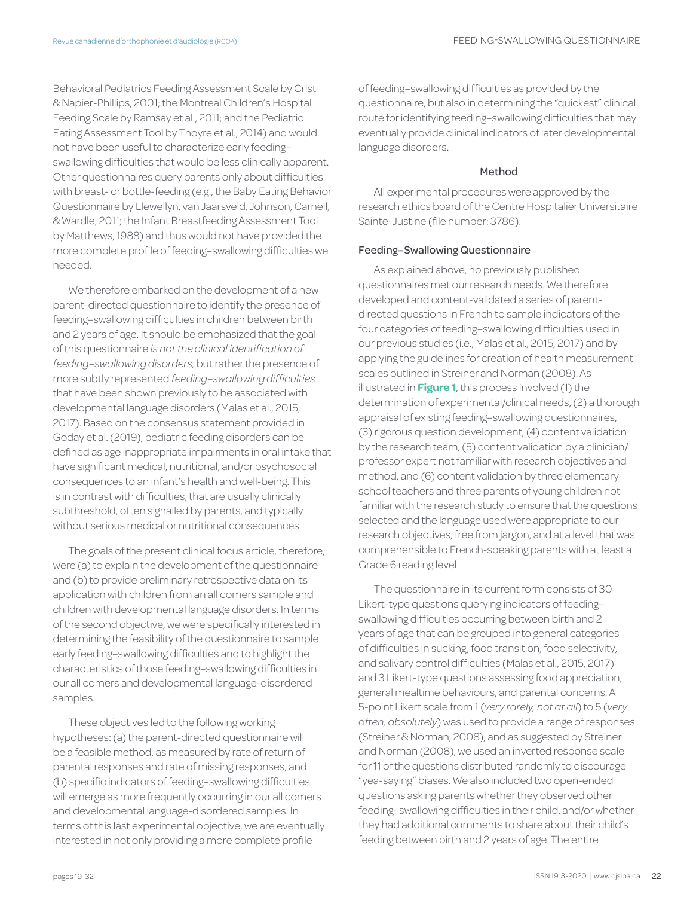Behavioral Pediatrics Feeding Assessment Scale by Crist & Napier-Phillips, 2001; the Montreal Children's Hospital Feeding Scale by Ramsay et al., 2011; and the Pediatric Eating Assessment Tool by Thoyre et al., 2014) and would not have been useful to characterize early feeding–swallowing difficulties that would be less clinically apparent. Other questionnaires query parents only about difficulties with breast- or bottle-feeding (e.g., the Baby Eating Behavior Questionnaire by Llewellyn, van Jaarsveld, Johnson, Carnell, & Wardle, 2011; the Infant Breastfeeding Assessment Tool by Matthews, 1988) and thus would not have provided the more complete profile of feeding–swallowing difficulties we needed.

We therefore embarked on the development of a new parent-directed questionnaire to identify the presence of feeding–swallowing difficulties in children between birth and 2 years of age. It should be emphasized that the goal of this questionnaire *is not the clinical identification of feeding–swallowing disorders,* but rather the presence of more subtly represented *feeding–swallowing difficulties* that have been shown previously to be associated with developmental language disorders (Malas et al., 2015, 2017). Based on the consensus statement provided in Goday et al. (2019), pediatric feeding disorders can be defined as age inappropriate impairments in oral intake that have significant medical, nutritional, and/or psychosocial consequences to an infant's health and well-being. This is in contrast with difficulties, that are usually clinically subthreshold, often signalled by parents, and typically without serious medical or nutritional consequences.

The goals of the present clinical focus article, therefore, were (a) to explain the development of the questionnaire and (b) to provide preliminary retrospective data on its application with children from an all comers sample and children with developmental language disorders. In terms of the second objective, we were specifically interested in determining the feasibility of the questionnaire to sample early feeding–swallowing difficulties and to highlight the characteristics of those feeding–swallowing difficulties in our all comers and developmental language-disordered samples.

These objectives led to the following working hypotheses: (a) the parent-directed questionnaire will be a feasible method, as measured by rate of return of parental responses and rate of missing responses, and (b) specific indicators of feeding–swallowing difficulties will emerge as more frequently occurring in our all comers and developmental language-disordered samples. In terms of this last experimental objective, we are eventually interested in not only providing a more complete profile of feeding–swallowing difficulties as provided by the questionnaire, but also in determining the "quickest" clinical route for identifying feeding–swallowing difficulties that may eventually provide clinical indicators of later developmental language disorders.

## Method

All experimental procedures were approved by the research ethics board of the Centre Hospitalier Universitaire Sainte-Justine (file number: 3786).

### Feeding–Swallowing Questionnaire

As explained above, no previously published questionnaires met our research needs. We therefore developed and content-validated a series of parent-directed questions in French to sample indicators of the four categories of feeding–swallowing difficulties used in our previous studies (i.e., Malas et al., 2015, 2017) and by applying the guidelines for creation of health measurement scales outlined in Streiner and Norman (2008). As illustrated in **Figure 1**, this process involved (1) the determination of experimental/clinical needs, (2) a thorough appraisal of existing feeding–swallowing questionnaires, (3) rigorous question development, (4) content validation by the research team, (5) content validation by a clinician/professor expert not familiar with research objectives and method, and (6) content validation by three elementary school teachers and three parents of young children not familiar with the research study to ensure that the questions selected and the language used were appropriate to our research objectives, free from jargon, and at a level that was comprehensible to French-speaking parents with at least a Grade 6 reading level.

The questionnaire in its current form consists of 30 Likert-type questions querying indicators of feeding–swallowing difficulties occurring between birth and 2 years of age that can be grouped into general categories of difficulties in sucking, food transition, food selectivity, and salivary control difficulties (Malas et al., 2015, 2017) and 3 Likert-type questions assessing food appreciation, general mealtime behaviours, and parental concerns. A 5-point Likert scale from 1 (*very rarely, not at all*) to 5 (*very often, absolutely*) was used to provide a range of responses (Streiner & Norman, 2008), and as suggested by Streiner and Norman (2008), we used an inverted response scale for 11 of the questions distributed randomly to discourage "yea-saying" biases. We also included two open-ended questions asking parents whether they observed other feeding–swallowing difficulties in their child, and/or whether they had additional comments to share about their child's feeding between birth and 2 years of age. The entire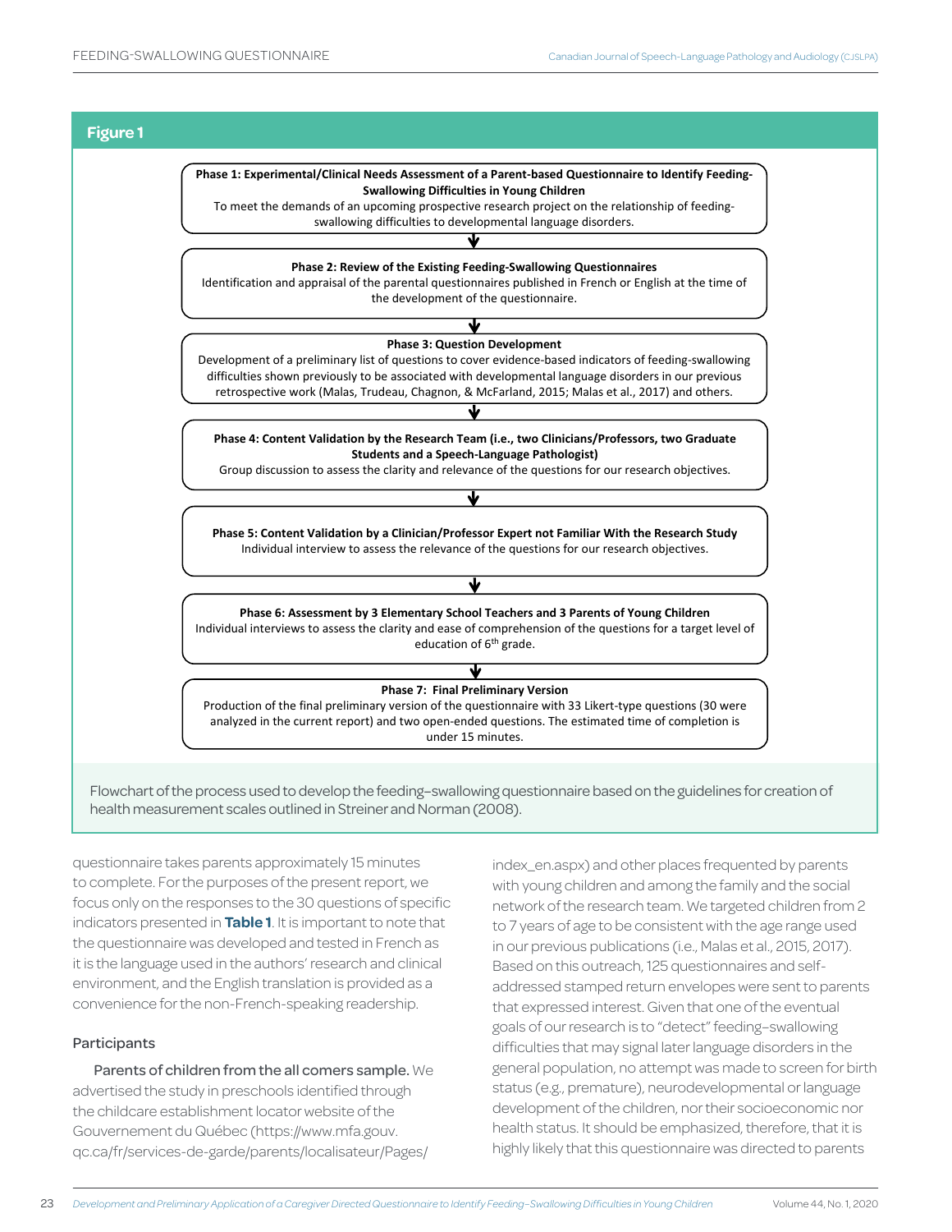**Figure 1**

**Phase 1: Experimental/Clinical Needs Assessment of a Parent-based Questionnaire to Identify Feeding-Swallowing Difficulties in Young Children**
To meet the demands of an upcoming prospective research project on the relationship of feeding-swallowing difficulties to developmental language disorders.

↓

**Phase 2: Review of the Existing Feeding-Swallowing Questionnaires**
Identification and appraisal of the parental questionnaires published in French or English at the time of the development of the questionnaire.

↓

**Phase 3: Question Development**
Development of a preliminary list of questions to cover evidence-based indicators of feeding-swallowing difficulties shown previously to be associated with developmental language disorders in our previous retrospective work (Malas, Trudeau, Chagnon, & McFarland, 2015; Malas et al., 2017) and others.

↓

**Phase 4: Content Validation by the Research Team (i.e., two Clinicians/Professors, two Graduate Students and a Speech-Language Pathologist)**
Group discussion to assess the clarity and relevance of the questions for our research objectives.

↓

**Phase 5: Content Validation by a Clinician/Professor Expert not Familiar With the Research Study**
Individual interview to assess the relevance of the questions for our research objectives.

↓

**Phase 6: Assessment by 3 Elementary School Teachers and 3 Parents of Young Children**
Individual interviews to assess the clarity and ease of comprehension of the questions for a target level of education of 6th grade.

↓

**Phase 7: Final Preliminary Version**
Production of the final preliminary version of the questionnaire with 33 Likert-type questions (30 were analyzed in the current report) and two open-ended questions. The estimated time of completion is under 15 minutes.

Flowchart of the process used to develop the feeding–swallowing questionnaire based on the guidelines for creation of health measurement scales outlined in Streiner and Norman (2008).

questionnaire takes parents approximately 15 minutes to complete. For the purposes of the present report, we focus only on the responses to the 30 questions of specific indicators presented in **Table 1**. It is important to note that the questionnaire was developed and tested in French as it is the language used in the authors' research and clinical environment, and the English translation is provided as a convenience for the non-French-speaking readership.

### Participants

**Parents of children from the all comers sample.** We advertised the study in preschools identified through the childcare establishment locator website of the Gouvernement du Québec (https://www.mfa.gouv.qc.ca/fr/services-de-garde/parents/localisateur/Pages/index_en.aspx) and other places frequented by parents with young children and among the family and the social network of the research team. We targeted children from 2 to 7 years of age to be consistent with the age range used in our previous publications (i.e., Malas et al., 2015, 2017). Based on this outreach, 125 questionnaires and self-addressed stamped return envelopes were sent to parents that expressed interest. Given that one of the eventual goals of our research is to "detect" feeding–swallowing difficulties that may signal later language disorders in the general population, no attempt was made to screen for birth status (e.g., premature), neurodevelopmental or language development of the children, nor their socioeconomic nor health status. It should be emphasized, therefore, that it is highly likely that this questionnaire was directed to parents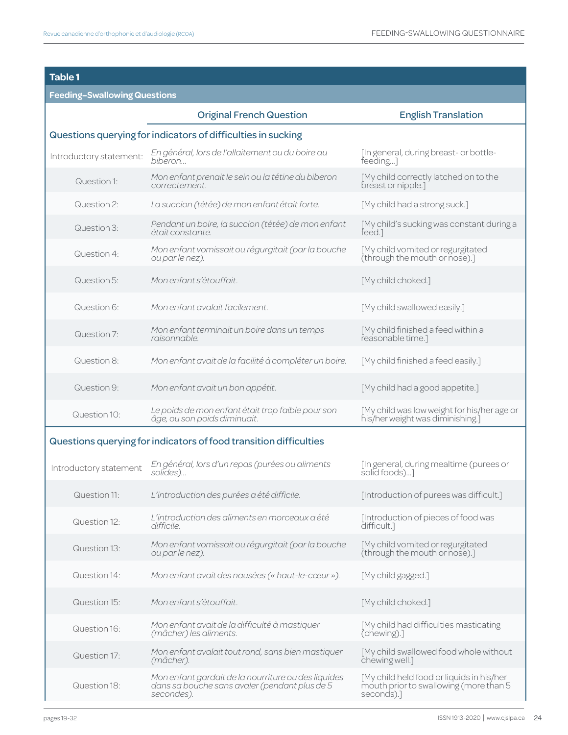**Table 1**

**Feeding–Swallowing Questions**

| | Original French Question | English Translation |
|---|---|---|
| **Questions querying for indicators of difficulties in sucking** | | |
| Introductory statement: | *En général, lors de l'allaitement ou du boire au biberon...* | [In general, during breast- or bottle-feeding...] |
| Question 1: | *Mon enfant prenait le sein ou la tétine du biberon correctement.* | [My child correctly latched on to the breast or nipple.] |
| Question 2: | *La succion (tétée) de mon enfant était forte.* | [My child had a strong suck.] |
| Question 3: | *Pendant un boire, la succion (tétée) de mon enfant était constante.* | [My child's sucking was constant during a feed.] |
| Question 4: | *Mon enfant vomissait ou régurgitait (par la bouche ou par le nez).* | [My child vomited or regurgitated (through the mouth or nose).] |
| Question 5: | *Mon enfant s'étouffait.* | [My child choked.] |
| Question 6: | *Mon enfant avalait facilement.* | [My child swallowed easily.] |
| Question 7: | *Mon enfant terminait un boire dans un temps raisonnable.* | [My child finished a feed within a reasonable time.] |
| Question 8: | *Mon enfant avait de la facilité à compléter un boire.* | [My child finished a feed easily.] |
| Question 9: | *Mon enfant avait un bon appétit.* | [My child had a good appetite.] |
| Question 10: | *Le poids de mon enfant était trop faible pour son âge, ou son poids diminuait.* | [My child was low weight for his/her age or his/her weight was diminishing.] |
| **Questions querying for indicators of food transition difficulties** | | |
| Introductory statement | *En général, lors d'un repas (purées ou aliments solides)...* | [In general, during mealtime (purees or solid foods)...] |
| Question 11: | *L'introduction des purées a été difficile.* | [Introduction of purees was difficult.] |
| Question 12: | *L'introduction des aliments en morceaux a été difficile.* | [Introduction of pieces of food was difficult.] |
| Question 13: | *Mon enfant vomissait ou régurgitait (par la bouche ou par le nez).* | [My child vomited or regurgitated (through the mouth or nose).] |
| Question 14: | *Mon enfant avait des nausées (« haut-le-cœur »).* | [My child gagged.] |
| Question 15: | *Mon enfant s'étouffait.* | [My child choked.] |
| Question 16: | *Mon enfant avait de la difficulté à mastiquer (mâcher) les aliments.* | [My child had difficulties masticating (chewing).] |
| Question 17: | *Mon enfant avalait tout rond, sans bien mastiquer (mâcher).* | [My child swallowed food whole without chewing well.] |
| Question 18: | *Mon enfant gardait de la nourriture ou des liquides dans sa bouche sans avaler (pendant plus de 5 secondes).* | [My child held food or liquids in his/her mouth prior to swallowing (more than 5 seconds).] |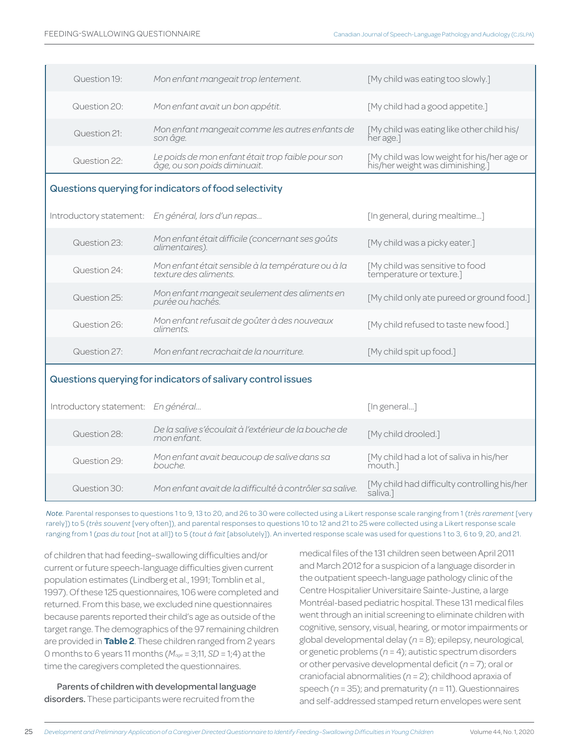| | | |
|---|---|---|
| Question 19: | *Mon enfant mangeait trop lentement.* | [My child was eating too slowly.] |
| Question 20: | *Mon enfant avait un bon appétit.* | [My child had a good appetite.] |
| Question 21: | *Mon enfant mangeait comme les autres enfants de son âge.* | [My child was eating like other child his/her age.] |
| Question 22: | *Le poids de mon enfant était trop faible pour son âge, ou son poids diminuait.* | [My child was low weight for his/her age or his/her weight was diminishing.] |
| **Questions querying for indicators of food selectivity** | | |
| Introductory statement: | *En général, lors d'un repas…* | [In general, during mealtime…] |
| Question 23: | *Mon enfant était difficile (concernant ses goûts alimentaires).* | [My child was a picky eater.] |
| Question 24: | *Mon enfant était sensible à la température ou à la texture des aliments.* | [My child was sensitive to food temperature or texture.] |
| Question 25: | *Mon enfant mangeait seulement des aliments en purée ou hachés.* | [My child only ate pureed or ground food.] |
| Question 26: | *Mon enfant refusait de goûter à des nouveaux aliments.* | [My child refused to taste new food.] |
| Question 27: | *Mon enfant recrachait de la nourriture.* | [My child spit up food.] |
| **Questions querying for indicators of salivary control issues** | | |
| Introductory statement: | *En général…* | [In general…] |
| Question 28: | *De la salive s'écoulait à l'extérieur de la bouche de mon enfant.* | [My child drooled.] |
| Question 29: | *Mon enfant avait beaucoup de salive dans sa bouche.* | [My child had a lot of saliva in his/her mouth.] |
| Question 30: | *Mon enfant avait de la difficulté à contrôler sa salive.* | [My child had difficulty controlling his/her saliva.] |

*Note.* Parental responses to questions 1 to 9, 13 to 20, and 26 to 30 were collected using a Likert response scale ranging from 1 (*très rarement* [very rarely]) to 5 (*très souvent* [very often]), and parental responses to questions 10 to 12 and 21 to 25 were collected using a Likert response scale ranging from 1 (*pas du tout* [not at all]) to 5 (*tout à fait* [absolutely]). An inverted response scale was used for questions 1 to 3, 6 to 9, 20, and 21.

of children that had feeding–swallowing difficulties and/or current or future speech-language difficulties given current population estimates (Lindberg et al., 1991; Tomblin et al., 1997). Of these 125 questionnaires, 106 were completed and returned. From this base, we excluded nine questionnaires because parents reported their child's age as outside of the target range. The demographics of the 97 remaining children are provided in **Table 2**. These children ranged from 2 years 0 months to 6 years 11 months ($M_{age}$ = 3;11, *SD* = 1;4) at the time the caregivers completed the questionnaires.

**Parents of children with developmental language disorders.** These participants were recruited from the medical files of the 131 children seen between April 2011 and March 2012 for a suspicion of a language disorder in the outpatient speech-language pathology clinic of the Centre Hospitalier Universitaire Sainte-Justine, a large Montréal-based pediatric hospital. These 131 medical files went through an initial screening to eliminate children with cognitive, sensory, visual, hearing, or motor impairments or global developmental delay (*n* = 8); epilepsy, neurological, or genetic problems (*n* = 4); autistic spectrum disorders or other pervasive developmental deficit (*n* = 7); oral or craniofacial abnormalities (*n* = 2); childhood apraxia of speech (*n* = 35); and prematurity (*n* = 11). Questionnaires and self-addressed stamped return envelopes were sent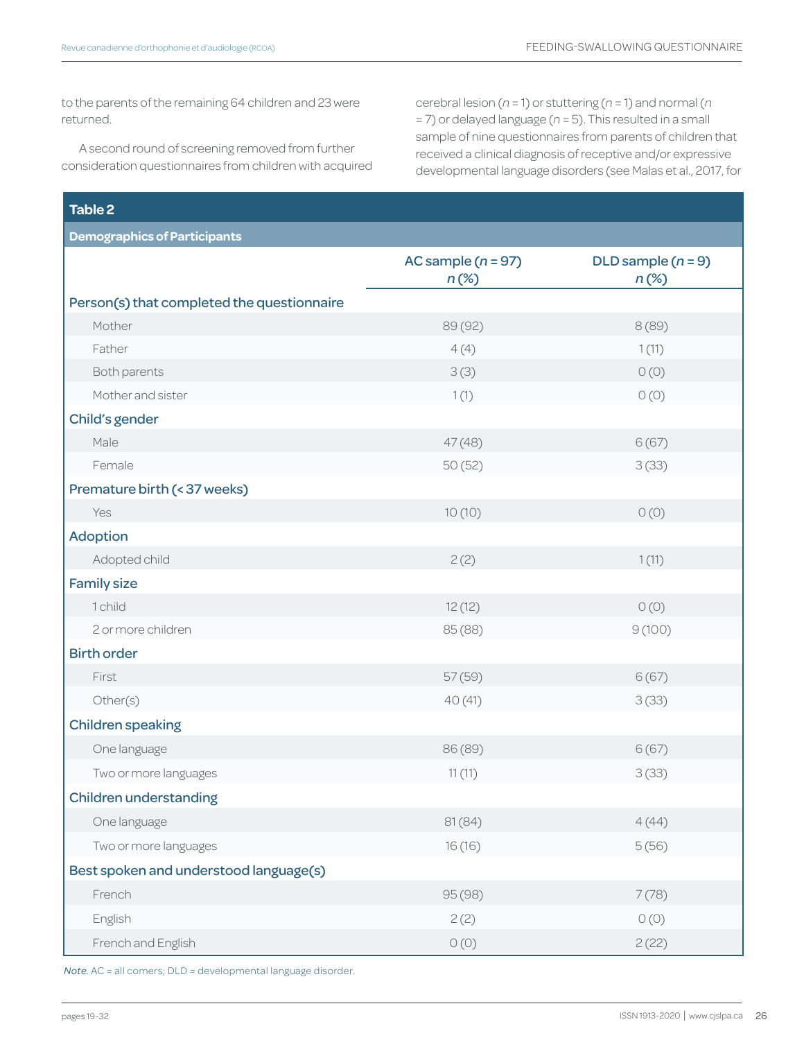to the parents of the remaining 64 children and 23 were returned.

A second round of screening removed from further consideration questionnaires from children with acquired cerebral lesion ($n$ = 1) or stuttering ($n$ = 1) and normal ($n$ = 7) or delayed language ($n$ = 5). This resulted in a small sample of nine questionnaires from parents of children that received a clinical diagnosis of receptive and/or expressive developmental language disorders (see Malas et al., 2017, for

**Table 2**

**Demographics of Participants**

| | AC sample ($n$ = 97) $n$ (%) | DLD sample ($n$ = 9) $n$ (%) |
|---|---|---|
| **Person(s) that completed the questionnaire** | | |
| Mother | 89 (92) | 8 (89) |
| Father | 4 (4) | 1 (11) |
| Both parents | 3 (3) | 0 (0) |
| Mother and sister | 1 (1) | 0 (0) |
| **Child's gender** | | |
| Male | 47 (48) | 6 (67) |
| Female | 50 (52) | 3 (33) |
| **Premature birth (< 37 weeks)** | | |
| Yes | 10 (10) | 0 (0) |
| **Adoption** | | |
| Adopted child | 2 (2) | 1 (11) |
| **Family size** | | |
| 1 child | 12 (12) | 0 (0) |
| 2 or more children | 85 (88) | 9 (100) |
| **Birth order** | | |
| First | 57 (59) | 6 (67) |
| Other(s) | 40 (41) | 3 (33) |
| **Children speaking** | | |
| One language | 86 (89) | 6 (67) |
| Two or more languages | 11 (11) | 3 (33) |
| **Children understanding** | | |
| One language | 81 (84) | 4 (44) |
| Two or more languages | 16 (16) | 5 (56) |
| **Best spoken and understood language(s)** | | |
| French | 95 (98) | 7 (78) |
| English | 2 (2) | 0 (0) |
| French and English | 0 (0) | 2 (22) |

*Note.* AC = all comers; DLD = developmental language disorder.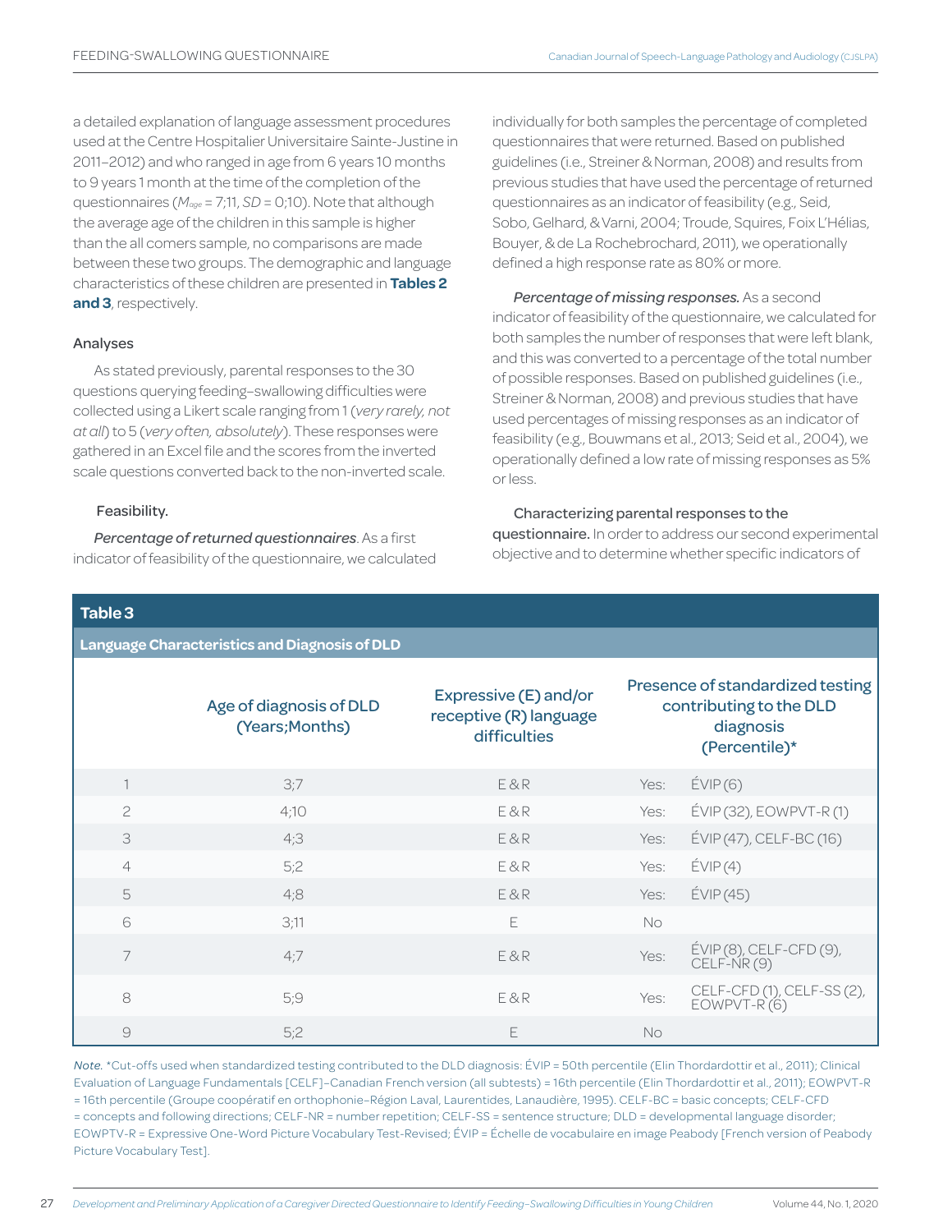a detailed explanation of language assessment procedures used at the Centre Hospitalier Universitaire Sainte-Justine in 2011–2012) and who ranged in age from 6 years 10 months to 9 years 1 month at the time of the completion of the questionnaires ($M_{age}$ = 7;11, *SD* = 0;10). Note that although the average age of the children in this sample is higher than the all comers sample, no comparisons are made between these two groups. The demographic and language characteristics of these children are presented in **Tables 2 and 3**, respectively.

### Analyses

As stated previously, parental responses to the 30 questions querying feeding–swallowing difficulties were collected using a Likert scale ranging from 1 (*very rarely, not at all*) to 5 (*very often, absolutely*). These responses were gathered in an Excel file and the scores from the inverted scale questions converted back to the non-inverted scale.

#### Feasibility.

*Percentage of returned questionnaires*. As a first indicator of feasibility of the questionnaire, we calculated individually for both samples the percentage of completed questionnaires that were returned. Based on published guidelines (i.e., Streiner & Norman, 2008) and results from previous studies that have used the percentage of returned questionnaires as an indicator of feasibility (e.g., Seid, Sobo, Gelhard, & Varni, 2004; Troude, Squires, Foix L'Hélias, Bouyer, & de La Rochebrochard, 2011), we operationally defined a high response rate as 80% or more.

*Percentage of missing responses.* As a second indicator of feasibility of the questionnaire, we calculated for both samples the number of responses that were left blank, and this was converted to a percentage of the total number of possible responses. Based on published guidelines (i.e., Streiner & Norman, 2008) and previous studies that have used percentages of missing responses as an indicator of feasibility (e.g., Bouwmans et al., 2013; Seid et al., 2004), we operationally defined a low rate of missing responses as 5% or less.

#### Characterizing parental responses to the questionnaire.

In order to address our second experimental objective and to determine whether specific indicators of

**Table 3**

**Language Characteristics and Diagnosis of DLD**

| | Age of diagnosis of DLD (Years;Months) | Expressive (E) and/or receptive (R) language difficulties | Presence of standardized testing contributing to the DLD diagnosis (Percentile)* | |
|---|---|---|---|---|
| 1 | 3;7 | E & R | Yes: | ÉVIP (6) |
| 2 | 4;10 | E & R | Yes: | ÉVIP (32), EOWPVT-R (1) |
| 3 | 4;3 | E & R | Yes: | ÉVIP (47), CELF-BC (16) |
| 4 | 5;2 | E & R | Yes: | ÉVIP (4) |
| 5 | 4;8 | E & R | Yes: | ÉVIP (45) |
| 6 | 3;11 | E | No | |
| 7 | 4;7 | E & R | Yes: | ÉVIP (8), CELF-CFD (9), CELF-NR (9) |
| 8 | 5;9 | E & R | Yes: | CELF-CFD (1), CELF-SS (2), EOWPVT-R (6) |
| 9 | 5;2 | E | No | |

*Note.* *Cut-offs used when standardized testing contributed to the DLD diagnosis: ÉVIP = 50th percentile (Elin Thordardottir et al., 2011); Clinical Evaluation of Language Fundamentals [CELF]–Canadian French version (all subtests) = 16th percentile (Elin Thordardottir et al., 2011); EOWPVT-R = 16th percentile (Groupe coopératif en orthophonie–Région Laval, Laurentides, Lanaudière, 1995). CELF-BC = basic concepts; CELF-CFD = concepts and following directions; CELF-NR = number repetition; CELF-SS = sentence structure; DLD = developmental language disorder; EOWPTV-R = Expressive One-Word Picture Vocabulary Test-Revised; ÉVIP = Échelle de vocabulaire en image Peabody [French version of Peabody Picture Vocabulary Test].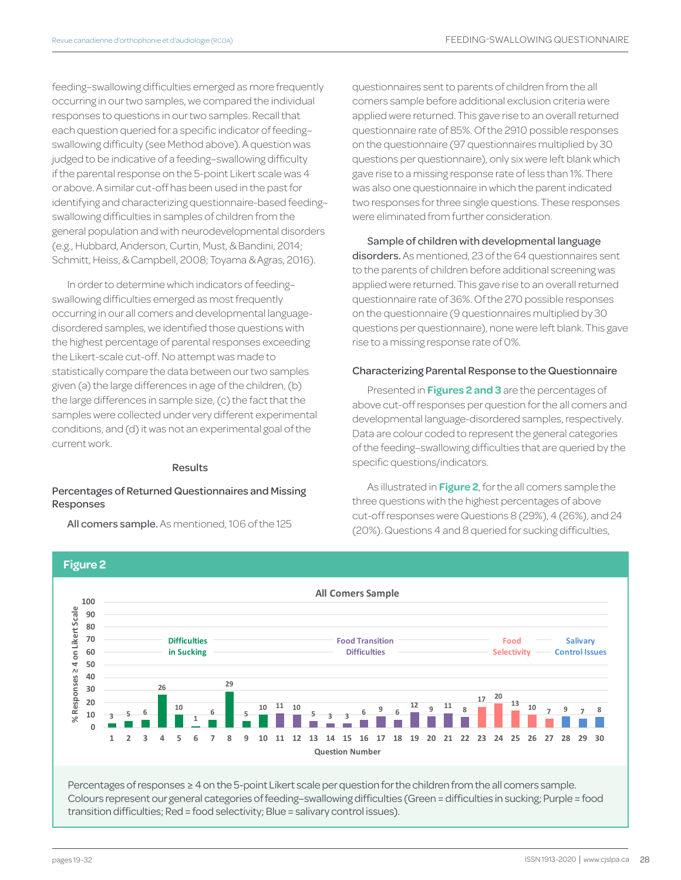feeding–swallowing difficulties emerged as more frequently occurring in our two samples, we compared the individual responses to questions in our two samples. Recall that each question queried for a specific indicator of feeding–swallowing difficulty (see Method above). A question was judged to be indicative of a feeding–swallowing difficulty if the parental response on the 5-point Likert scale was 4 or above. A similar cut-off has been used in the past for identifying and characterizing questionnaire-based feeding–swallowing difficulties in samples of children from the general population and with neurodevelopmental disorders (e.g., Hubbard, Anderson, Curtin, Must, & Bandini, 2014; Schmitt, Heiss, & Campbell, 2008; Toyama & Agras, 2016).

In order to determine which indicators of feeding–swallowing difficulties emerged as most frequently occurring in our all comers and developmental language-disordered samples, we identified those questions with the highest percentage of parental responses exceeding the Likert-scale cut-off. No attempt was made to statistically compare the data between our two samples given (a) the large differences in age of the children, (b) the large differences in sample size, (c) the fact that the samples were collected under very different experimental conditions, and (d) it was not an experimental goal of the current work.

## Results

### Percentages of Returned Questionnaires and Missing Responses

**All comers sample.** As mentioned, 106 of the 125 questionnaires sent to parents of children from the all comers sample before additional exclusion criteria were applied were returned. This gave rise to an overall returned questionnaire rate of 85%. Of the 2910 possible responses on the questionnaire (97 questionnaires multiplied by 30 questions per questionnaire), only six were left blank which gave rise to a missing response rate of less than 1%. There was also one questionnaire in which the parent indicated two responses for three single questions. These responses were eliminated from further consideration.

**Sample of children with developmental language disorders.** As mentioned, 23 of the 64 questionnaires sent to the parents of children before additional screening was applied were returned. This gave rise to an overall returned questionnaire rate of 36%. Of the 270 possible responses on the questionnaire (9 questionnaires multiplied by 30 questions per questionnaire), none were left blank. This gave rise to a missing response rate of 0%.

### Characterizing Parental Response to the Questionnaire

Presented in **Figures 2 and 3** are the percentages of above cut-off responses per question for the all comers and developmental language-disordered samples, respectively. Data are colour coded to represent the general categories of the feeding–swallowing difficulties that are queried by the specific questions/indicators.

As illustrated in **Figure 2**, for the all comers sample the three questions with the highest percentages of above cut-off responses were Questions 8 (29%), 4 (26%), and 24 (20%). Questions 4 and 8 queried for sucking difficulties,

**Figure 2**

All Comers Sample

| Question Number | 1 | 2 | 3 | 4 | 5 | 6 | 7 | 8 | 9 | 10 | 11 | 12 | 13 | 14 | 15 | 16 | 17 | 18 | 19 | 20 | 21 | 22 | 23 | 24 | 25 | 26 | 27 | 28 | 29 | 30 |
|---|---|---|---|---|---|---|---|---|---|---|---|---|---|---|---|---|---|---|---|---|---|---|---|---|---|---|---|---|---|---|
| % Responses ≥ 4 on Likert Scale | 3 | 5 | 6 | 26 | 10 | 1 | 6 | 29 | 5 | 10 | 11 | 10 | 5 | 3 | 3 | 6 | 9 | 6 | 12 | 9 | 11 | 8 | 17 | 20 | 13 | 10 | 7 | 9 | 7 | 8 |

Categories: Difficulties in Sucking (Questions 1–10); Food Transition Difficulties (Questions 11–22); Food Selectivity (Questions 23–27); Salivary Control Issues (Questions 28–30).

Percentages of responses ≥ 4 on the 5-point Likert scale per question for the children from the all comers sample. Colours represent our general categories of feeding–swallowing difficulties (Green = difficulties in sucking; Purple = food transition difficulties; Red = food selectivity; Blue = salivary control issues).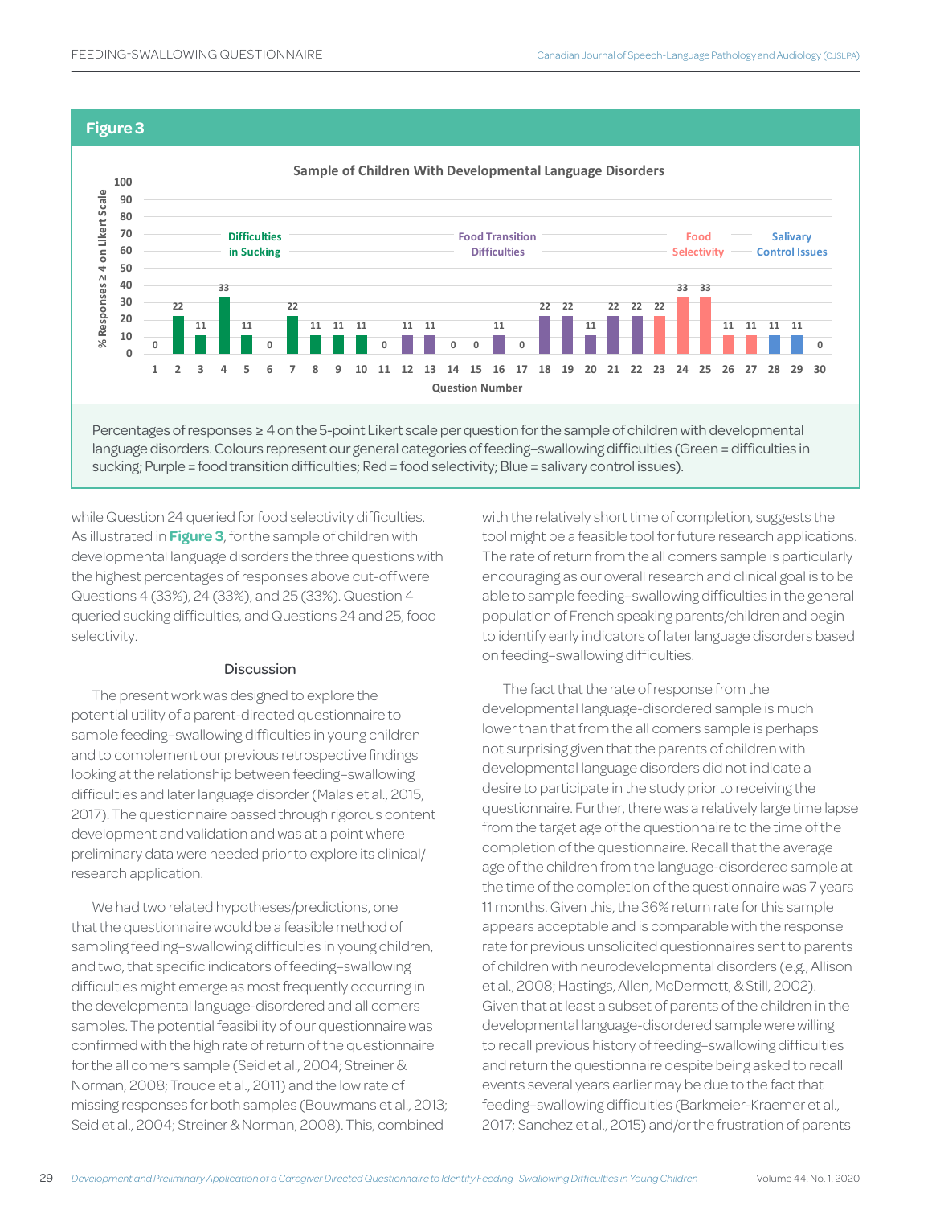## Figure 3

Percentages of responses ≥ 4 on the 5-point Likert scale per question for the sample of children with developmental language disorders. Colours represent our general categories of feeding–swallowing difficulties (Green = difficulties in sucking; Purple = food transition difficulties; Red = food selectivity; Blue = salivary control issues).

while Question 24 queried for food selectivity difficulties. As illustrated in **Figure 3**, for the sample of children with developmental language disorders the three questions with the highest percentages of responses above cut-off were Questions 4 (33%), 24 (33%), and 25 (33%). Question 4 queried sucking difficulties, and Questions 24 and 25, food selectivity.

### Discussion

The present work was designed to explore the potential utility of a parent-directed questionnaire to sample feeding–swallowing difficulties in young children and to complement our previous retrospective findings looking at the relationship between feeding–swallowing difficulties and later language disorder (Malas et al., 2015, 2017). The questionnaire passed through rigorous content development and validation and was at a point where preliminary data were needed prior to explore its clinical/research application.

We had two related hypotheses/predictions, one that the questionnaire would be a feasible method of sampling feeding–swallowing difficulties in young children, and two, that specific indicators of feeding–swallowing difficulties might emerge as most frequently occurring in the developmental language-disordered and all comers samples. The potential feasibility of our questionnaire was confirmed with the high rate of return of the questionnaire for the all comers sample (Seid et al., 2004; Streiner & Norman, 2008; Troude et al., 2011) and the low rate of missing responses for both samples (Bouwmans et al., 2013; Seid et al., 2004; Streiner & Norman, 2008). This, combined with the relatively short time of completion, suggests the tool might be a feasible tool for future research applications. The rate of return from the all comers sample is particularly encouraging as our overall research and clinical goal is to be able to sample feeding–swallowing difficulties in the general population of French speaking parents/children and begin to identify early indicators of later language disorders based on feeding–swallowing difficulties.

The fact that the rate of response from the developmental language-disordered sample is much lower than that from the all comers sample is perhaps not surprising given that the parents of children with developmental language disorders did not indicate a desire to participate in the study prior to receiving the questionnaire. Further, there was a relatively large time lapse from the target age of the questionnaire to the time of the completion of the questionnaire. Recall that the average age of the children from the language-disordered sample at the time of the completion of the questionnaire was 7 years 11 months. Given this, the 36% return rate for this sample appears acceptable and is comparable with the response rate for previous unsolicited questionnaires sent to parents of children with neurodevelopmental disorders (e.g., Allison et al., 2008; Hastings, Allen, McDermott, & Still, 2002). Given that at least a subset of parents of the children in the developmental language-disordered sample were willing to recall previous history of feeding–swallowing difficulties and return the questionnaire despite being asked to recall events several years earlier may be due to the fact that feeding–swallowing difficulties (Barkmeier-Kraemer et al., 2017; Sanchez et al., 2015) and/or the frustration of parents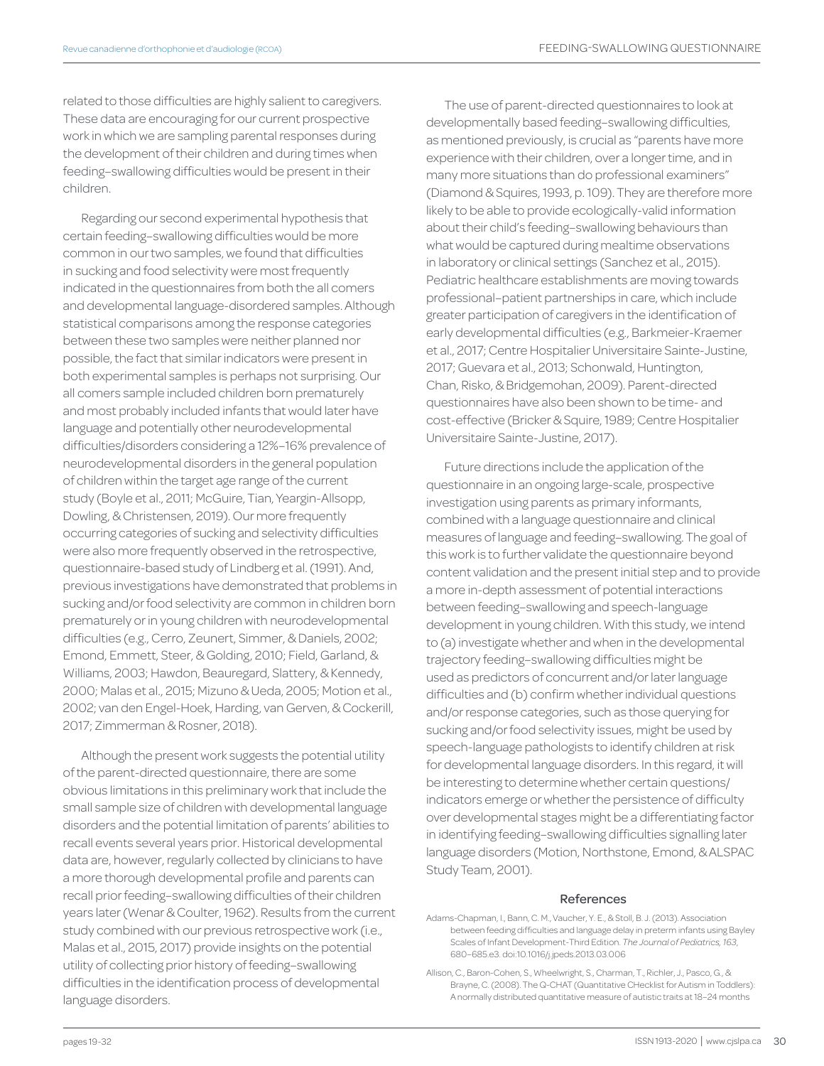related to those difficulties are highly salient to caregivers. These data are encouraging for our current prospective work in which we are sampling parental responses during the development of their children and during times when feeding–swallowing difficulties would be present in their children.

Regarding our second experimental hypothesis that certain feeding–swallowing difficulties would be more common in our two samples, we found that difficulties in sucking and food selectivity were most frequently indicated in the questionnaires from both the all comers and developmental language-disordered samples. Although statistical comparisons among the response categories between these two samples were neither planned nor possible, the fact that similar indicators were present in both experimental samples is perhaps not surprising. Our all comers sample included children born prematurely and most probably included infants that would later have language and potentially other neurodevelopmental difficulties/disorders considering a 12%–16% prevalence of neurodevelopmental disorders in the general population of children within the target age range of the current study (Boyle et al., 2011; McGuire, Tian, Yeargin-Allsopp, Dowling, & Christensen, 2019). Our more frequently occurring categories of sucking and selectivity difficulties were also more frequently observed in the retrospective, questionnaire-based study of Lindberg et al. (1991). And, previous investigations have demonstrated that problems in sucking and/or food selectivity are common in children born prematurely or in young children with neurodevelopmental difficulties (e.g., Cerro, Zeunert, Simmer, & Daniels, 2002; Emond, Emmett, Steer, & Golding, 2010; Field, Garland, & Williams, 2003; Hawdon, Beauregard, Slattery, & Kennedy, 2000; Malas et al., 2015; Mizuno & Ueda, 2005; Motion et al., 2002; van den Engel-Hoek, Harding, van Gerven, & Cockerill, 2017; Zimmerman & Rosner, 2018).

Although the present work suggests the potential utility of the parent-directed questionnaire, there are some obvious limitations in this preliminary work that include the small sample size of children with developmental language disorders and the potential limitation of parents' abilities to recall events several years prior. Historical developmental data are, however, regularly collected by clinicians to have a more thorough developmental profile and parents can recall prior feeding–swallowing difficulties of their children years later (Wenar & Coulter, 1962). Results from the current study combined with our previous retrospective work (i.e., Malas et al., 2015, 2017) provide insights on the potential utility of collecting prior history of feeding–swallowing difficulties in the identification process of developmental language disorders.

The use of parent-directed questionnaires to look at developmentally based feeding–swallowing difficulties, as mentioned previously, is crucial as "parents have more experience with their children, over a longer time, and in many more situations than do professional examiners" (Diamond & Squires, 1993, p. 109). They are therefore more likely to be able to provide ecologically-valid information about their child's feeding–swallowing behaviours than what would be captured during mealtime observations in laboratory or clinical settings (Sanchez et al., 2015). Pediatric healthcare establishments are moving towards professional–patient partnerships in care, which include greater participation of caregivers in the identification of early developmental difficulties (e.g., Barkmeier-Kraemer et al., 2017; Centre Hospitalier Universitaire Sainte-Justine, 2017; Guevara et al., 2013; Schonwald, Huntington, Chan, Risko, & Bridgemohan, 2009). Parent-directed questionnaires have also been shown to be time- and cost-effective (Bricker & Squire, 1989; Centre Hospitalier Universitaire Sainte-Justine, 2017).

Future directions include the application of the questionnaire in an ongoing large-scale, prospective investigation using parents as primary informants, combined with a language questionnaire and clinical measures of language and feeding–swallowing. The goal of this work is to further validate the questionnaire beyond content validation and the present initial step and to provide a more in-depth assessment of potential interactions between feeding–swallowing and speech-language development in young children. With this study, we intend to (a) investigate whether and when in the developmental trajectory feeding–swallowing difficulties might be used as predictors of concurrent and/or later language difficulties and (b) confirm whether individual questions and/or response categories, such as those querying for sucking and/or food selectivity issues, might be used by speech-language pathologists to identify children at risk for developmental language disorders. In this regard, it will be interesting to determine whether certain questions/indicators emerge or whether the persistence of difficulty over developmental stages might be a differentiating factor in identifying feeding–swallowing difficulties signalling later language disorders (Motion, Northstone, Emond, & ALSPAC Study Team, 2001).

## References

Adams-Chapman, I., Bann, C. M., Vaucher, Y. E., & Stoll, B. J. (2013). Association between feeding difficulties and language delay in preterm infants using Bayley Scales of Infant Development-Third Edition. *The Journal of Pediatrics, 163*, 680–685.e3. doi:10.1016/j.jpeds.2013.03.006

Allison, C., Baron-Cohen, S., Wheelwright, S., Charman, T., Richler, J., Pasco, G., & Brayne, C. (2008). The Q-CHAT (Quantitative CHecklist for Autism in Toddlers): A normally distributed quantitative measure of autistic traits at 18–24 months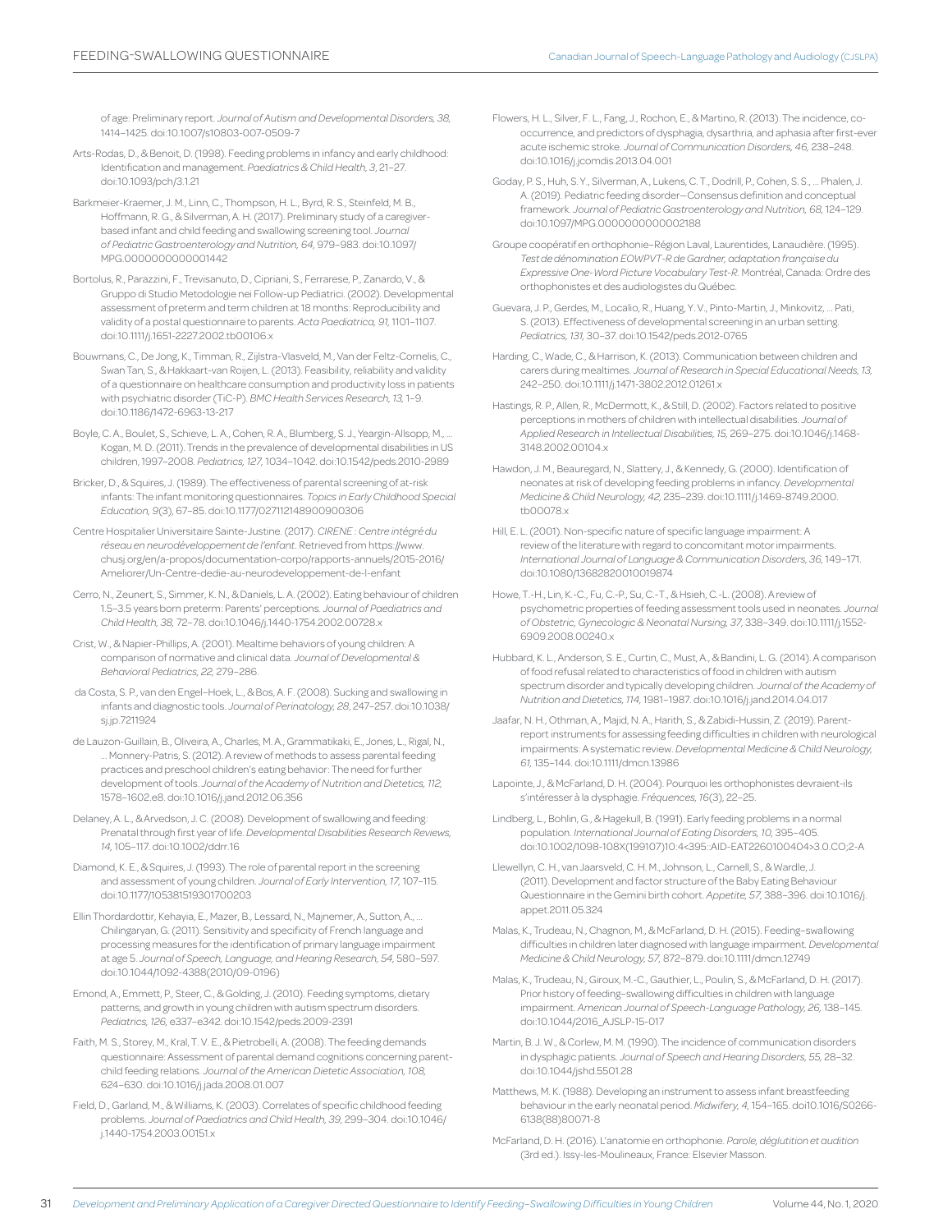of age: Preliminary report. *Journal of Autism and Developmental Disorders, 38,* 1414–1425. doi:10.1007/s10803-007-0509-7

Arts-Rodas, D., & Benoit, D. (1998). Feeding problems in infancy and early childhood: Identification and management. *Paediatrics & Child Health, 3,* 21–27. doi:10.1093/pch/3.1.21

Barkmeier-Kraemer, J. M., Linn, C., Thompson, H. L., Byrd, R. S., Steinfeld, M. B., Hoffmann, R. G., & Silverman, A. H. (2017). Preliminary study of a caregiver-based infant and child feeding and swallowing screening tool. *Journal of Pediatric Gastroenterology and Nutrition, 64,* 979–983. doi:10.1097/MPG.0000000000001442

Bortolus, R., Parazzini, F., Trevisanuto, D., Cipriani, S., Ferrarese, P., Zanardo, V., & Gruppo di Studio Metodologie nei Follow-up Pediatrici. (2002). Developmental assessment of preterm and term children at 18 months: Reproducibility and validity of a postal questionnaire to parents. *Acta Paediatrica, 91,* 1101–1107. doi:10.1111/j.1651-2227.2002.tb00106.x

Bouwmans, C., De Jong, K., Timman, R., Zijlstra-Vlasveld, M., Van der Feltz-Cornelis, C., Swan Tan, S., & Hakkaart-van Roijen, L. (2013). Feasibility, reliability and validity of a questionnaire on healthcare consumption and productivity loss in patients with psychiatric disorder (TiC-P). *BMC Health Services Research, 13,* 1–9. doi:10.1186/1472-6963-13-217

Boyle, C. A., Boulet, S., Schieve, L. A., Cohen, R. A., Blumberg, S. J., Yeargin-Allsopp, M., … Kogan, M. D. (2011). Trends in the prevalence of developmental disabilities in US children, 1997–2008. *Pediatrics, 127,* 1034–1042. doi:10.1542/peds.2010-2989

Bricker, D., & Squires, J. (1989). The effectiveness of parental screening of at-risk infants: The infant monitoring questionnaires. *Topics in Early Childhood Special Education, 9*(3), 67–85. doi:10.1177/027112148900900306

Centre Hospitalier Universitaire Sainte-Justine. (2017). *CIRENE : Centre intégré du réseau en neurodéveloppement de l'enfant*. Retrieved from https://www.chusj.org/en/a-propos/documentation-corpo/rapports-annuels/2015-2016/Ameliorer/Un-Centre-dedie-au-neurodeveloppement-de-l-enfant

Cerro, N., Zeunert, S., Simmer, K. N., & Daniels, L. A. (2002). Eating behaviour of children 1.5–3.5 years born preterm: Parents' perceptions. *Journal of Paediatrics and Child Health, 38,* 72–78. doi:10.1046/j.1440-1754.2002.00728.x

Crist, W., & Napier-Phillips, A. (2001). Mealtime behaviors of young children: A comparison of normative and clinical data. *Journal of Developmental & Behavioral Pediatrics, 22,* 279–286.

da Costa, S. P., van den Engel-Hoek, L., & Bos, A. F. (2008). Sucking and swallowing in infants and diagnostic tools. *Journal of Perinatology, 28,* 247–257. doi:10.1038/sj.jp.7211924

de Lauzon-Guillain, B., Oliveira, A., Charles, M. A., Grammatikaki, E., Jones, L., Rigal, N., … Monnery-Patris, S. (2012). A review of methods to assess parental feeding practices and preschool children's eating behavior: The need for further development of tools. *Journal of the Academy of Nutrition and Dietetics, 112,* 1578–1602.e8. doi:10.1016/j.jand.2012.06.356

Delaney, A. L., & Arvedson, J. C. (2008). Development of swallowing and feeding: Prenatal through first year of life. *Developmental Disabilities Research Reviews, 14,* 105–117. doi:10.1002/ddrr.16

Diamond, K. E., & Squires, J. (1993). The role of parental report in the screening and assessment of young children. *Journal of Early Intervention, 17,* 107–115. doi:10.1177/105381519301700203

Ellin Thordardottir, Kehayia, E., Mazer, B., Lessard, N., Majnemer, A., Sutton, A., … Chilingaryan, G. (2011). Sensitivity and specificity of French language and processing measures for the identification of primary language impairment at age 5. *Journal of Speech, Language, and Hearing Research, 54,* 580–597. doi:10.1044/1092-4388(2010/09-0196)

Emond, A., Emmett, P., Steer, C., & Golding, J. (2010). Feeding symptoms, dietary patterns, and growth in young children with autism spectrum disorders. *Pediatrics, 126,* e337–e342. doi:10.1542/peds.2009-2391

Faith, M. S., Storey, M., Kral, T. V. E., & Pietrobelli, A. (2008). The feeding demands questionnaire: Assessment of parental demand cognitions concerning parent-child feeding relations. *Journal of the American Dietetic Association, 108,* 624–630. doi:10.1016/j.jada.2008.01.007

Field, D., Garland, M., & Williams, K. (2003). Correlates of specific childhood feeding problems. *Journal of Paediatrics and Child Health, 39,* 299–304. doi:10.1046/j.1440-1754.2003.00151.x

Flowers, H. L., Silver, F. L., Fang, J., Rochon, E., & Martino, R. (2013). The incidence, co-occurrence, and predictors of dysphagia, dysarthria, and aphasia after first-ever acute ischemic stroke. *Journal of Communication Disorders, 46,* 238–248. doi:10.1016/j.jcomdis.2013.04.001

Goday, P. S., Huh, S. Y., Silverman, A., Lukens, C. T., Dodrill, P., Cohen, S. S., … Phalen, J. A. (2019). Pediatric feeding disorder—Consensus definition and conceptual framework. *Journal of Pediatric Gastroenterology and Nutrition, 68,* 124–129. doi:10.1097/MPG.0000000000002188

Groupe coopératif en orthophonie–Région Laval, Laurentides, Lanaudière. (1995). *Test de dénomination EOWPVT-R de Gardner, adaptation française du Expressive One-Word Picture Vocabulary Test-R.* Montréal, Canada: Ordre des orthophonistes et des audiologistes du Québec.

Guevara, J. P., Gerdes, M., Localio, R., Huang, Y. V., Pinto-Martin, J., Minkovitz, … Pati, S. (2013). Effectiveness of developmental screening in an urban setting. *Pediatrics, 131,* 30–37. doi:10.1542/peds.2012-0765

Harding, C., Wade, C., & Harrison, K. (2013). Communication between children and carers during mealtimes. *Journal of Research in Special Educational Needs, 13,* 242–250. doi:10.1111/j.1471-3802.2012.01261.x

Hastings, R. P., Allen, R., McDermott, K., & Still, D. (2002). Factors related to positive perceptions in mothers of children with intellectual disabilities. *Journal of Applied Research in Intellectual Disabilities, 15,* 269–275. doi:10.1046/j.1468-3148.2002.00104.x

Hawdon, J. M., Beauregard, N., Slattery, J., & Kennedy, G. (2000). Identification of neonates at risk of developing feeding problems in infancy. *Developmental Medicine & Child Neurology, 42,* 235–239. doi:10.1111/j.1469-8749.2000.tb00078.x

Hill, E. L. (2001). Non-specific nature of specific language impairment: A review of the literature with regard to concomitant motor impairments. *International Journal of Language & Communication Disorders, 36,* 149–171. doi:10.1080/13682820010019874

Howe, T.-H., Lin, K.-C., Fu, C.-P., Su, C.-T., & Hsieh, C.-L. (2008). A review of psychometric properties of feeding assessment tools used in neonates. *Journal of Obstetric, Gynecologic & Neonatal Nursing, 37,* 338–349. doi:10.1111/j.1552-6909.2008.00240.x

Hubbard, K. L., Anderson, S. E., Curtin, C., Must, A., & Bandini, L. G. (2014). A comparison of food refusal related to characteristics of food in children with autism spectrum disorder and typically developing children. *Journal of the Academy of Nutrition and Dietetics, 114,* 1981–1987. doi:10.1016/j.jand.2014.04.017

Jaafar, N. H., Othman, A., Majid, N. A., Harith, S., & Zabidi-Hussin, Z. (2019). Parent-report instruments for assessing feeding difficulties in children with neurological impairments: A systematic review. *Developmental Medicine & Child Neurology, 61,* 135–144. doi:10.1111/dmcn.13986

Lapointe, J., & McFarland, D. H. (2004). Pourquoi les orthophonistes devraient-ils s'intéresser à la dysphagie. *Fréquences, 16*(3), 22–25.

Lindberg, L., Bohlin, G., & Hagekull, B. (1991). Early feeding problems in a normal population. *International Journal of Eating Disorders, 10,* 395–405. doi:10.1002/1098-108X(199107)10:4<395::AID-EAT2260100404>3.0.CO;2-A

Llewellyn, C. H., van Jaarsveld, C. H. M., Johnson, L., Carnell, S., & Wardle, J. (2011). Development and factor structure of the Baby Eating Behaviour Questionnaire in the Gemini birth cohort. *Appetite, 57,* 388–396. doi:10.1016/j.appet.2011.05.324

Malas, K., Trudeau, N., Chagnon, M., & McFarland, D. H. (2015). Feeding–swallowing difficulties in children later diagnosed with language impairment. *Developmental Medicine & Child Neurology, 57,* 872–879. doi:10.1111/dmcn.12749

Malas, K., Trudeau, N., Giroux, M.-C., Gauthier, L., Poulin, S., & McFarland, D. H. (2017). Prior history of feeding–swallowing difficulties in children with language impairment. *American Journal of Speech-Language Pathology, 26,* 138–145. doi:10.1044/2016_AJSLP-15-017

Martin, B. J. W., & Corlew, M. M. (1990). The incidence of communication disorders in dysphagic patients. *Journal of Speech and Hearing Disorders, 55,* 28–32. doi:10.1044/jshd.5501.28

Matthews, M. K. (1988). Developing an instrument to assess infant breastfeeding behaviour in the early neonatal period. *Midwifery, 4,* 154–165. doi10.1016/S0266-6138(88)80071-8

McFarland, D. H. (2016). L'anatomie en orthophonie. *Parole, déglutition et audition* (3rd ed.). Issy-les-Moulineaux, France: Elsevier Masson.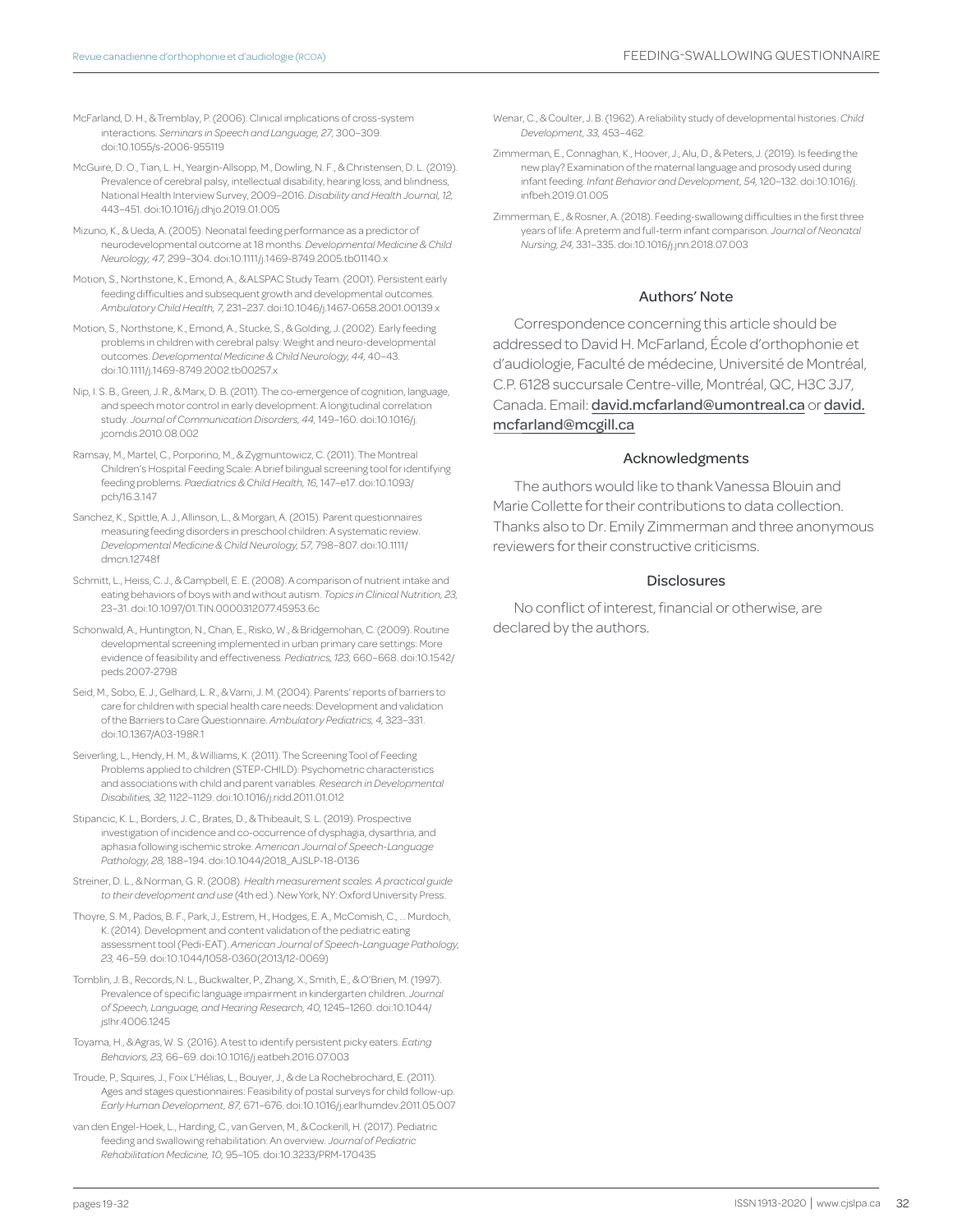McFarland, D. H., & Tremblay, P. (2006). Clinical implications of cross-system interactions. *Seminars in Speech and Language, 27,* 300–309. doi:10.1055/s-2006-955119

McGuire, D. O., Tian, L. H., Yeargin-Allsopp, M., Dowling, N. F., & Christensen, D. L. (2019). Prevalence of cerebral palsy, intellectual disability, hearing loss, and blindness, National Health Interview Survey, 2009–2016. *Disability and Health Journal, 12,* 443–451. doi:10.1016/j.dhjo.2019.01.005

Mizuno, K., & Ueda, A. (2005). Neonatal feeding performance as a predictor of neurodevelopmental outcome at 18 months. *Developmental Medicine & Child Neurology, 47,* 299–304. doi:10.1111/j.1469-8749.2005.tb01140.x

Motion, S., Northstone, K., Emond, A., & ALSPAC Study Team. (2001). Persistent early feeding difficulties and subsequent growth and developmental outcomes. *Ambulatory Child Health, 7,* 231–237. doi:10.1046/j.1467-0658.2001.00139.x

Motion, S., Northstone, K., Emond, A., Stucke, S., & Golding, J. (2002). Early feeding problems in children with cerebral palsy: Weight and neuro-developmental outcomes. *Developmental Medicine & Child Neurology, 44,* 40–43. doi:10.1111/j.1469-8749.2002.tb00257.x

Nip, I. S. B., Green, J. R., & Marx, D. B. (2011). The co-emergence of cognition, language, and speech motor control in early development: A longitudinal correlation study. *Journal of Communication Disorders, 44,* 149–160. doi:10.1016/j.jcomdis.2010.08.002

Ramsay, M., Martel, C., Porporino, M., & Zygmuntowicz, C. (2011). The Montreal Children's Hospital Feeding Scale: A brief bilingual screening tool for identifying feeding problems. *Paediatrics & Child Health, 16,* 147–e17. doi:10.1093/pch/16.3.147

Sanchez, K., Spittle, A. J., Allinson, L., & Morgan, A. (2015). Parent questionnaires measuring feeding disorders in preschool children: A systematic review. *Developmental Medicine & Child Neurology, 57,* 798–807. doi:10.1111/dmcn.12748f

Schmitt, L., Heiss, C. J., & Campbell, E. E. (2008). A comparison of nutrient intake and eating behaviors of boys with and without autism. *Topics in Clinical Nutrition, 23,* 23–31. doi:10.1097/01.TIN.0000312077.45953.6c

Schonwald, A., Huntington, N., Chan, E., Risko, W., & Bridgemohan, C. (2009). Routine developmental screening implemented in urban primary care settings: More evidence of feasibility and effectiveness. *Pediatrics, 123,* 660–668. doi:10.1542/peds.2007-2798

Seid, M., Sobo, E. J., Gelhard, L. R., & Varni, J. M. (2004). Parents' reports of barriers to care for children with special health care needs: Development and validation of the Barriers to Care Questionnaire. *Ambulatory Pediatrics, 4,* 323–331. doi:10.1367/A03-198R.1

Seiverling, L., Hendy, H. M., & Williams, K. (2011). The Screening Tool of Feeding Problems applied to children (STEP-CHILD): Psychometric characteristics and associations with child and parent variables. *Research in Developmental Disabilities, 32,* 1122–1129. doi:10.1016/j.ridd.2011.01.012

Stipancic, K. L., Borders, J. C., Brates, D., & Thibeault, S. L. (2019). Prospective investigation of incidence and co-occurrence of dysphagia, dysarthria, and aphasia following ischemic stroke. *American Journal of Speech-Language Pathology, 28,* 188–194. doi:10.1044/2018_AJSLP-18-0136

Streiner, D. L., & Norman, G. R. (2008). *Health measurement scales. A practical guide to their development and use* (4th ed.). New York, NY: Oxford University Press.

Thoyre, S. M., Pados, B. F., Park, J., Estrem, H., Hodges, E. A., McComish, C., ... Murdoch, K. (2014). Development and content validation of the pediatric eating assessment tool (Pedi-EAT). *American Journal of Speech-Language Pathology, 23,* 46–59. doi:10.1044/1058-0360(2013/12-0069)

Tomblin, J. B., Records, N. L., Buckwalter, P., Zhang, X., Smith, E., & O'Brien, M. (1997). Prevalence of specific language impairment in kindergarten children. *Journal of Speech, Language, and Hearing Research, 40,* 1245–1260. doi:10.1044/jslhr.4006.1245

Toyama, H., & Agras, W. S. (2016). A test to identify persistent picky eaters. *Eating Behaviors, 23,* 66–69. doi:10.1016/j.eatbeh.2016.07.003

Troude, P., Squires, J., Foix L'Hélias, L., Bouyer, J., & de La Rochebrochard, E. (2011). Ages and stages questionnaires: Feasibility of postal surveys for child follow-up. *Early Human Development, 87,* 671–676. doi:10.1016/j.earlhumdev.2011.05.007

van den Engel-Hoek, L., Harding, C., van Gerven, M., & Cockerill, H. (2017). Pediatric feeding and swallowing rehabilitation: An overview. *Journal of Pediatric Rehabilitation Medicine, 10,* 95–105. doi:10.3233/PRM-170435

Wenar, C., & Coulter, J. B. (1962). A reliability study of developmental histories. *Child Development, 33,* 453–462.

Zimmerman, E., Connaghan, K., Hoover, J., Alu, D., & Peters, J. (2019). Is feeding the new play? Examination of the maternal language and prosody used during infant feeding. *Infant Behavior and Development, 54,* 120–132. doi:10.1016/j.infbeh.2019.01.005

Zimmerman, E., & Rosner, A. (2018). Feeding-swallowing difficulties in the first three years of life: A preterm and full-term infant comparison. *Journal of Neonatal Nursing, 24,* 331–335. doi:10.1016/j.jnn.2018.07.003

## Authors' Note

Correspondence concerning this article should be addressed to David H. McFarland, École d'orthophonie et d'audiologie, Faculté de médecine, Université de Montréal, C.P. 6128 succursale Centre-ville, Montréal, QC, H3C 3J7, Canada. Email: david.mcfarland@umontreal.ca or david.mcfarland@mcgill.ca

## Acknowledgments

The authors would like to thank Vanessa Blouin and Marie Collette for their contributions to data collection. Thanks also to Dr. Emily Zimmerman and three anonymous reviewers for their constructive criticisms.

## Disclosures

No conflict of interest, financial or otherwise, are declared by the authors.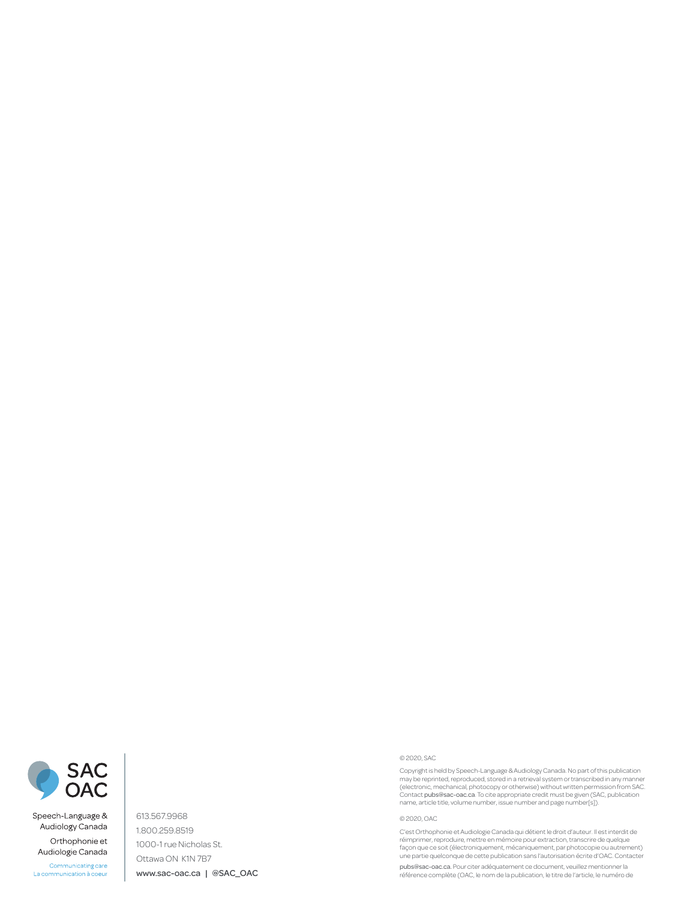SAC
OAC

Speech-Language & Audiology Canada

Orthophonie et Audiologie Canada

Communicating care
La communication à coeur

613.567.9968
1.800.259.8519
1000-1 rue Nicholas St.
Ottawa ON K1N 7B7
www.sac-oac.ca | @SAC_OAC

© 2020, SAC

Copyright is held by Speech-Language & Audiology Canada. No part of this publication may be reprinted, reproduced, stored in a retrieval system or transcribed in any manner (electronic, mechanical, photocopy or otherwise) without written permission from SAC. Contact pubs@sac-oac.ca. To cite appropriate credit must be given (SAC, publication name, article title, volume number, issue number and page number[s]).

© 2020, OAC

C'est Orthophonie et Audiologie Canada qui détient le droit d'auteur. Il est interdit de réimprimer, reproduire, mettre en mémoire pour extraction, transcrire de quelque façon que ce soit (électroniquement, mécaniquement, par photocopie ou autrement) une partie quelconque de cette publication sans l'autorisation écrite d'OAC. Contacter pubs@sac-oac.ca. Pour citer adéquatement ce document, veuillez mentionner la référence complète (OAC, le nom de la publication, le titre de l'article, le numéro de